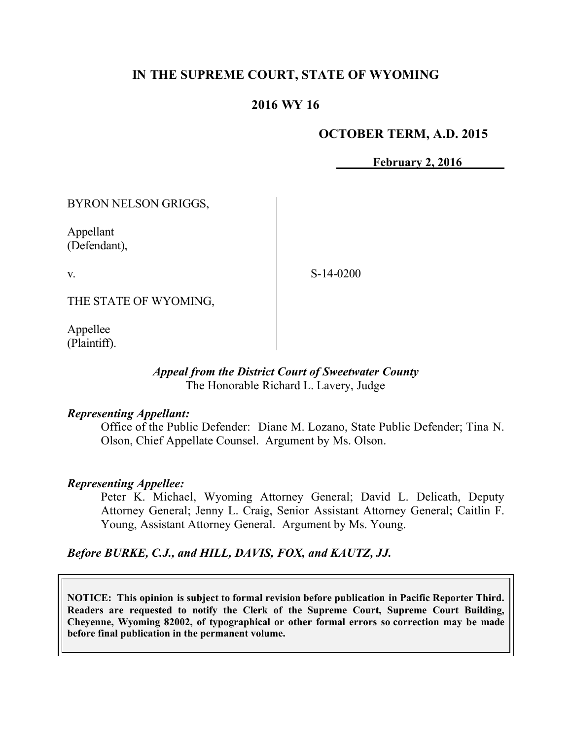**IN THE SUPREME COURT, STATE OF WYOMING**

**2016 WY 16**

**OCTOBER TERM, A.D. 2015**

**February 2, 2016**

BYRON NELSON GRIGGS,

Appellant
(Defendant),

v.

S-14-0200

THE STATE OF WYOMING,

Appellee
(Plaintiff).

***Appeal from the District Court of Sweetwater County***
The Honorable Richard L. Lavery, Judge

***Representing Appellant:***
Office of the Public Defender: Diane M. Lozano, State Public Defender; Tina N. Olson, Chief Appellate Counsel. Argument by Ms. Olson.

***Representing Appellee:***
Peter K. Michael, Wyoming Attorney General; David L. Delicath, Deputy Attorney General; Jenny L. Craig, Senior Assistant Attorney General; Caitlin F. Young, Assistant Attorney General. Argument by Ms. Young.

***Before BURKE, C.J., and HILL, DAVIS, FOX, and KAUTZ, JJ.***

**NOTICE: This opinion is subject to formal revision before publication in Pacific Reporter Third. Readers are requested to notify the Clerk of the Supreme Court, Supreme Court Building, Cheyenne, Wyoming 82002, of typographical or other formal errors so correction may be made before final publication in the permanent volume.**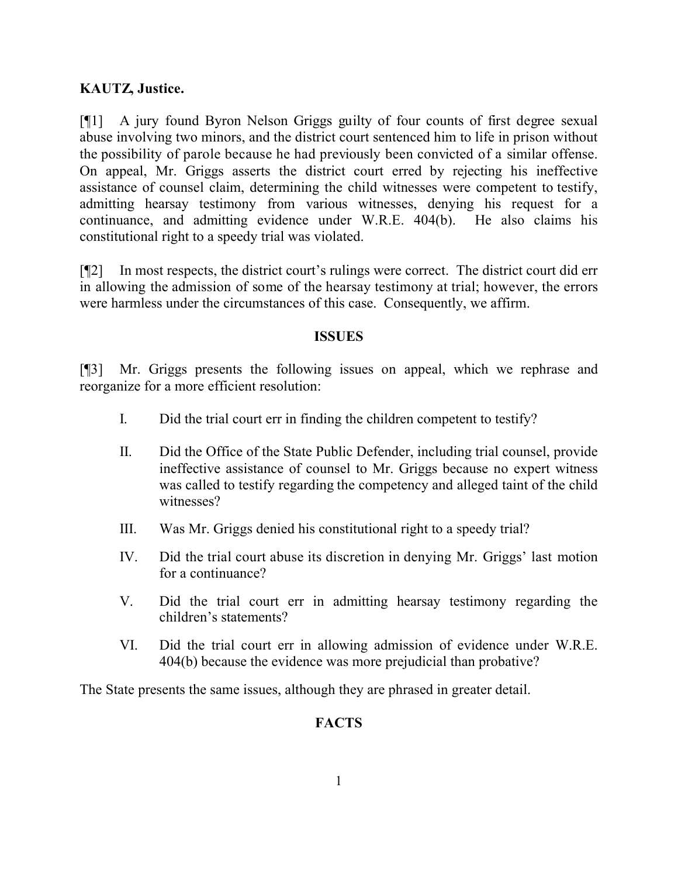**KAUTZ, Justice.**

[¶1] A jury found Byron Nelson Griggs guilty of four counts of first degree sexual abuse involving two minors, and the district court sentenced him to life in prison without the possibility of parole because he had previously been convicted of a similar offense. On appeal, Mr. Griggs asserts the district court erred by rejecting his ineffective assistance of counsel claim, determining the child witnesses were competent to testify, admitting hearsay testimony from various witnesses, denying his request for a continuance, and admitting evidence under W.R.E. 404(b). He also claims his constitutional right to a speedy trial was violated.

[¶2] In most respects, the district court's rulings were correct. The district court did err in allowing the admission of some of the hearsay testimony at trial; however, the errors were harmless under the circumstances of this case. Consequently, we affirm.

## ISSUES

[¶3] Mr. Griggs presents the following issues on appeal, which we rephrase and reorganize for a more efficient resolution:

I. Did the trial court err in finding the children competent to testify?

II. Did the Office of the State Public Defender, including trial counsel, provide ineffective assistance of counsel to Mr. Griggs because no expert witness was called to testify regarding the competency and alleged taint of the child witnesses?

III. Was Mr. Griggs denied his constitutional right to a speedy trial?

IV. Did the trial court abuse its discretion in denying Mr. Griggs' last motion for a continuance?

V. Did the trial court err in admitting hearsay testimony regarding the children's statements?

VI. Did the trial court err in allowing admission of evidence under W.R.E. 404(b) because the evidence was more prejudicial than probative?

The State presents the same issues, although they are phrased in greater detail.

## FACTS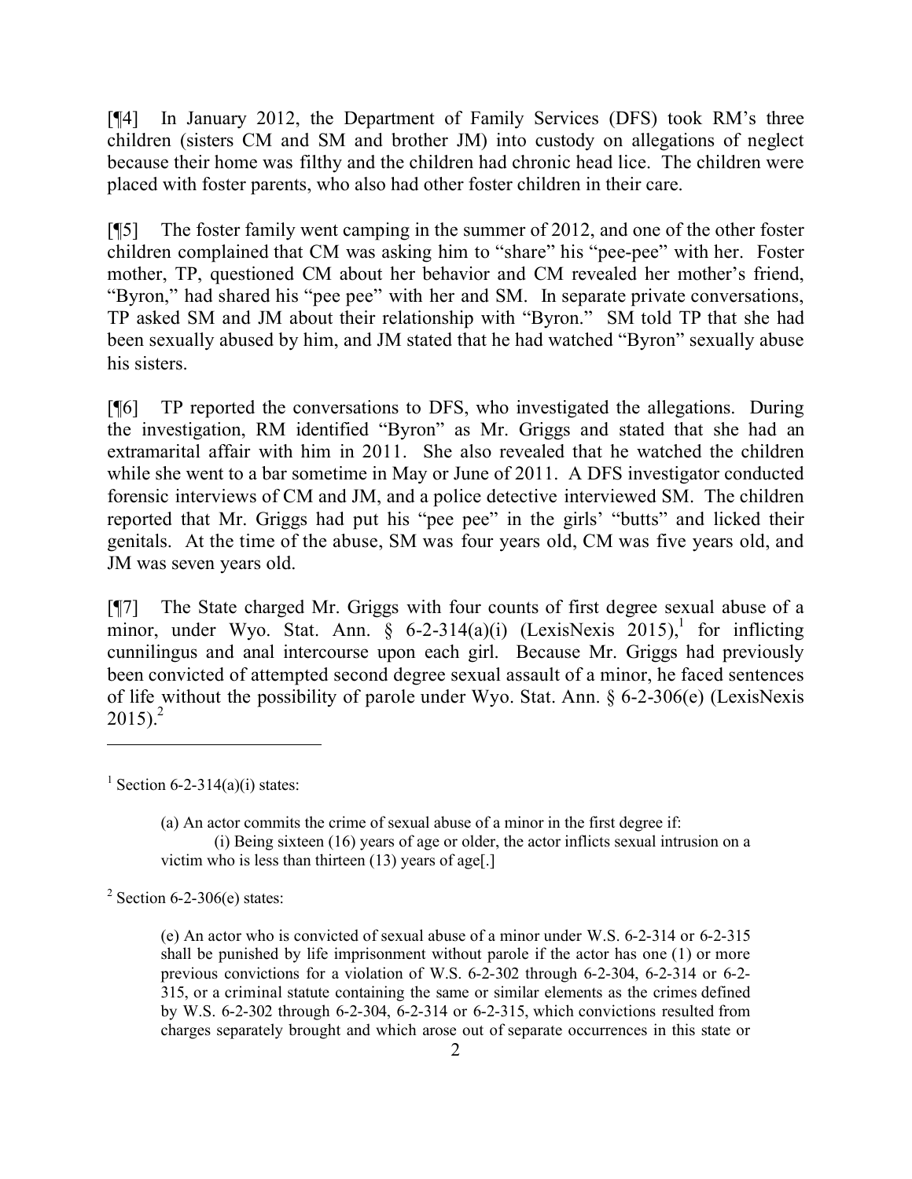[¶4] In January 2012, the Department of Family Services (DFS) took RM's three children (sisters CM and SM and brother JM) into custody on allegations of neglect because their home was filthy and the children had chronic head lice. The children were placed with foster parents, who also had other foster children in their care.

[¶5] The foster family went camping in the summer of 2012, and one of the other foster children complained that CM was asking him to "share" his "pee-pee" with her. Foster mother, TP, questioned CM about her behavior and CM revealed her mother's friend, "Byron," had shared his "pee pee" with her and SM. In separate private conversations, TP asked SM and JM about their relationship with "Byron." SM told TP that she had been sexually abused by him, and JM stated that he had watched "Byron" sexually abuse his sisters.

[¶6] TP reported the conversations to DFS, who investigated the allegations. During the investigation, RM identified "Byron" as Mr. Griggs and stated that she had an extramarital affair with him in 2011. She also revealed that he watched the children while she went to a bar sometime in May or June of 2011. A DFS investigator conducted forensic interviews of CM and JM, and a police detective interviewed SM. The children reported that Mr. Griggs had put his "pee pee" in the girls' "butts" and licked their genitals. At the time of the abuse, SM was four years old, CM was five years old, and JM was seven years old.

[¶7] The State charged Mr. Griggs with four counts of first degree sexual abuse of a minor, under Wyo. Stat. Ann. § 6-2-314(a)(i) (LexisNexis 2015),[1] for inflicting cunnilingus and anal intercourse upon each girl. Because Mr. Griggs had previously been convicted of attempted second degree sexual assault of a minor, he faced sentences of life without the possibility of parole under Wyo. Stat. Ann. § 6-2-306(e) (LexisNexis 2015).[2]

---

[1] Section 6-2-314(a)(i) states:

> (a) An actor commits the crime of sexual abuse of a minor in the first degree if:
>
> (i) Being sixteen (16) years of age or older, the actor inflicts sexual intrusion on a victim who is less than thirteen (13) years of age[.]

[2] Section 6-2-306(e) states:

> (e) An actor who is convicted of sexual abuse of a minor under W.S. 6-2-314 or 6-2-315 shall be punished by life imprisonment without parole if the actor has one (1) or more previous convictions for a violation of W.S. 6-2-302 through 6-2-304, 6-2-314 or 6-2-315, or a criminal statute containing the same or similar elements as the crimes defined by W.S. 6-2-302 through 6-2-304, 6-2-314 or 6-2-315, which convictions resulted from charges separately brought and which arose out of separate occurrences in this state or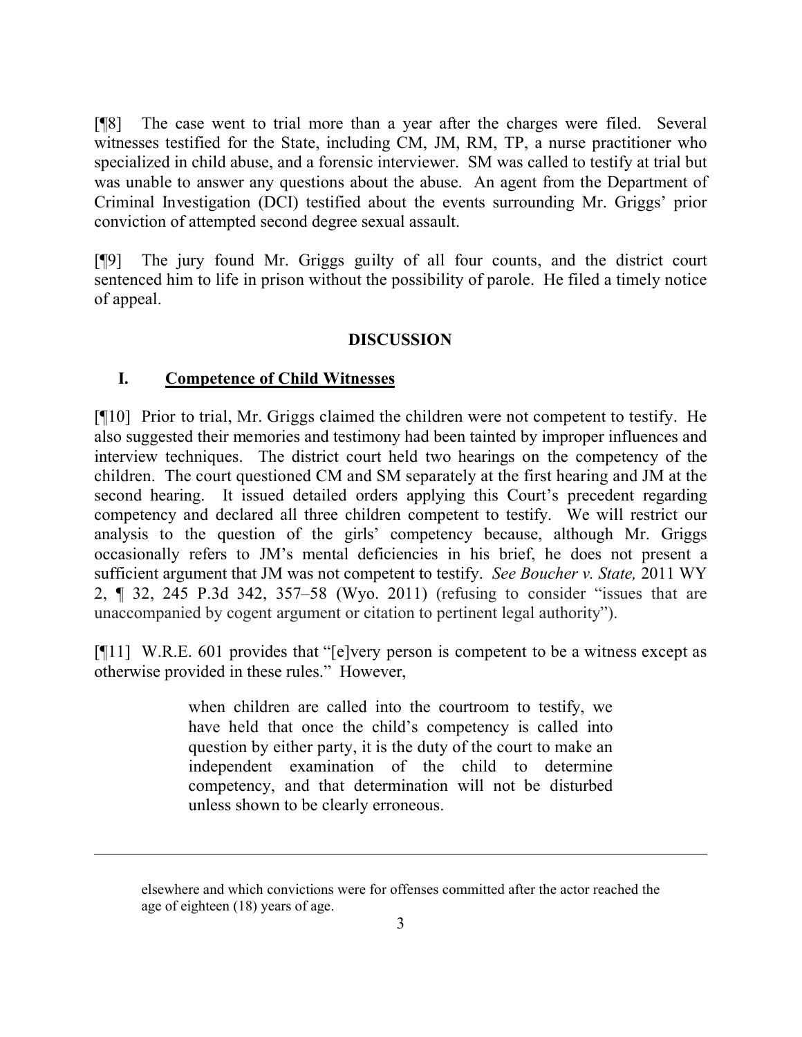[¶8] The case went to trial more than a year after the charges were filed. Several witnesses testified for the State, including CM, JM, RM, TP, a nurse practitioner who specialized in child abuse, and a forensic interviewer. SM was called to testify at trial but was unable to answer any questions about the abuse. An agent from the Department of Criminal Investigation (DCI) testified about the events surrounding Mr. Griggs' prior conviction of attempted second degree sexual assault.

[¶9] The jury found Mr. Griggs guilty of all four counts, and the district court sentenced him to life in prison without the possibility of parole. He filed a timely notice of appeal.

## DISCUSSION

### I. Competence of Child Witnesses

[¶10] Prior to trial, Mr. Griggs claimed the children were not competent to testify. He also suggested their memories and testimony had been tainted by improper influences and interview techniques. The district court held two hearings on the competency of the children. The court questioned CM and SM separately at the first hearing and JM at the second hearing. It issued detailed orders applying this Court's precedent regarding competency and declared all three children competent to testify. We will restrict our analysis to the question of the girls' competency because, although Mr. Griggs occasionally refers to JM's mental deficiencies in his brief, he does not present a sufficient argument that JM was not competent to testify. *See Boucher v. State,* 2011 WY 2, ¶ 32, 245 P.3d 342, 357–58 (Wyo. 2011) (refusing to consider "issues that are unaccompanied by cogent argument or citation to pertinent legal authority").

[¶11] W.R.E. 601 provides that "[e]very person is competent to be a witness except as otherwise provided in these rules." However,

> when children are called into the courtroom to testify, we have held that once the child's competency is called into question by either party, it is the duty of the court to make an independent examination of the child to determine competency, and that determination will not be disturbed unless shown to be clearly erroneous.

---

elsewhere and which convictions were for offenses committed after the actor reached the age of eighteen (18) years of age.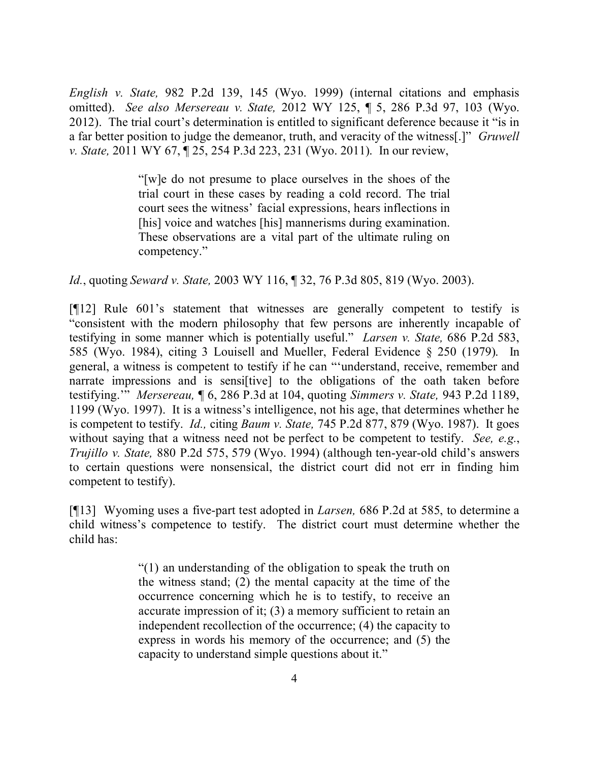*English v. State,* 982 P.2d 139, 145 (Wyo. 1999) (internal citations and emphasis omitted). *See also Mersereau v. State,* 2012 WY 125, ¶ 5, 286 P.3d 97, 103 (Wyo. 2012). The trial court's determination is entitled to significant deference because it "is in a far better position to judge the demeanor, truth, and veracity of the witness[.]" *Gruwell v. State,* 2011 WY 67, ¶ 25, 254 P.3d 223, 231 (Wyo. 2011). In our review,

> "[w]e do not presume to place ourselves in the shoes of the trial court in these cases by reading a cold record. The trial court sees the witness' facial expressions, hears inflections in [his] voice and watches [his] mannerisms during examination. These observations are a vital part of the ultimate ruling on competency."

*Id.*, quoting *Seward v. State,* 2003 WY 116, ¶ 32, 76 P.3d 805, 819 (Wyo. 2003).

[¶12] Rule 601's statement that witnesses are generally competent to testify is "consistent with the modern philosophy that few persons are inherently incapable of testifying in some manner which is potentially useful." *Larsen v. State,* 686 P.2d 583, 585 (Wyo. 1984), citing 3 Louisell and Mueller, Federal Evidence § 250 (1979). In general, a witness is competent to testify if he can "'understand, receive, remember and narrate impressions and is sensi[tive] to the obligations of the oath taken before testifying.'" *Mersereau,* ¶ 6, 286 P.3d at 104, quoting *Simmers v. State,* 943 P.2d 1189, 1199 (Wyo. 1997). It is a witness's intelligence, not his age, that determines whether he is competent to testify. *Id.,* citing *Baum v. State,* 745 P.2d 877, 879 (Wyo. 1987). It goes without saying that a witness need not be perfect to be competent to testify. *See, e.g.*, *Trujillo v. State,* 880 P.2d 575, 579 (Wyo. 1994) (although ten-year-old child's answers to certain questions were nonsensical, the district court did not err in finding him competent to testify).

[¶13] Wyoming uses a five-part test adopted in *Larsen,* 686 P.2d at 585, to determine a child witness's competence to testify. The district court must determine whether the child has:

> "(1) an understanding of the obligation to speak the truth on the witness stand; (2) the mental capacity at the time of the occurrence concerning which he is to testify, to receive an accurate impression of it; (3) a memory sufficient to retain an independent recollection of the occurrence; (4) the capacity to express in words his memory of the occurrence; and (5) the capacity to understand simple questions about it."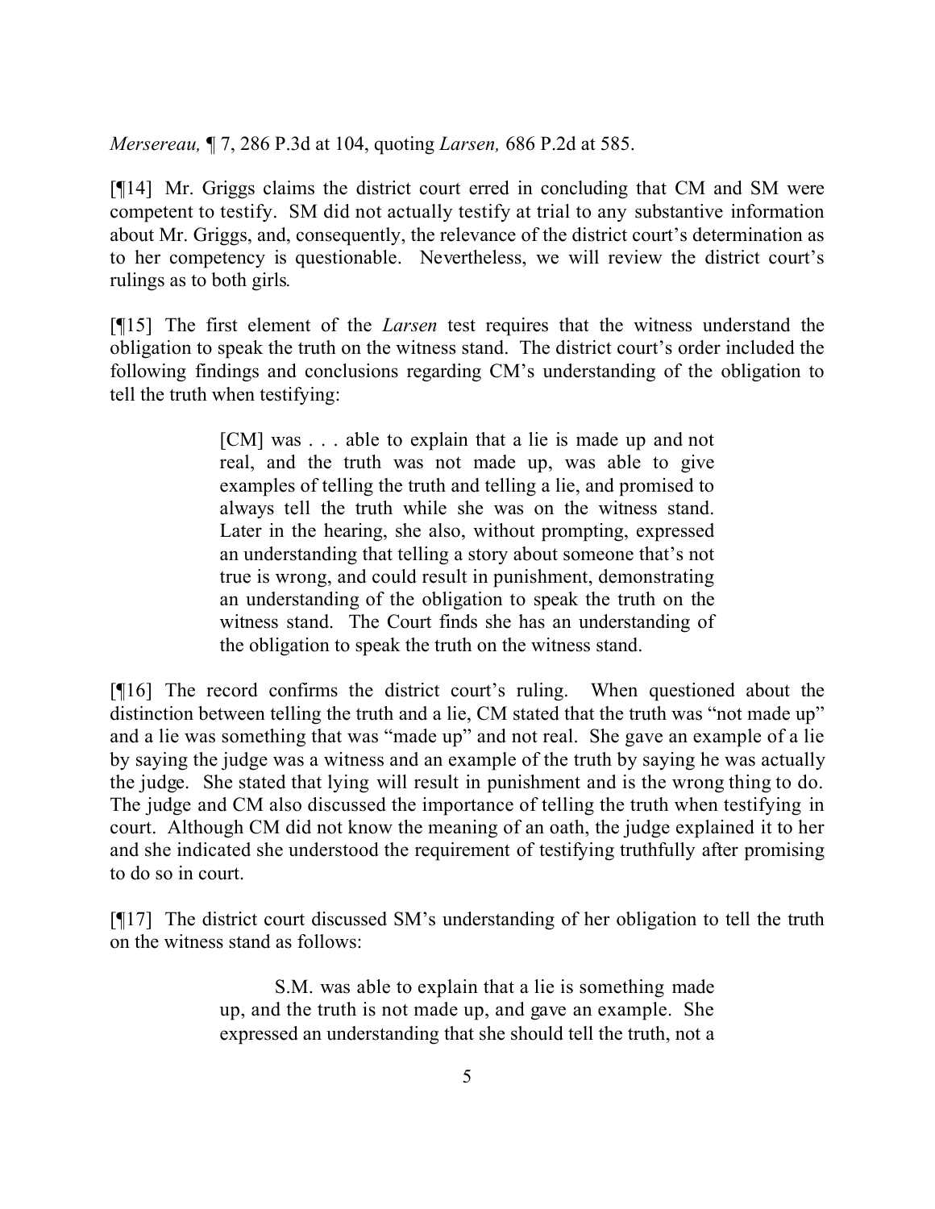*Mersereau,* ¶ 7, 286 P.3d at 104, quoting *Larsen,* 686 P.2d at 585.

[¶14] Mr. Griggs claims the district court erred in concluding that CM and SM were competent to testify. SM did not actually testify at trial to any substantive information about Mr. Griggs, and, consequently, the relevance of the district court's determination as to her competency is questionable. Nevertheless, we will review the district court's rulings as to both girls.

[¶15] The first element of the *Larsen* test requires that the witness understand the obligation to speak the truth on the witness stand. The district court's order included the following findings and conclusions regarding CM's understanding of the obligation to tell the truth when testifying:

> [CM] was . . . able to explain that a lie is made up and not real, and the truth was not made up, was able to give examples of telling the truth and telling a lie, and promised to always tell the truth while she was on the witness stand. Later in the hearing, she also, without prompting, expressed an understanding that telling a story about someone that's not true is wrong, and could result in punishment, demonstrating an understanding of the obligation to speak the truth on the witness stand. The Court finds she has an understanding of the obligation to speak the truth on the witness stand.

[¶16] The record confirms the district court's ruling. When questioned about the distinction between telling the truth and a lie, CM stated that the truth was "not made up" and a lie was something that was "made up" and not real. She gave an example of a lie by saying the judge was a witness and an example of the truth by saying he was actually the judge. She stated that lying will result in punishment and is the wrong thing to do. The judge and CM also discussed the importance of telling the truth when testifying in court. Although CM did not know the meaning of an oath, the judge explained it to her and she indicated she understood the requirement of testifying truthfully after promising to do so in court.

[¶17] The district court discussed SM's understanding of her obligation to tell the truth on the witness stand as follows:

> S.M. was able to explain that a lie is something made up, and the truth is not made up, and gave an example. She expressed an understanding that she should tell the truth, not a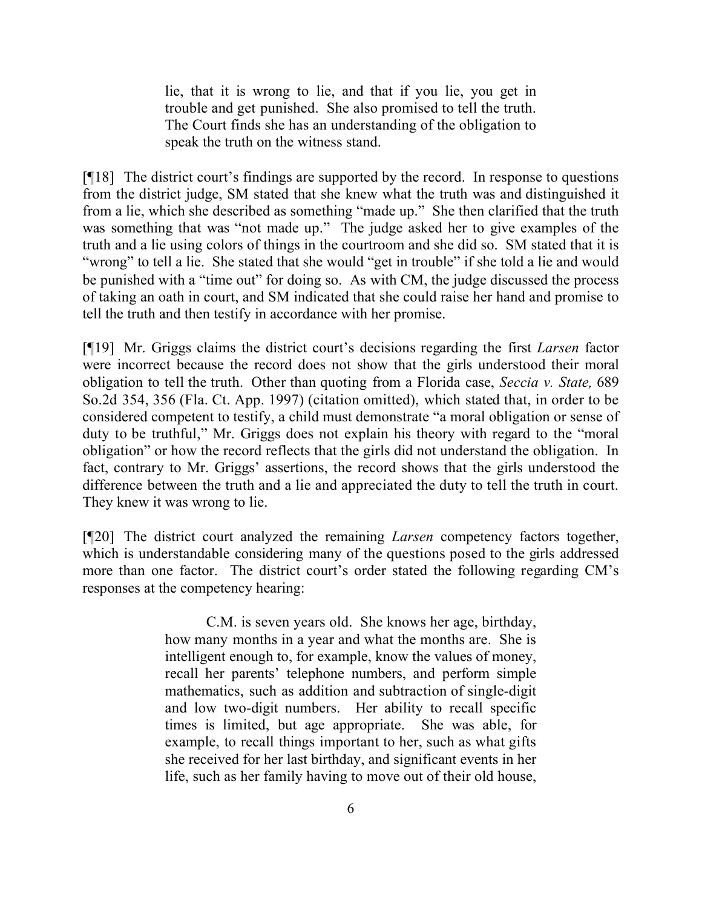> lie, that it is wrong to lie, and that if you lie, you get in trouble and get punished. She also promised to tell the truth. The Court finds she has an understanding of the obligation to speak the truth on the witness stand.

[¶18] The district court's findings are supported by the record. In response to questions from the district judge, SM stated that she knew what the truth was and distinguished it from a lie, which she described as something "made up." She then clarified that the truth was something that was "not made up." The judge asked her to give examples of the truth and a lie using colors of things in the courtroom and she did so. SM stated that it is "wrong" to tell a lie. She stated that she would "get in trouble" if she told a lie and would be punished with a "time out" for doing so. As with CM, the judge discussed the process of taking an oath in court, and SM indicated that she could raise her hand and promise to tell the truth and then testify in accordance with her promise.

[¶19] Mr. Griggs claims the district court's decisions regarding the first *Larsen* factor were incorrect because the record does not show that the girls understood their moral obligation to tell the truth. Other than quoting from a Florida case, *Seccia v. State,* 689 So.2d 354, 356 (Fla. Ct. App. 1997) (citation omitted), which stated that, in order to be considered competent to testify, a child must demonstrate "a moral obligation or sense of duty to be truthful," Mr. Griggs does not explain his theory with regard to the "moral obligation" or how the record reflects that the girls did not understand the obligation. In fact, contrary to Mr. Griggs' assertions, the record shows that the girls understood the difference between the truth and a lie and appreciated the duty to tell the truth in court. They knew it was wrong to lie.

[¶20] The district court analyzed the remaining *Larsen* competency factors together, which is understandable considering many of the questions posed to the girls addressed more than one factor. The district court's order stated the following regarding CM's responses at the competency hearing:

> C.M. is seven years old. She knows her age, birthday, how many months in a year and what the months are. She is intelligent enough to, for example, know the values of money, recall her parents' telephone numbers, and perform simple mathematics, such as addition and subtraction of single-digit and low two-digit numbers. Her ability to recall specific times is limited, but age appropriate. She was able, for example, to recall things important to her, such as what gifts she received for her last birthday, and significant events in her life, such as her family having to move out of their old house,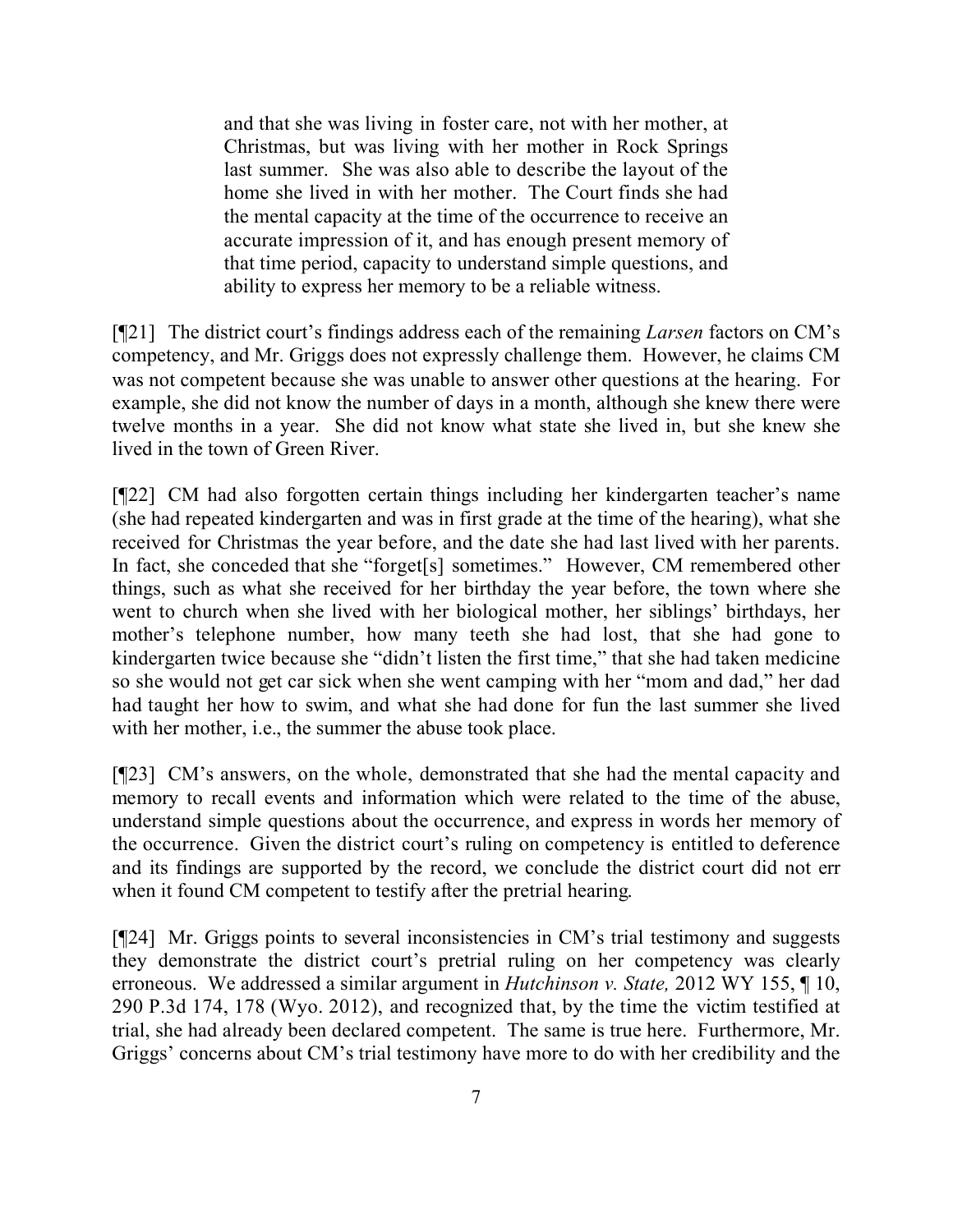> and that she was living in foster care, not with her mother, at Christmas, but was living with her mother in Rock Springs last summer. She was also able to describe the layout of the home she lived in with her mother. The Court finds she had the mental capacity at the time of the occurrence to receive an accurate impression of it, and has enough present memory of that time period, capacity to understand simple questions, and ability to express her memory to be a reliable witness.

[¶21] The district court's findings address each of the remaining *Larsen* factors on CM's competency, and Mr. Griggs does not expressly challenge them. However, he claims CM was not competent because she was unable to answer other questions at the hearing. For example, she did not know the number of days in a month, although she knew there were twelve months in a year. She did not know what state she lived in, but she knew she lived in the town of Green River.

[¶22] CM had also forgotten certain things including her kindergarten teacher's name (she had repeated kindergarten and was in first grade at the time of the hearing), what she received for Christmas the year before, and the date she had last lived with her parents. In fact, she conceded that she "forget[s] sometimes." However, CM remembered other things, such as what she received for her birthday the year before, the town where she went to church when she lived with her biological mother, her siblings' birthdays, her mother's telephone number, how many teeth she had lost, that she had gone to kindergarten twice because she "didn't listen the first time," that she had taken medicine so she would not get car sick when she went camping with her "mom and dad," her dad had taught her how to swim, and what she had done for fun the last summer she lived with her mother, i.e., the summer the abuse took place.

[¶23] CM's answers, on the whole, demonstrated that she had the mental capacity and memory to recall events and information which were related to the time of the abuse, understand simple questions about the occurrence, and express in words her memory of the occurrence. Given the district court's ruling on competency is entitled to deference and its findings are supported by the record, we conclude the district court did not err when it found CM competent to testify after the pretrial hearing.

[¶24] Mr. Griggs points to several inconsistencies in CM's trial testimony and suggests they demonstrate the district court's pretrial ruling on her competency was clearly erroneous. We addressed a similar argument in *Hutchinson v. State,* 2012 WY 155, ¶ 10, 290 P.3d 174, 178 (Wyo. 2012), and recognized that, by the time the victim testified at trial, she had already been declared competent. The same is true here. Furthermore, Mr. Griggs' concerns about CM's trial testimony have more to do with her credibility and the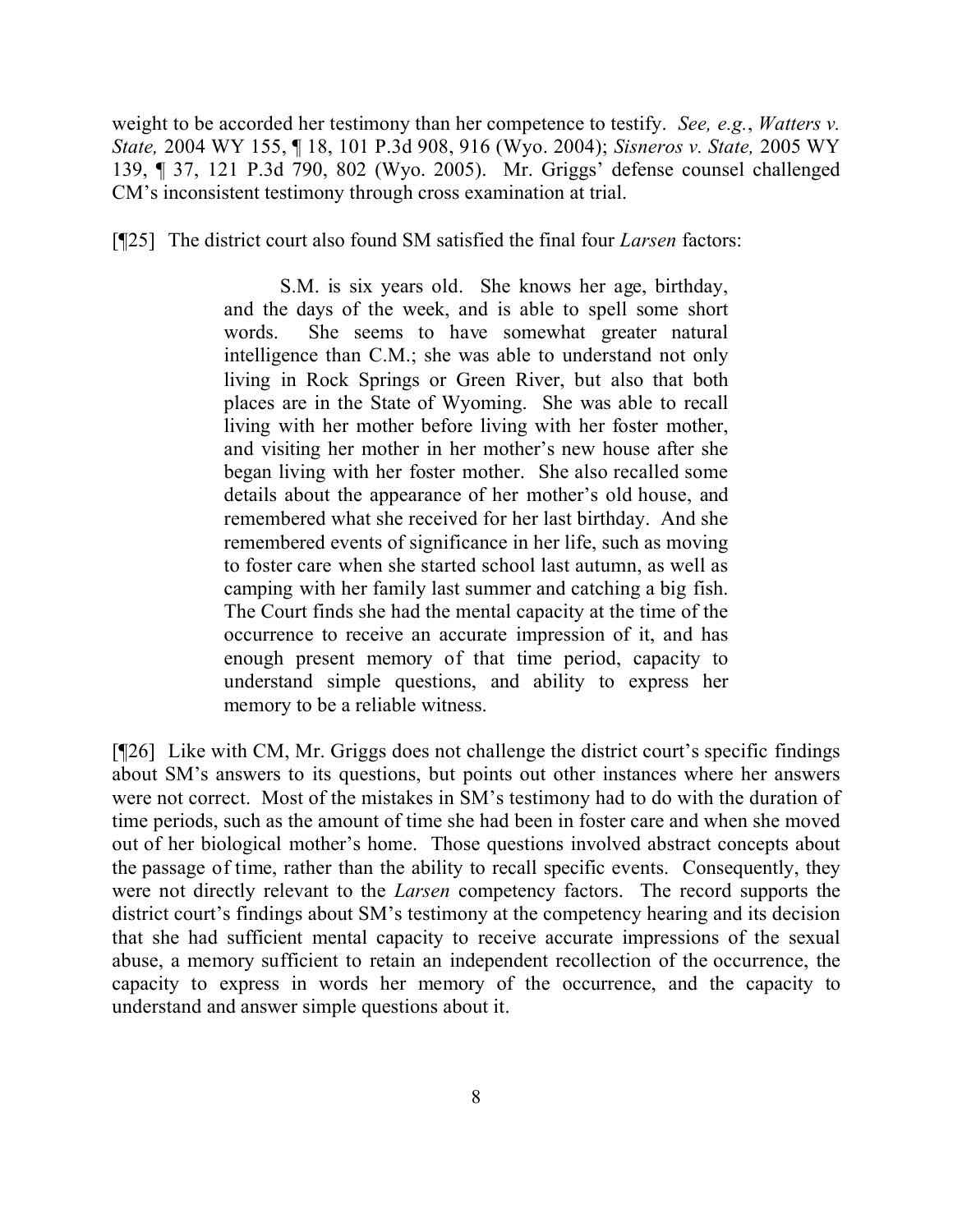weight to be accorded her testimony than her competence to testify. *See, e.g.*, *Watters v. State,* 2004 WY 155, ¶ 18, 101 P.3d 908, 916 (Wyo. 2004); *Sisneros v. State,* 2005 WY 139, ¶ 37, 121 P.3d 790, 802 (Wyo. 2005). Mr. Griggs' defense counsel challenged CM's inconsistent testimony through cross examination at trial.

[¶25] The district court also found SM satisfied the final four *Larsen* factors:

> S.M. is six years old. She knows her age, birthday, and the days of the week, and is able to spell some short words. She seems to have somewhat greater natural intelligence than C.M.; she was able to understand not only living in Rock Springs or Green River, but also that both places are in the State of Wyoming. She was able to recall living with her mother before living with her foster mother, and visiting her mother in her mother's new house after she began living with her foster mother. She also recalled some details about the appearance of her mother's old house, and remembered what she received for her last birthday. And she remembered events of significance in her life, such as moving to foster care when she started school last autumn, as well as camping with her family last summer and catching a big fish. The Court finds she had the mental capacity at the time of the occurrence to receive an accurate impression of it, and has enough present memory of that time period, capacity to understand simple questions, and ability to express her memory to be a reliable witness.

[¶26] Like with CM, Mr. Griggs does not challenge the district court's specific findings about SM's answers to its questions, but points out other instances where her answers were not correct. Most of the mistakes in SM's testimony had to do with the duration of time periods, such as the amount of time she had been in foster care and when she moved out of her biological mother's home. Those questions involved abstract concepts about the passage of time, rather than the ability to recall specific events. Consequently, they were not directly relevant to the *Larsen* competency factors. The record supports the district court's findings about SM's testimony at the competency hearing and its decision that she had sufficient mental capacity to receive accurate impressions of the sexual abuse, a memory sufficient to retain an independent recollection of the occurrence, the capacity to express in words her memory of the occurrence, and the capacity to understand and answer simple questions about it.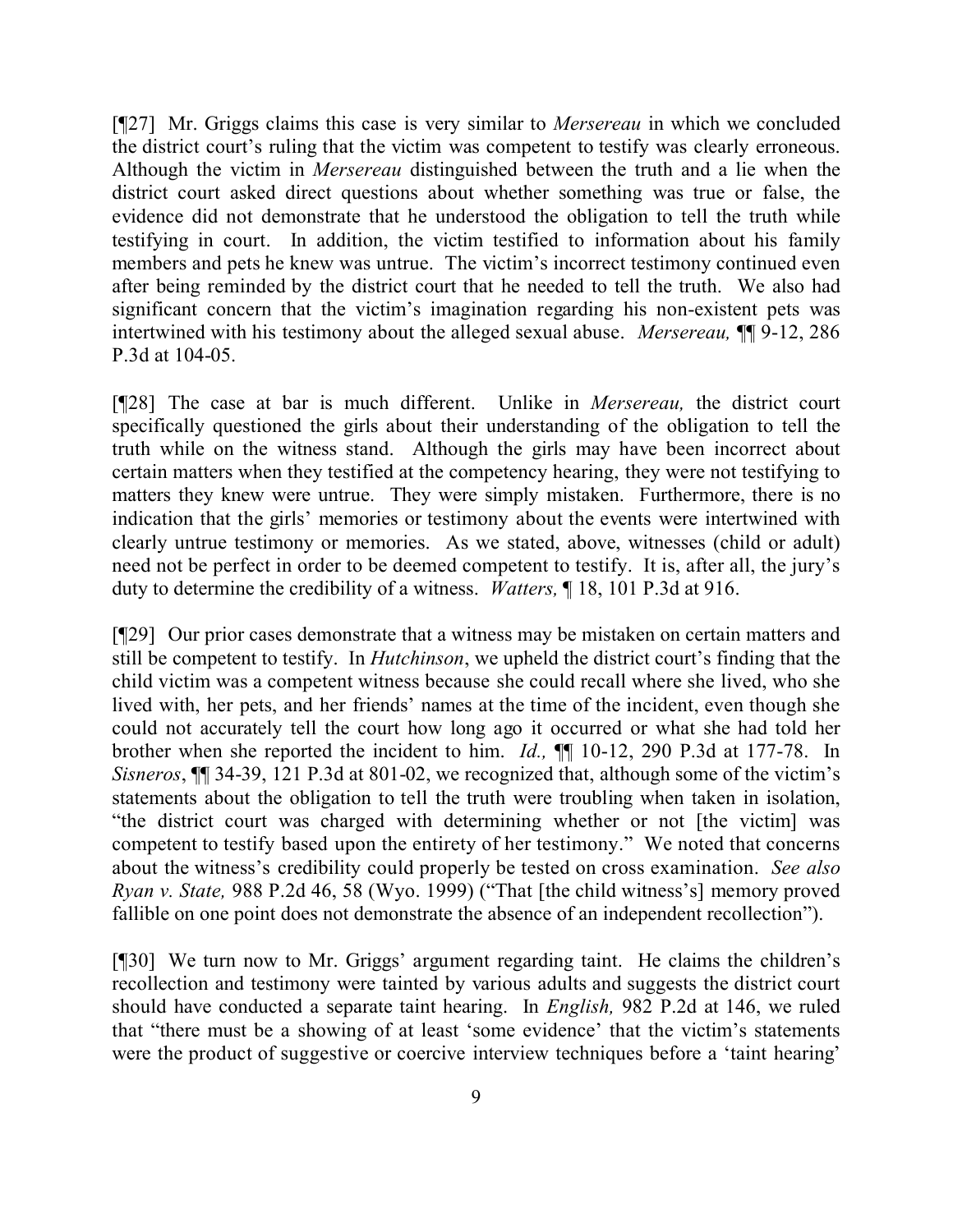[¶27] Mr. Griggs claims this case is very similar to *Mersereau* in which we concluded the district court's ruling that the victim was competent to testify was clearly erroneous. Although the victim in *Mersereau* distinguished between the truth and a lie when the district court asked direct questions about whether something was true or false, the evidence did not demonstrate that he understood the obligation to tell the truth while testifying in court. In addition, the victim testified to information about his family members and pets he knew was untrue. The victim's incorrect testimony continued even after being reminded by the district court that he needed to tell the truth. We also had significant concern that the victim's imagination regarding his non-existent pets was intertwined with his testimony about the alleged sexual abuse. *Mersereau,* ¶¶ 9-12, 286 P.3d at 104-05.

[¶28] The case at bar is much different. Unlike in *Mersereau,* the district court specifically questioned the girls about their understanding of the obligation to tell the truth while on the witness stand. Although the girls may have been incorrect about certain matters when they testified at the competency hearing, they were not testifying to matters they knew were untrue. They were simply mistaken. Furthermore, there is no indication that the girls' memories or testimony about the events were intertwined with clearly untrue testimony or memories. As we stated, above, witnesses (child or adult) need not be perfect in order to be deemed competent to testify. It is, after all, the jury's duty to determine the credibility of a witness. *Watters,* ¶ 18, 101 P.3d at 916.

[¶29] Our prior cases demonstrate that a witness may be mistaken on certain matters and still be competent to testify. In *Hutchinson*, we upheld the district court's finding that the child victim was a competent witness because she could recall where she lived, who she lived with, her pets, and her friends' names at the time of the incident, even though she could not accurately tell the court how long ago it occurred or what she had told her brother when she reported the incident to him. *Id.,* ¶¶ 10-12, 290 P.3d at 177-78. In *Sisneros*, ¶¶ 34-39, 121 P.3d at 801-02, we recognized that, although some of the victim's statements about the obligation to tell the truth were troubling when taken in isolation, "the district court was charged with determining whether or not [the victim] was competent to testify based upon the entirety of her testimony." We noted that concerns about the witness's credibility could properly be tested on cross examination. *See also Ryan v. State,* 988 P.2d 46, 58 (Wyo. 1999) ("That [the child witness's] memory proved fallible on one point does not demonstrate the absence of an independent recollection").

[¶30] We turn now to Mr. Griggs' argument regarding taint. He claims the children's recollection and testimony were tainted by various adults and suggests the district court should have conducted a separate taint hearing. In *English,* 982 P.2d at 146, we ruled that "there must be a showing of at least 'some evidence' that the victim's statements were the product of suggestive or coercive interview techniques before a 'taint hearing'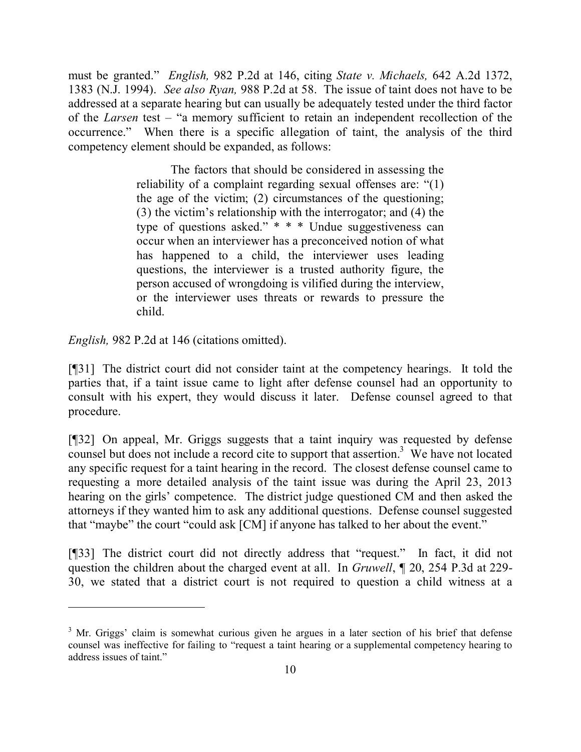must be granted." *English,* 982 P.2d at 146, citing *State v. Michaels,* 642 A.2d 1372, 1383 (N.J. 1994). *See also Ryan,* 988 P.2d at 58. The issue of taint does not have to be addressed at a separate hearing but can usually be adequately tested under the third factor of the *Larsen* test – "a memory sufficient to retain an independent recollection of the occurrence." When there is a specific allegation of taint, the analysis of the third competency element should be expanded, as follows:

> The factors that should be considered in assessing the reliability of a complaint regarding sexual offenses are: "(1) the age of the victim; (2) circumstances of the questioning; (3) the victim's relationship with the interrogator; and (4) the type of questions asked." * * * Undue suggestiveness can occur when an interviewer has a preconceived notion of what has happened to a child, the interviewer uses leading questions, the interviewer is a trusted authority figure, the person accused of wrongdoing is vilified during the interview, or the interviewer uses threats or rewards to pressure the child.

*English,* 982 P.2d at 146 (citations omitted).

[¶31] The district court did not consider taint at the competency hearings. It told the parties that, if a taint issue came to light after defense counsel had an opportunity to consult with his expert, they would discuss it later. Defense counsel agreed to that procedure.

[¶32] On appeal, Mr. Griggs suggests that a taint inquiry was requested by defense counsel but does not include a record cite to support that assertion.[3] We have not located any specific request for a taint hearing in the record. The closest defense counsel came to requesting a more detailed analysis of the taint issue was during the April 23, 2013 hearing on the girls' competence. The district judge questioned CM and then asked the attorneys if they wanted him to ask any additional questions. Defense counsel suggested that "maybe" the court "could ask [CM] if anyone has talked to her about the event."

[¶33] The district court did not directly address that "request." In fact, it did not question the children about the charged event at all. In *Gruwell*, ¶ 20, 254 P.3d at 229-30, we stated that a district court is not required to question a child witness at a

---

[3] Mr. Griggs' claim is somewhat curious given he argues in a later section of his brief that defense counsel was ineffective for failing to "request a taint hearing or a supplemental competency hearing to address issues of taint."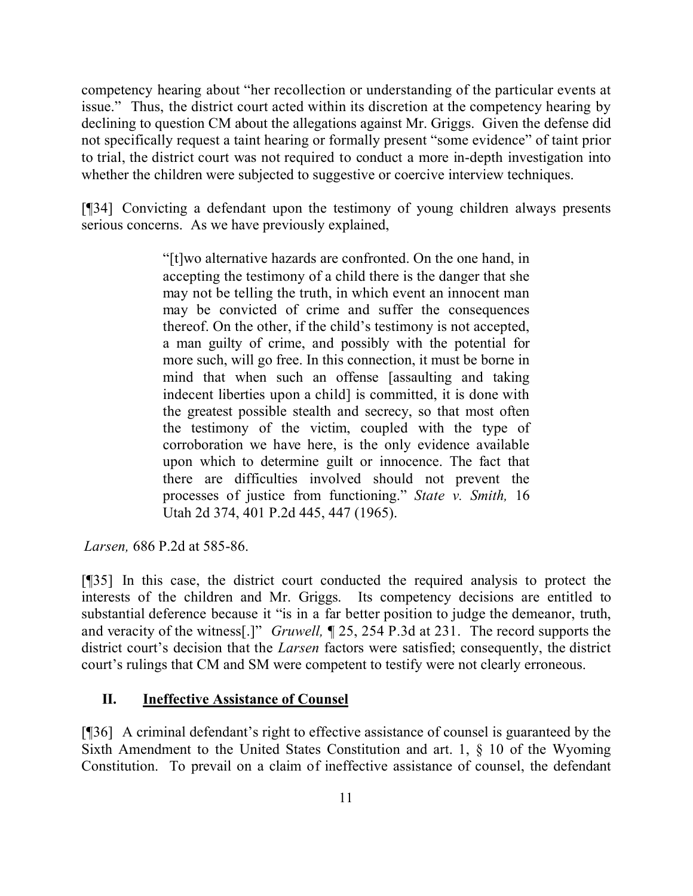competency hearing about "her recollection or understanding of the particular events at issue." Thus, the district court acted within its discretion at the competency hearing by declining to question CM about the allegations against Mr. Griggs. Given the defense did not specifically request a taint hearing or formally present "some evidence" of taint prior to trial, the district court was not required to conduct a more in-depth investigation into whether the children were subjected to suggestive or coercive interview techniques.

[¶34] Convicting a defendant upon the testimony of young children always presents serious concerns. As we have previously explained,

> "[t]wo alternative hazards are confronted. On the one hand, in accepting the testimony of a child there is the danger that she may not be telling the truth, in which event an innocent man may be convicted of crime and suffer the consequences thereof. On the other, if the child's testimony is not accepted, a man guilty of crime, and possibly with the potential for more such, will go free. In this connection, it must be borne in mind that when such an offense [assaulting and taking indecent liberties upon a child] is committed, it is done with the greatest possible stealth and secrecy, so that most often the testimony of the victim, coupled with the type of corroboration we have here, is the only evidence available upon which to determine guilt or innocence. The fact that there are difficulties involved should not prevent the processes of justice from functioning." *State v. Smith,* 16 Utah 2d 374, 401 P.2d 445, 447 (1965).

*Larsen,* 686 P.2d at 585-86.

[¶35] In this case, the district court conducted the required analysis to protect the interests of the children and Mr. Griggs. Its competency decisions are entitled to substantial deference because it "is in a far better position to judge the demeanor, truth, and veracity of the witness[.]" *Gruwell,* ¶ 25, 254 P.3d at 231. The record supports the district court's decision that the *Larsen* factors were satisfied; consequently, the district court's rulings that CM and SM were competent to testify were not clearly erroneous.

## II. <u>Ineffective Assistance of Counsel</u>

[¶36] A criminal defendant's right to effective assistance of counsel is guaranteed by the Sixth Amendment to the United States Constitution and art. 1, § 10 of the Wyoming Constitution. To prevail on a claim of ineffective assistance of counsel, the defendant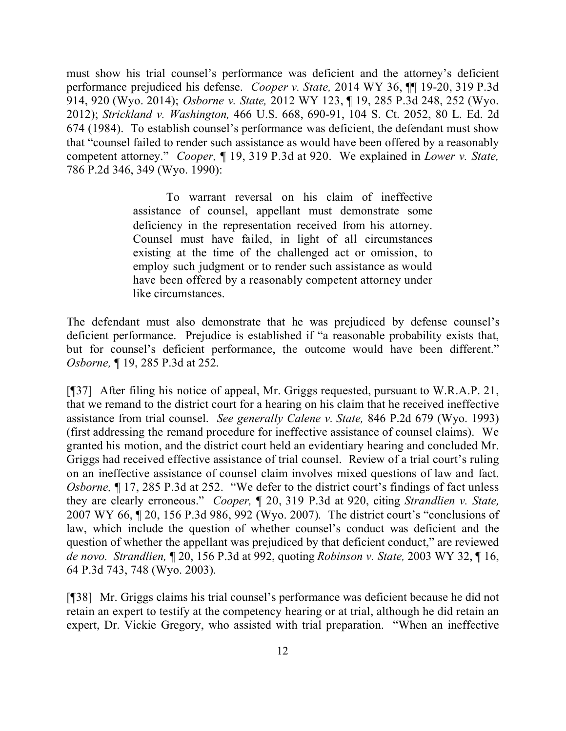must show his trial counsel's performance was deficient and the attorney's deficient performance prejudiced his defense. *Cooper v. State,* 2014 WY 36, ¶¶ 19-20, 319 P.3d 914, 920 (Wyo. 2014); *Osborne v. State,* 2012 WY 123, ¶ 19, 285 P.3d 248, 252 (Wyo. 2012); *Strickland v. Washington,* 466 U.S. 668, 690-91, 104 S. Ct. 2052, 80 L. Ed. 2d 674 (1984). To establish counsel's performance was deficient, the defendant must show that "counsel failed to render such assistance as would have been offered by a reasonably competent attorney." *Cooper,* ¶ 19, 319 P.3d at 920. We explained in *Lower v. State,* 786 P.2d 346, 349 (Wyo. 1990):

> To warrant reversal on his claim of ineffective assistance of counsel, appellant must demonstrate some deficiency in the representation received from his attorney. Counsel must have failed, in light of all circumstances existing at the time of the challenged act or omission, to employ such judgment or to render such assistance as would have been offered by a reasonably competent attorney under like circumstances.

The defendant must also demonstrate that he was prejudiced by defense counsel's deficient performance. Prejudice is established if "a reasonable probability exists that, but for counsel's deficient performance, the outcome would have been different." *Osborne,* ¶ 19, 285 P.3d at 252.

[¶37] After filing his notice of appeal, Mr. Griggs requested, pursuant to W.R.A.P. 21, that we remand to the district court for a hearing on his claim that he received ineffective assistance from trial counsel. *See generally Calene v. State,* 846 P.2d 679 (Wyo. 1993) (first addressing the remand procedure for ineffective assistance of counsel claims). We granted his motion, and the district court held an evidentiary hearing and concluded Mr. Griggs had received effective assistance of trial counsel. Review of a trial court's ruling on an ineffective assistance of counsel claim involves mixed questions of law and fact. *Osborne,* ¶ 17, 285 P.3d at 252. "We defer to the district court's findings of fact unless they are clearly erroneous." *Cooper,* ¶ 20, 319 P.3d at 920, citing *Strandlien v. State,* 2007 WY 66, ¶ 20, 156 P.3d 986, 992 (Wyo. 2007). The district court's "conclusions of law, which include the question of whether counsel's conduct was deficient and the question of whether the appellant was prejudiced by that deficient conduct," are reviewed *de novo*. *Strandlien,* ¶ 20, 156 P.3d at 992, quoting *Robinson v. State,* 2003 WY 32, ¶ 16, 64 P.3d 743, 748 (Wyo. 2003).

[¶38] Mr. Griggs claims his trial counsel's performance was deficient because he did not retain an expert to testify at the competency hearing or at trial, although he did retain an expert, Dr. Vickie Gregory, who assisted with trial preparation. "When an ineffective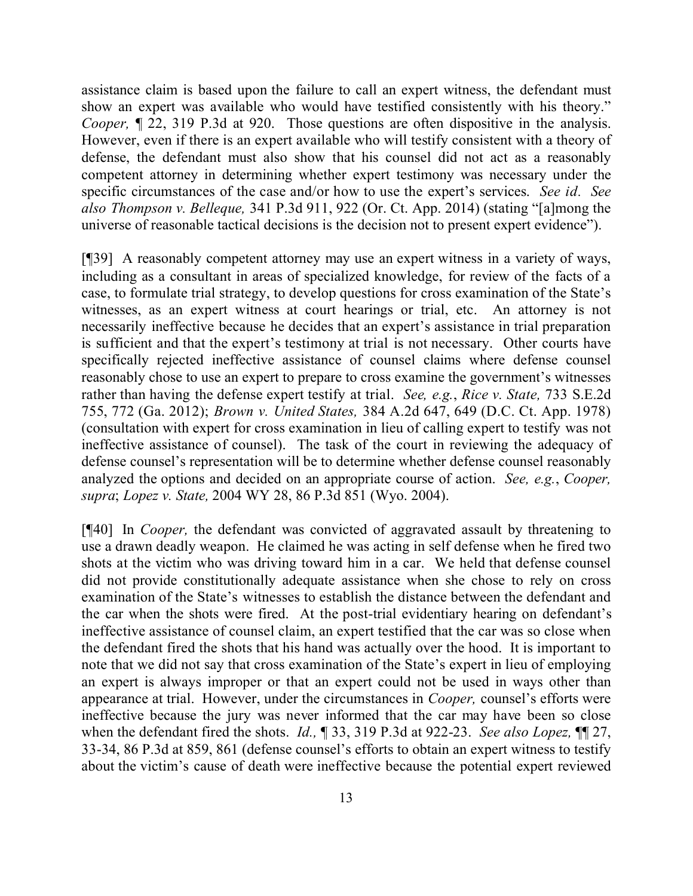assistance claim is based upon the failure to call an expert witness, the defendant must show an expert was available who would have testified consistently with his theory." *Cooper,* ¶ 22, 319 P.3d at 920. Those questions are often dispositive in the analysis. However, even if there is an expert available who will testify consistent with a theory of defense, the defendant must also show that his counsel did not act as a reasonably competent attorney in determining whether expert testimony was necessary under the specific circumstances of the case and/or how to use the expert's services. *See id*. *See also Thompson v. Belleque,* 341 P.3d 911, 922 (Or. Ct. App. 2014) (stating "[a]mong the universe of reasonable tactical decisions is the decision not to present expert evidence").

[¶39] A reasonably competent attorney may use an expert witness in a variety of ways, including as a consultant in areas of specialized knowledge, for review of the facts of a case, to formulate trial strategy, to develop questions for cross examination of the State's witnesses, as an expert witness at court hearings or trial, etc. An attorney is not necessarily ineffective because he decides that an expert's assistance in trial preparation is sufficient and that the expert's testimony at trial is not necessary. Other courts have specifically rejected ineffective assistance of counsel claims where defense counsel reasonably chose to use an expert to prepare to cross examine the government's witnesses rather than having the defense expert testify at trial. *See, e.g.*, *Rice v. State,* 733 S.E.2d 755, 772 (Ga. 2012); *Brown v. United States,* 384 A.2d 647, 649 (D.C. Ct. App. 1978) (consultation with expert for cross examination in lieu of calling expert to testify was not ineffective assistance of counsel). The task of the court in reviewing the adequacy of defense counsel's representation will be to determine whether defense counsel reasonably analyzed the options and decided on an appropriate course of action. *See, e.g.*, *Cooper, supra*; *Lopez v. State,* 2004 WY 28, 86 P.3d 851 (Wyo. 2004).

[¶40] In *Cooper,* the defendant was convicted of aggravated assault by threatening to use a drawn deadly weapon. He claimed he was acting in self defense when he fired two shots at the victim who was driving toward him in a car. We held that defense counsel did not provide constitutionally adequate assistance when she chose to rely on cross examination of the State's witnesses to establish the distance between the defendant and the car when the shots were fired. At the post-trial evidentiary hearing on defendant's ineffective assistance of counsel claim, an expert testified that the car was so close when the defendant fired the shots that his hand was actually over the hood. It is important to note that we did not say that cross examination of the State's expert in lieu of employing an expert is always improper or that an expert could not be used in ways other than appearance at trial. However, under the circumstances in *Cooper,* counsel's efforts were ineffective because the jury was never informed that the car may have been so close when the defendant fired the shots. *Id.,* ¶ 33, 319 P.3d at 922-23. *See also Lopez,* ¶¶ 27, 33-34, 86 P.3d at 859, 861 (defense counsel's efforts to obtain an expert witness to testify about the victim's cause of death were ineffective because the potential expert reviewed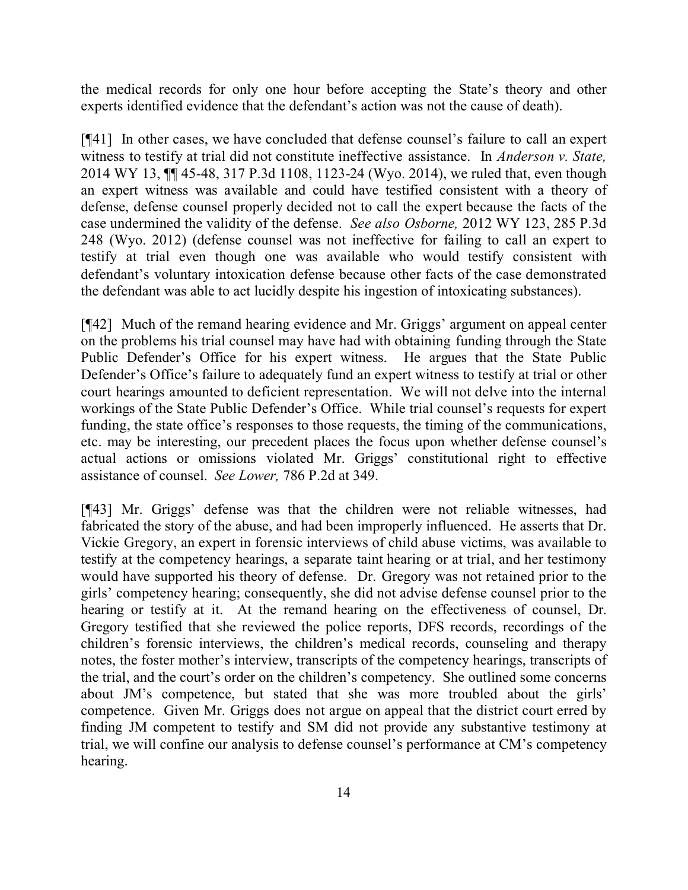the medical records for only one hour before accepting the State's theory and other experts identified evidence that the defendant's action was not the cause of death).

[¶41] In other cases, we have concluded that defense counsel's failure to call an expert witness to testify at trial did not constitute ineffective assistance. In *Anderson v. State,* 2014 WY 13, ¶¶ 45-48, 317 P.3d 1108, 1123-24 (Wyo. 2014), we ruled that, even though an expert witness was available and could have testified consistent with a theory of defense, defense counsel properly decided not to call the expert because the facts of the case undermined the validity of the defense. *See also Osborne,* 2012 WY 123, 285 P.3d 248 (Wyo. 2012) (defense counsel was not ineffective for failing to call an expert to testify at trial even though one was available who would testify consistent with defendant's voluntary intoxication defense because other facts of the case demonstrated the defendant was able to act lucidly despite his ingestion of intoxicating substances).

[¶42] Much of the remand hearing evidence and Mr. Griggs' argument on appeal center on the problems his trial counsel may have had with obtaining funding through the State Public Defender's Office for his expert witness. He argues that the State Public Defender's Office's failure to adequately fund an expert witness to testify at trial or other court hearings amounted to deficient representation. We will not delve into the internal workings of the State Public Defender's Office. While trial counsel's requests for expert funding, the state office's responses to those requests, the timing of the communications, etc. may be interesting, our precedent places the focus upon whether defense counsel's actual actions or omissions violated Mr. Griggs' constitutional right to effective assistance of counsel. *See Lower,* 786 P.2d at 349.

[¶43] Mr. Griggs' defense was that the children were not reliable witnesses, had fabricated the story of the abuse, and had been improperly influenced. He asserts that Dr. Vickie Gregory, an expert in forensic interviews of child abuse victims, was available to testify at the competency hearings, a separate taint hearing or at trial, and her testimony would have supported his theory of defense. Dr. Gregory was not retained prior to the girls' competency hearing; consequently, she did not advise defense counsel prior to the hearing or testify at it. At the remand hearing on the effectiveness of counsel, Dr. Gregory testified that she reviewed the police reports, DFS records, recordings of the children's forensic interviews, the children's medical records, counseling and therapy notes, the foster mother's interview, transcripts of the competency hearings, transcripts of the trial, and the court's order on the children's competency. She outlined some concerns about JM's competence, but stated that she was more troubled about the girls' competence. Given Mr. Griggs does not argue on appeal that the district court erred by finding JM competent to testify and SM did not provide any substantive testimony at trial, we will confine our analysis to defense counsel's performance at CM's competency hearing.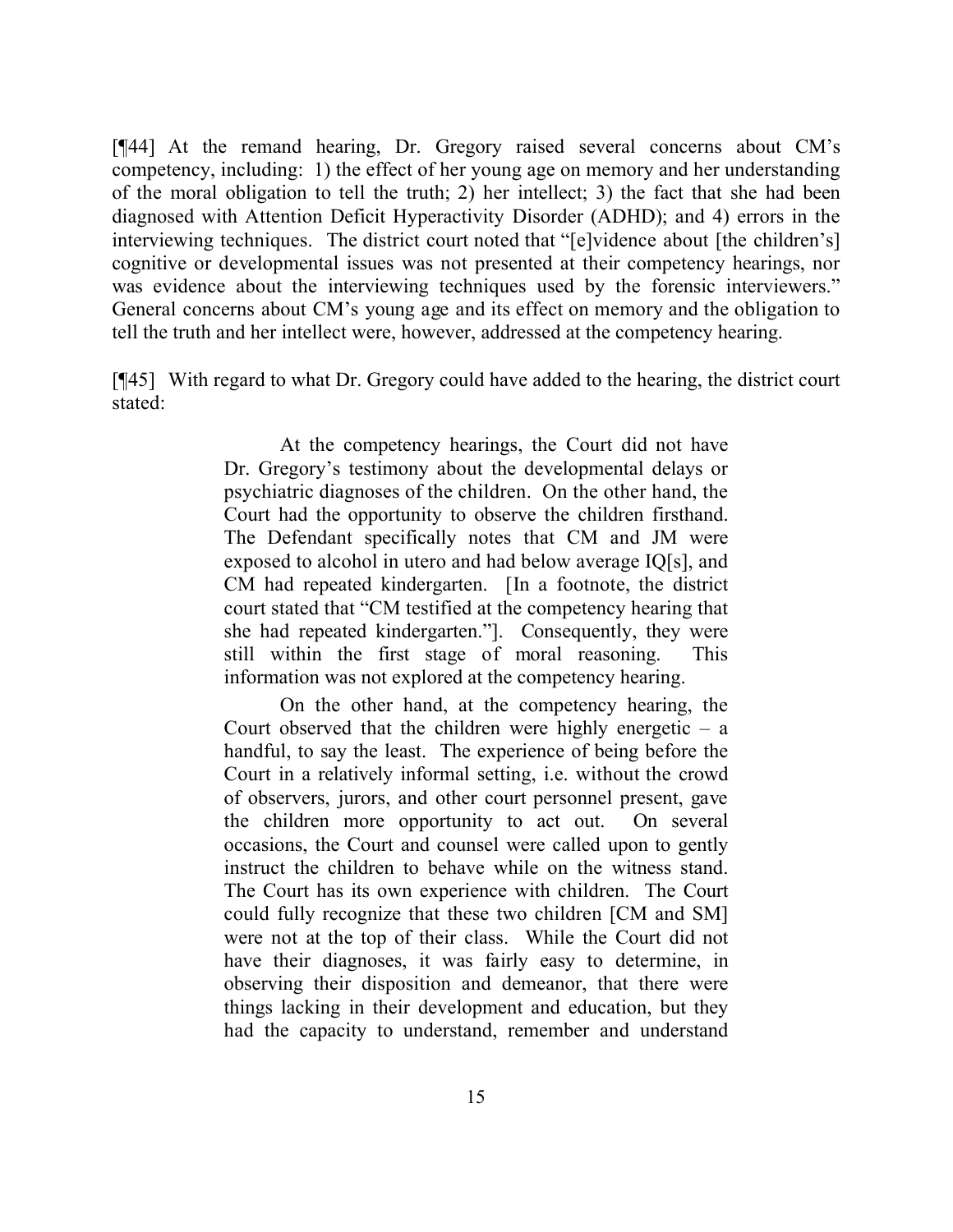[¶44] At the remand hearing, Dr. Gregory raised several concerns about CM's competency, including: 1) the effect of her young age on memory and her understanding of the moral obligation to tell the truth; 2) her intellect; 3) the fact that she had been diagnosed with Attention Deficit Hyperactivity Disorder (ADHD); and 4) errors in the interviewing techniques. The district court noted that "[e]vidence about [the children's] cognitive or developmental issues was not presented at their competency hearings, nor was evidence about the interviewing techniques used by the forensic interviewers." General concerns about CM's young age and its effect on memory and the obligation to tell the truth and her intellect were, however, addressed at the competency hearing.

[¶45] With regard to what Dr. Gregory could have added to the hearing, the district court stated:

> At the competency hearings, the Court did not have Dr. Gregory's testimony about the developmental delays or psychiatric diagnoses of the children. On the other hand, the Court had the opportunity to observe the children firsthand. The Defendant specifically notes that CM and JM were exposed to alcohol in utero and had below average IQ[s], and CM had repeated kindergarten. [In a footnote, the district court stated that "CM testified at the competency hearing that she had repeated kindergarten."]. Consequently, they were still within the first stage of moral reasoning. This information was not explored at the competency hearing.
>
> On the other hand, at the competency hearing, the Court observed that the children were highly energetic – a handful, to say the least. The experience of being before the Court in a relatively informal setting, i.e. without the crowd of observers, jurors, and other court personnel present, gave the children more opportunity to act out. On several occasions, the Court and counsel were called upon to gently instruct the children to behave while on the witness stand. The Court has its own experience with children. The Court could fully recognize that these two children [CM and SM] were not at the top of their class. While the Court did not have their diagnoses, it was fairly easy to determine, in observing their disposition and demeanor, that there were things lacking in their development and education, but they had the capacity to understand, remember and understand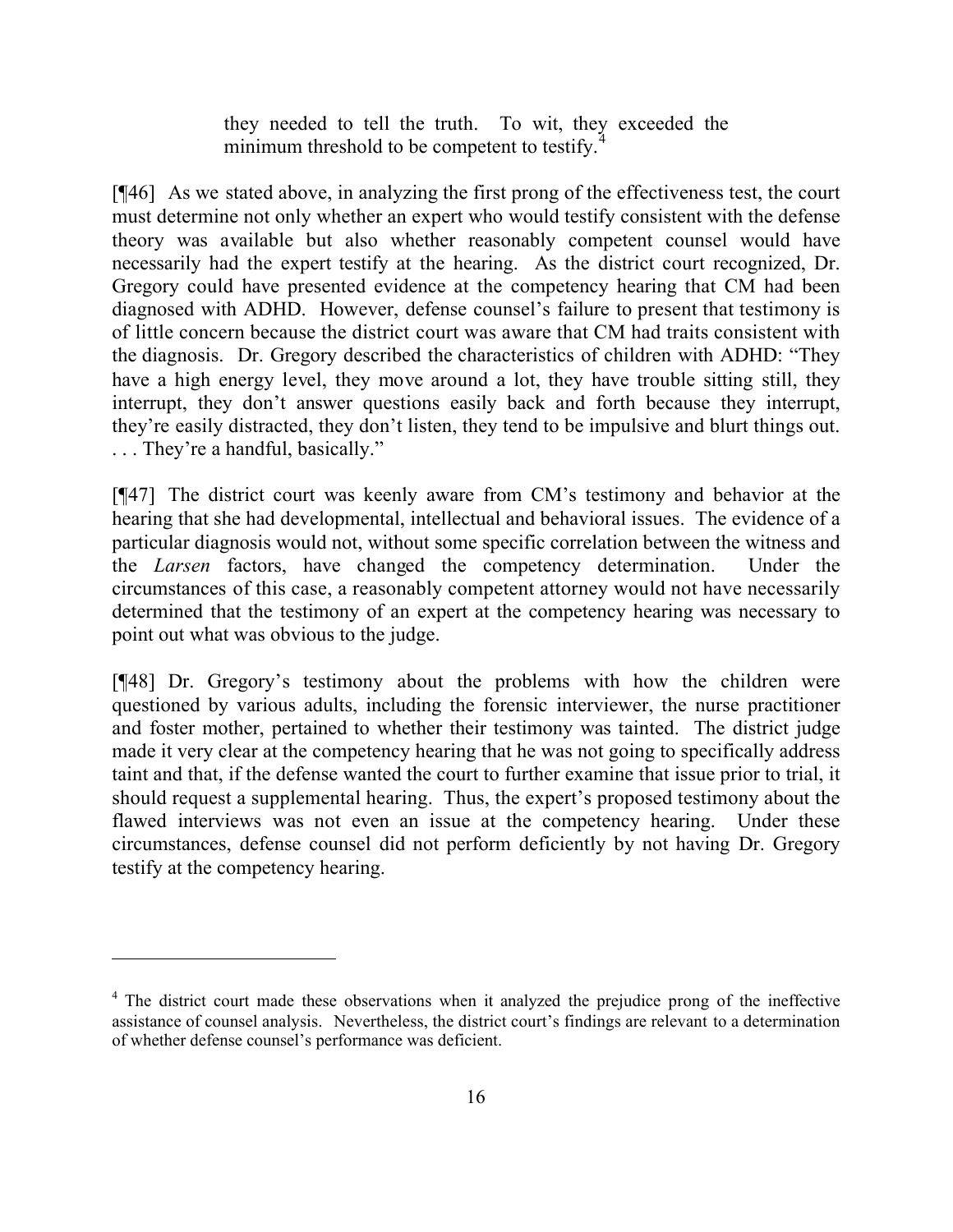> they needed to tell the truth. To wit, they exceeded the minimum threshold to be competent to testify.[4]

[¶46] As we stated above, in analyzing the first prong of the effectiveness test, the court must determine not only whether an expert who would testify consistent with the defense theory was available but also whether reasonably competent counsel would have necessarily had the expert testify at the hearing. As the district court recognized, Dr. Gregory could have presented evidence at the competency hearing that CM had been diagnosed with ADHD. However, defense counsel's failure to present that testimony is of little concern because the district court was aware that CM had traits consistent with the diagnosis. Dr. Gregory described the characteristics of children with ADHD: "They have a high energy level, they move around a lot, they have trouble sitting still, they interrupt, they don't answer questions easily back and forth because they interrupt, they're easily distracted, they don't listen, they tend to be impulsive and blurt things out. . . . They're a handful, basically."

[¶47] The district court was keenly aware from CM's testimony and behavior at the hearing that she had developmental, intellectual and behavioral issues. The evidence of a particular diagnosis would not, without some specific correlation between the witness and the *Larsen* factors, have changed the competency determination. Under the circumstances of this case, a reasonably competent attorney would not have necessarily determined that the testimony of an expert at the competency hearing was necessary to point out what was obvious to the judge.

[¶48] Dr. Gregory's testimony about the problems with how the children were questioned by various adults, including the forensic interviewer, the nurse practitioner and foster mother, pertained to whether their testimony was tainted. The district judge made it very clear at the competency hearing that he was not going to specifically address taint and that, if the defense wanted the court to further examine that issue prior to trial, it should request a supplemental hearing. Thus, the expert's proposed testimony about the flawed interviews was not even an issue at the competency hearing. Under these circumstances, defense counsel did not perform deficiently by not having Dr. Gregory testify at the competency hearing.

---

[4] The district court made these observations when it analyzed the prejudice prong of the ineffective assistance of counsel analysis. Nevertheless, the district court's findings are relevant to a determination of whether defense counsel's performance was deficient.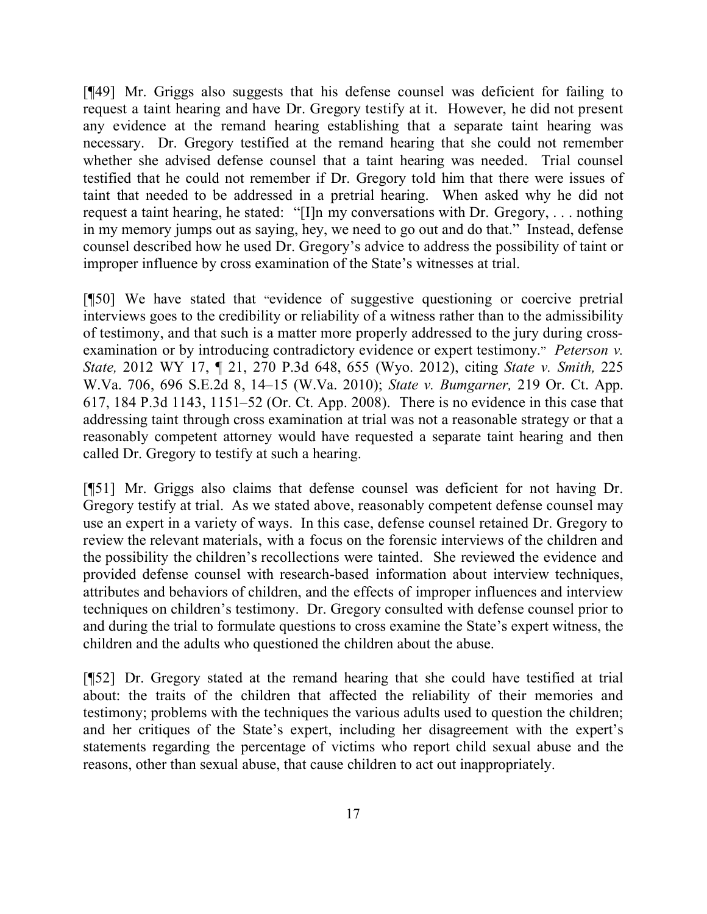[¶49] Mr. Griggs also suggests that his defense counsel was deficient for failing to request a taint hearing and have Dr. Gregory testify at it. However, he did not present any evidence at the remand hearing establishing that a separate taint hearing was necessary. Dr. Gregory testified at the remand hearing that she could not remember whether she advised defense counsel that a taint hearing was needed. Trial counsel testified that he could not remember if Dr. Gregory told him that there were issues of taint that needed to be addressed in a pretrial hearing. When asked why he did not request a taint hearing, he stated: "[I]n my conversations with Dr. Gregory, . . . nothing in my memory jumps out as saying, hey, we need to go out and do that." Instead, defense counsel described how he used Dr. Gregory's advice to address the possibility of taint or improper influence by cross examination of the State's witnesses at trial.

[¶50] We have stated that "evidence of suggestive questioning or coercive pretrial interviews goes to the credibility or reliability of a witness rather than to the admissibility of testimony, and that such is a matter more properly addressed to the jury during cross-examination or by introducing contradictory evidence or expert testimony." *Peterson v. State,* 2012 WY 17, ¶ 21, 270 P.3d 648, 655 (Wyo. 2012), citing *State v. Smith,* 225 W.Va. 706, 696 S.E.2d 8, 14–15 (W.Va. 2010); *State v. Bumgarner,* 219 Or. Ct. App. 617, 184 P.3d 1143, 1151–52 (Or. Ct. App. 2008). There is no evidence in this case that addressing taint through cross examination at trial was not a reasonable strategy or that a reasonably competent attorney would have requested a separate taint hearing and then called Dr. Gregory to testify at such a hearing.

[¶51] Mr. Griggs also claims that defense counsel was deficient for not having Dr. Gregory testify at trial. As we stated above, reasonably competent defense counsel may use an expert in a variety of ways. In this case, defense counsel retained Dr. Gregory to review the relevant materials, with a focus on the forensic interviews of the children and the possibility the children's recollections were tainted. She reviewed the evidence and provided defense counsel with research-based information about interview techniques, attributes and behaviors of children, and the effects of improper influences and interview techniques on children's testimony. Dr. Gregory consulted with defense counsel prior to and during the trial to formulate questions to cross examine the State's expert witness, the children and the adults who questioned the children about the abuse.

[¶52] Dr. Gregory stated at the remand hearing that she could have testified at trial about: the traits of the children that affected the reliability of their memories and testimony; problems with the techniques the various adults used to question the children; and her critiques of the State's expert, including her disagreement with the expert's statements regarding the percentage of victims who report child sexual abuse and the reasons, other than sexual abuse, that cause children to act out inappropriately.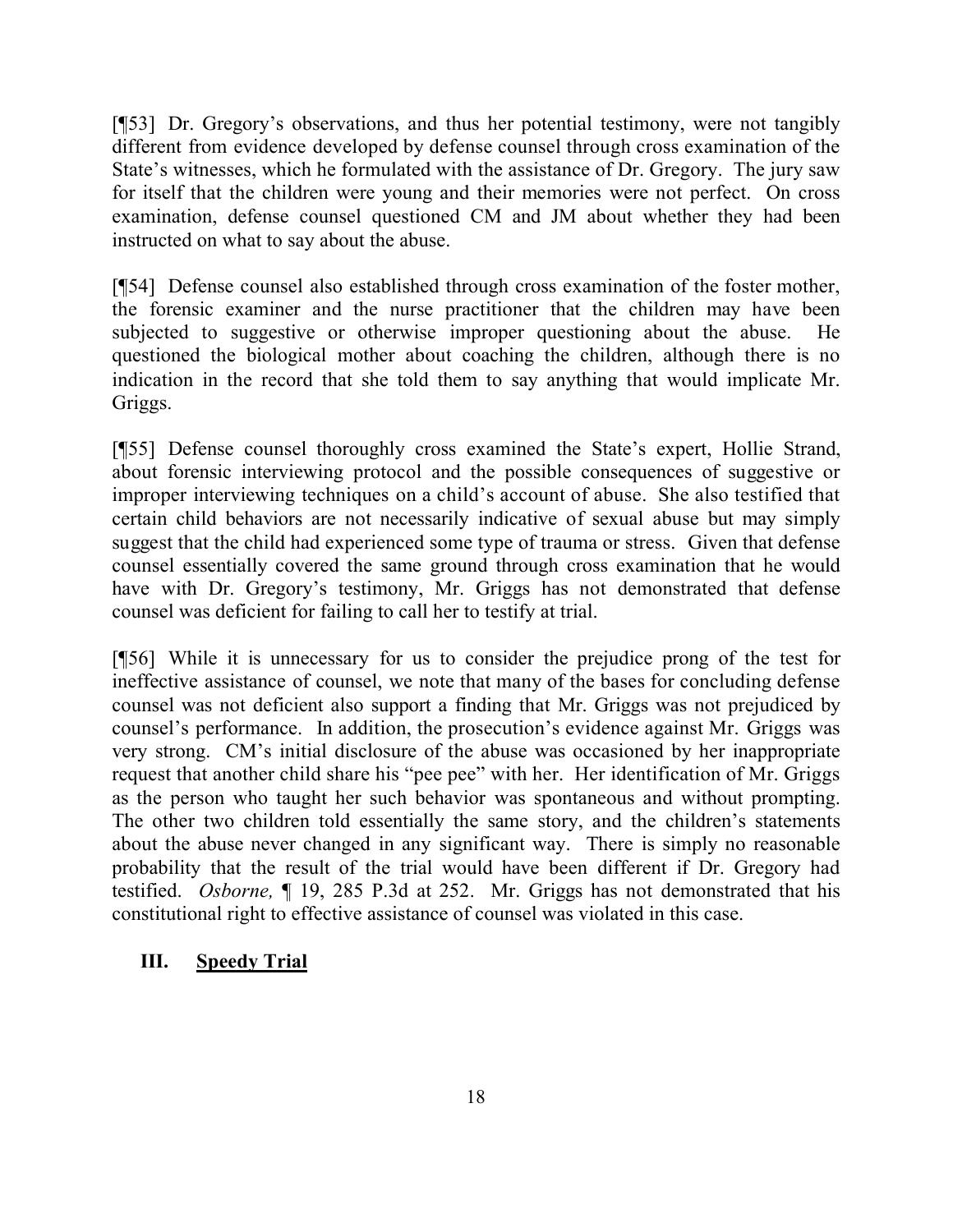[¶53] Dr. Gregory's observations, and thus her potential testimony, were not tangibly different from evidence developed by defense counsel through cross examination of the State's witnesses, which he formulated with the assistance of Dr. Gregory. The jury saw for itself that the children were young and their memories were not perfect. On cross examination, defense counsel questioned CM and JM about whether they had been instructed on what to say about the abuse.

[¶54] Defense counsel also established through cross examination of the foster mother, the forensic examiner and the nurse practitioner that the children may have been subjected to suggestive or otherwise improper questioning about the abuse. He questioned the biological mother about coaching the children, although there is no indication in the record that she told them to say anything that would implicate Mr. Griggs.

[¶55] Defense counsel thoroughly cross examined the State's expert, Hollie Strand, about forensic interviewing protocol and the possible consequences of suggestive or improper interviewing techniques on a child's account of abuse. She also testified that certain child behaviors are not necessarily indicative of sexual abuse but may simply suggest that the child had experienced some type of trauma or stress. Given that defense counsel essentially covered the same ground through cross examination that he would have with Dr. Gregory's testimony, Mr. Griggs has not demonstrated that defense counsel was deficient for failing to call her to testify at trial.

[¶56] While it is unnecessary for us to consider the prejudice prong of the test for ineffective assistance of counsel, we note that many of the bases for concluding defense counsel was not deficient also support a finding that Mr. Griggs was not prejudiced by counsel's performance. In addition, the prosecution's evidence against Mr. Griggs was very strong. CM's initial disclosure of the abuse was occasioned by her inappropriate request that another child share his "pee pee" with her. Her identification of Mr. Griggs as the person who taught her such behavior was spontaneous and without prompting. The other two children told essentially the same story, and the children's statements about the abuse never changed in any significant way. There is simply no reasonable probability that the result of the trial would have been different if Dr. Gregory had testified. *Osborne,* ¶ 19, 285 P.3d at 252. Mr. Griggs has not demonstrated that his constitutional right to effective assistance of counsel was violated in this case.

## III. Speedy Trial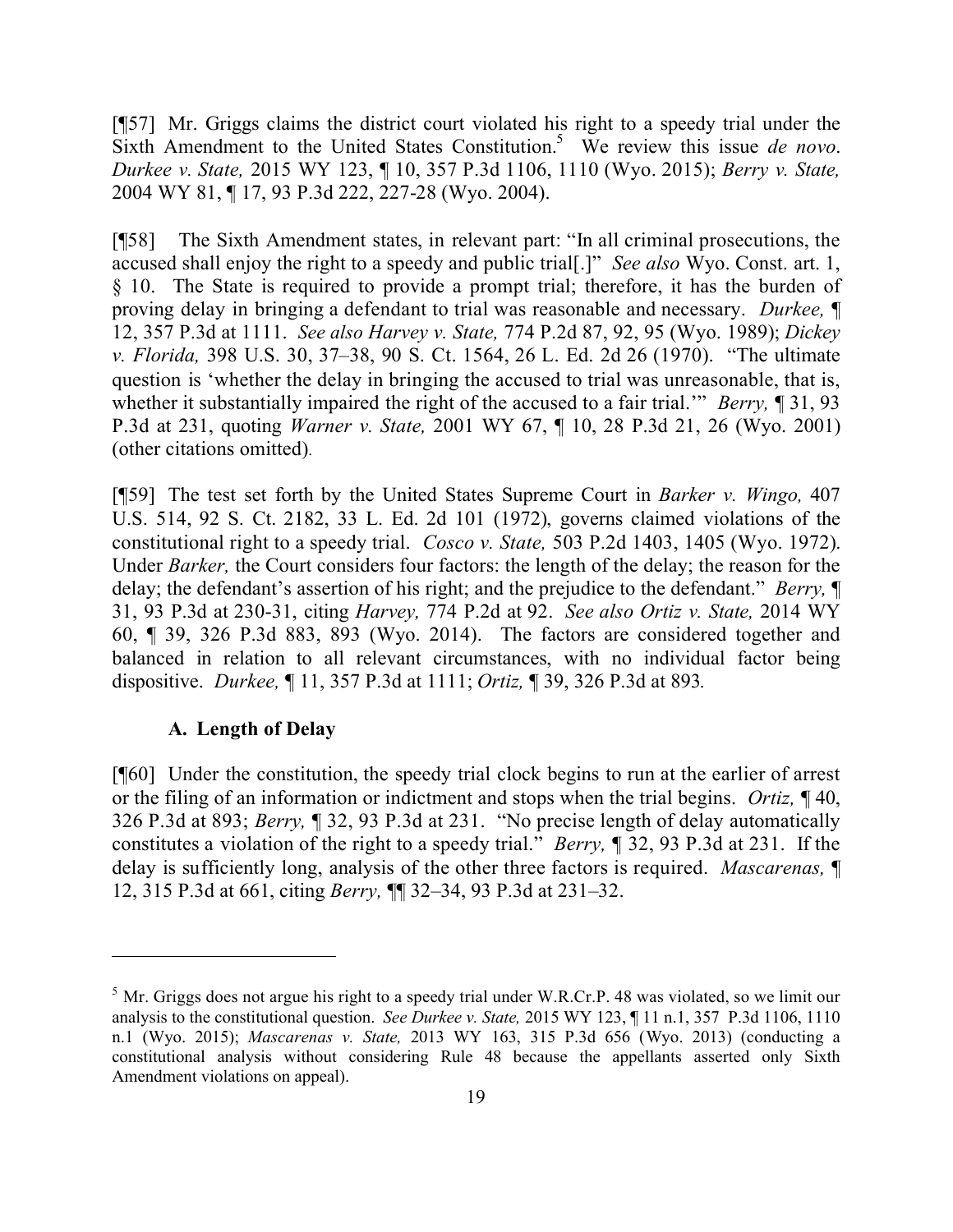[¶57] Mr. Griggs claims the district court violated his right to a speedy trial under the Sixth Amendment to the United States Constitution.[5] We review this issue *de novo*. *Durkee v. State,* 2015 WY 123, ¶ 10, 357 P.3d 1106, 1110 (Wyo. 2015); *Berry v. State,* 2004 WY 81, ¶ 17, 93 P.3d 222, 227-28 (Wyo. 2004).

[¶58] The Sixth Amendment states, in relevant part: "In all criminal prosecutions, the accused shall enjoy the right to a speedy and public trial[.]" *See also* Wyo. Const. art. 1, § 10. The State is required to provide a prompt trial; therefore, it has the burden of proving delay in bringing a defendant to trial was reasonable and necessary. *Durkee,* ¶ 12, 357 P.3d at 1111. *See also Harvey v. State,* 774 P.2d 87, 92, 95 (Wyo. 1989); *Dickey v. Florida,* 398 U.S. 30, 37–38, 90 S. Ct. 1564, 26 L. Ed. 2d 26 (1970). "The ultimate question is 'whether the delay in bringing the accused to trial was unreasonable, that is, whether it substantially impaired the right of the accused to a fair trial.'" *Berry,* ¶ 31, 93 P.3d at 231, quoting *Warner v. State,* 2001 WY 67, ¶ 10, 28 P.3d 21, 26 (Wyo. 2001) (other citations omitted).

[¶59] The test set forth by the United States Supreme Court in *Barker v. Wingo,* 407 U.S. 514, 92 S. Ct. 2182, 33 L. Ed. 2d 101 (1972), governs claimed violations of the constitutional right to a speedy trial. *Cosco v. State,* 503 P.2d 1403, 1405 (Wyo. 1972). Under *Barker,* the Court considers four factors: the length of the delay; the reason for the delay; the defendant's assertion of his right; and the prejudice to the defendant." *Berry,* ¶ 31, 93 P.3d at 230-31, citing *Harvey,* 774 P.2d at 92. *See also Ortiz v. State,* 2014 WY 60, ¶ 39, 326 P.3d 883, 893 (Wyo. 2014). The factors are considered together and balanced in relation to all relevant circumstances, with no individual factor being dispositive. *Durkee,* ¶ 11, 357 P.3d at 1111; *Ortiz,* ¶ 39, 326 P.3d at 893.

### A. Length of Delay

[¶60] Under the constitution, the speedy trial clock begins to run at the earlier of arrest or the filing of an information or indictment and stops when the trial begins. *Ortiz,* ¶ 40, 326 P.3d at 893; *Berry,* ¶ 32, 93 P.3d at 231. "No precise length of delay automatically constitutes a violation of the right to a speedy trial." *Berry,* ¶ 32, 93 P.3d at 231. If the delay is sufficiently long, analysis of the other three factors is required. *Mascarenas,* ¶ 12, 315 P.3d at 661, citing *Berry,* ¶¶ 32–34, 93 P.3d at 231–32.

---

[5] Mr. Griggs does not argue his right to a speedy trial under W.R.Cr.P. 48 was violated, so we limit our analysis to the constitutional question. *See Durkee v. State,* 2015 WY 123, ¶ 11 n.1, 357 P.3d 1106, 1110 n.1 (Wyo. 2015); *Mascarenas v. State,* 2013 WY 163, 315 P.3d 656 (Wyo. 2013) (conducting a constitutional analysis without considering Rule 48 because the appellants asserted only Sixth Amendment violations on appeal).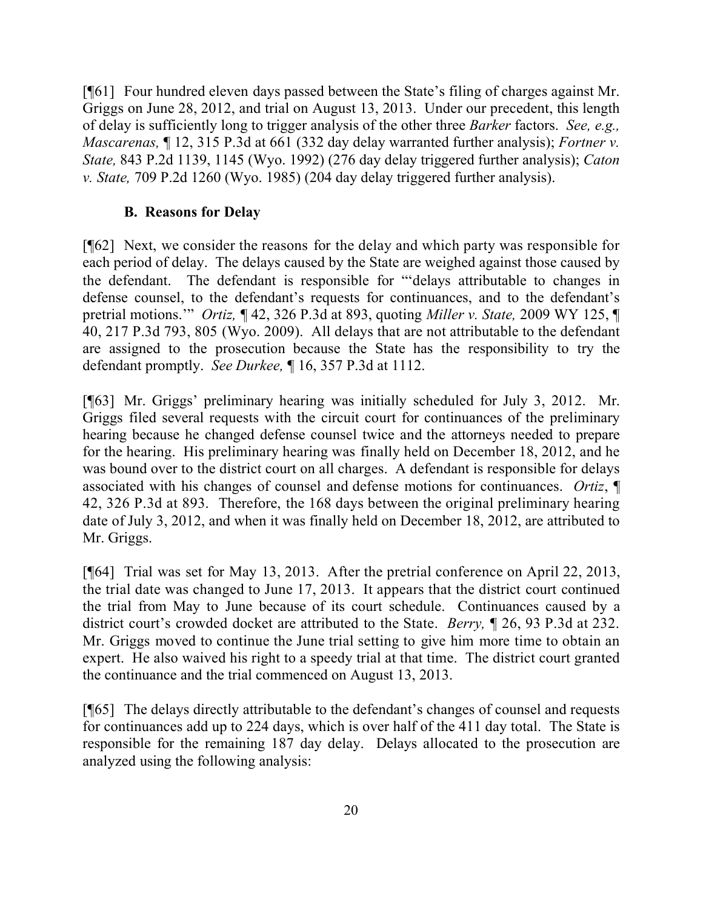[¶61] Four hundred eleven days passed between the State's filing of charges against Mr. Griggs on June 28, 2012, and trial on August 13, 2013. Under our precedent, this length of delay is sufficiently long to trigger analysis of the other three *Barker* factors. *See, e.g., Mascarenas,* ¶ 12, 315 P.3d at 661 (332 day delay warranted further analysis); *Fortner v. State,* 843 P.2d 1139, 1145 (Wyo. 1992) (276 day delay triggered further analysis); *Caton v. State,* 709 P.2d 1260 (Wyo. 1985) (204 day delay triggered further analysis).

### B. Reasons for Delay

[¶62] Next, we consider the reasons for the delay and which party was responsible for each period of delay. The delays caused by the State are weighed against those caused by the defendant. The defendant is responsible for "'delays attributable to changes in defense counsel, to the defendant's requests for continuances, and to the defendant's pretrial motions.'" *Ortiz,* ¶ 42, 326 P.3d at 893, quoting *Miller v. State,* 2009 WY 125, ¶ 40, 217 P.3d 793, 805 (Wyo. 2009). All delays that are not attributable to the defendant are assigned to the prosecution because the State has the responsibility to try the defendant promptly. *See Durkee,* ¶ 16, 357 P.3d at 1112.

[¶63] Mr. Griggs' preliminary hearing was initially scheduled for July 3, 2012. Mr. Griggs filed several requests with the circuit court for continuances of the preliminary hearing because he changed defense counsel twice and the attorneys needed to prepare for the hearing. His preliminary hearing was finally held on December 18, 2012, and he was bound over to the district court on all charges. A defendant is responsible for delays associated with his changes of counsel and defense motions for continuances. *Ortiz*, ¶ 42, 326 P.3d at 893. Therefore, the 168 days between the original preliminary hearing date of July 3, 2012, and when it was finally held on December 18, 2012, are attributed to Mr. Griggs.

[¶64] Trial was set for May 13, 2013. After the pretrial conference on April 22, 2013, the trial date was changed to June 17, 2013. It appears that the district court continued the trial from May to June because of its court schedule. Continuances caused by a district court's crowded docket are attributed to the State. *Berry,* ¶ 26, 93 P.3d at 232. Mr. Griggs moved to continue the June trial setting to give him more time to obtain an expert. He also waived his right to a speedy trial at that time. The district court granted the continuance and the trial commenced on August 13, 2013.

[¶65] The delays directly attributable to the defendant's changes of counsel and requests for continuances add up to 224 days, which is over half of the 411 day total. The State is responsible for the remaining 187 day delay. Delays allocated to the prosecution are analyzed using the following analysis: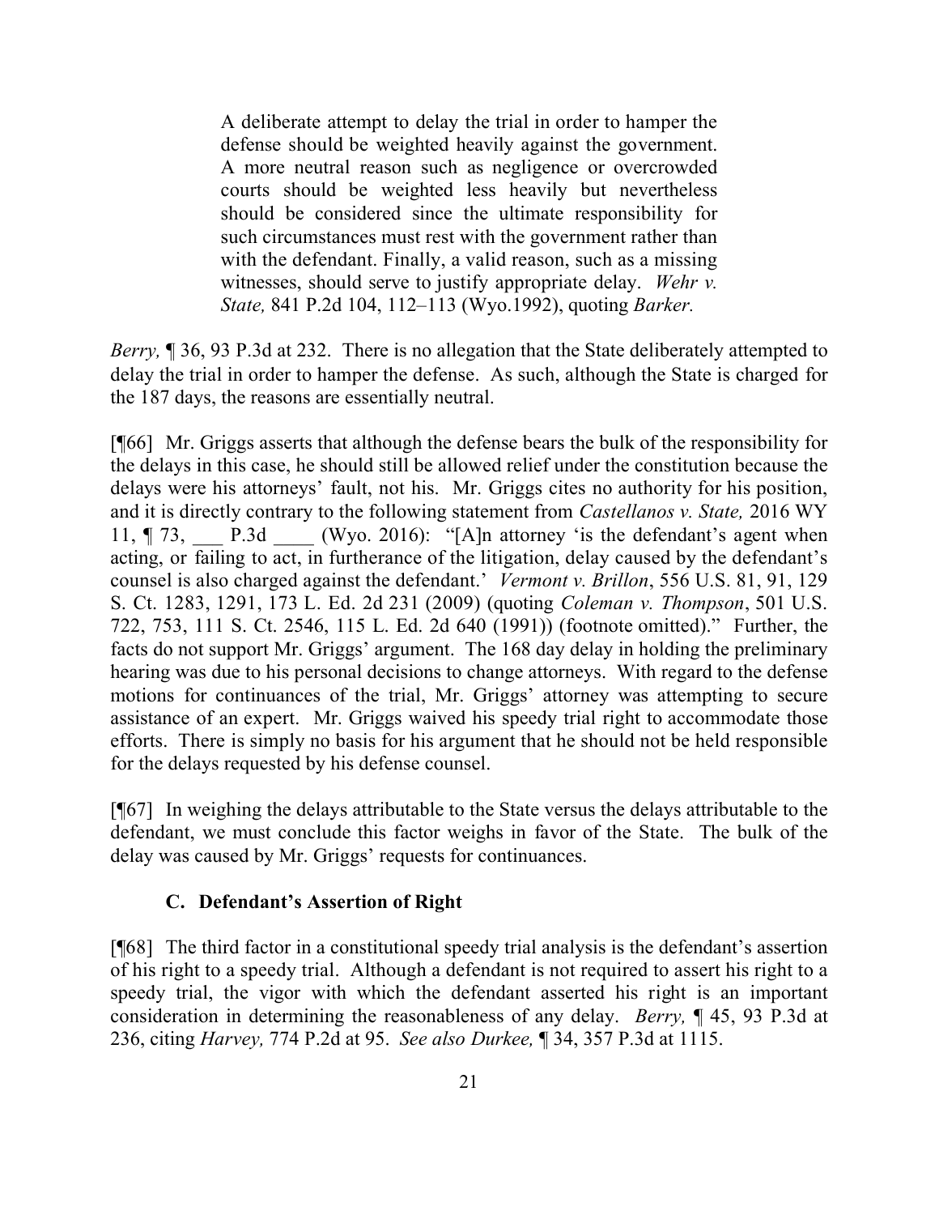> A deliberate attempt to delay the trial in order to hamper the defense should be weighted heavily against the government. A more neutral reason such as negligence or overcrowded courts should be weighted less heavily but nevertheless should be considered since the ultimate responsibility for such circumstances must rest with the government rather than with the defendant. Finally, a valid reason, such as a missing witnesses, should serve to justify appropriate delay. *Wehr v. State,* 841 P.2d 104, 112–113 (Wyo.1992), quoting *Barker.*

*Berry,* ¶ 36, 93 P.3d at 232. There is no allegation that the State deliberately attempted to delay the trial in order to hamper the defense. As such, although the State is charged for the 187 days, the reasons are essentially neutral.

[¶66] Mr. Griggs asserts that although the defense bears the bulk of the responsibility for the delays in this case, he should still be allowed relief under the constitution because the delays were his attorneys' fault, not his. Mr. Griggs cites no authority for his position, and it is directly contrary to the following statement from *Castellanos v. State,* 2016 WY 11, ¶ 73, ___ P.3d ____ (Wyo. 2016): "[A]n attorney 'is the defendant's agent when acting, or failing to act, in furtherance of the litigation, delay caused by the defendant's counsel is also charged against the defendant.' *Vermont v. Brillon*, 556 U.S. 81, 91, 129 S. Ct. 1283, 1291, 173 L. Ed. 2d 231 (2009) (quoting *Coleman v. Thompson*, 501 U.S. 722, 753, 111 S. Ct. 2546, 115 L. Ed. 2d 640 (1991)) (footnote omitted)." Further, the facts do not support Mr. Griggs' argument. The 168 day delay in holding the preliminary hearing was due to his personal decisions to change attorneys. With regard to the defense motions for continuances of the trial, Mr. Griggs' attorney was attempting to secure assistance of an expert. Mr. Griggs waived his speedy trial right to accommodate those efforts. There is simply no basis for his argument that he should not be held responsible for the delays requested by his defense counsel.

[¶67] In weighing the delays attributable to the State versus the delays attributable to the defendant, we must conclude this factor weighs in favor of the State. The bulk of the delay was caused by Mr. Griggs' requests for continuances.

### C. Defendant's Assertion of Right

[¶68] The third factor in a constitutional speedy trial analysis is the defendant's assertion of his right to a speedy trial. Although a defendant is not required to assert his right to a speedy trial, the vigor with which the defendant asserted his right is an important consideration in determining the reasonableness of any delay. *Berry,* ¶ 45, 93 P.3d at 236, citing *Harvey,* 774 P.2d at 95. *See also Durkee,* ¶ 34, 357 P.3d at 1115.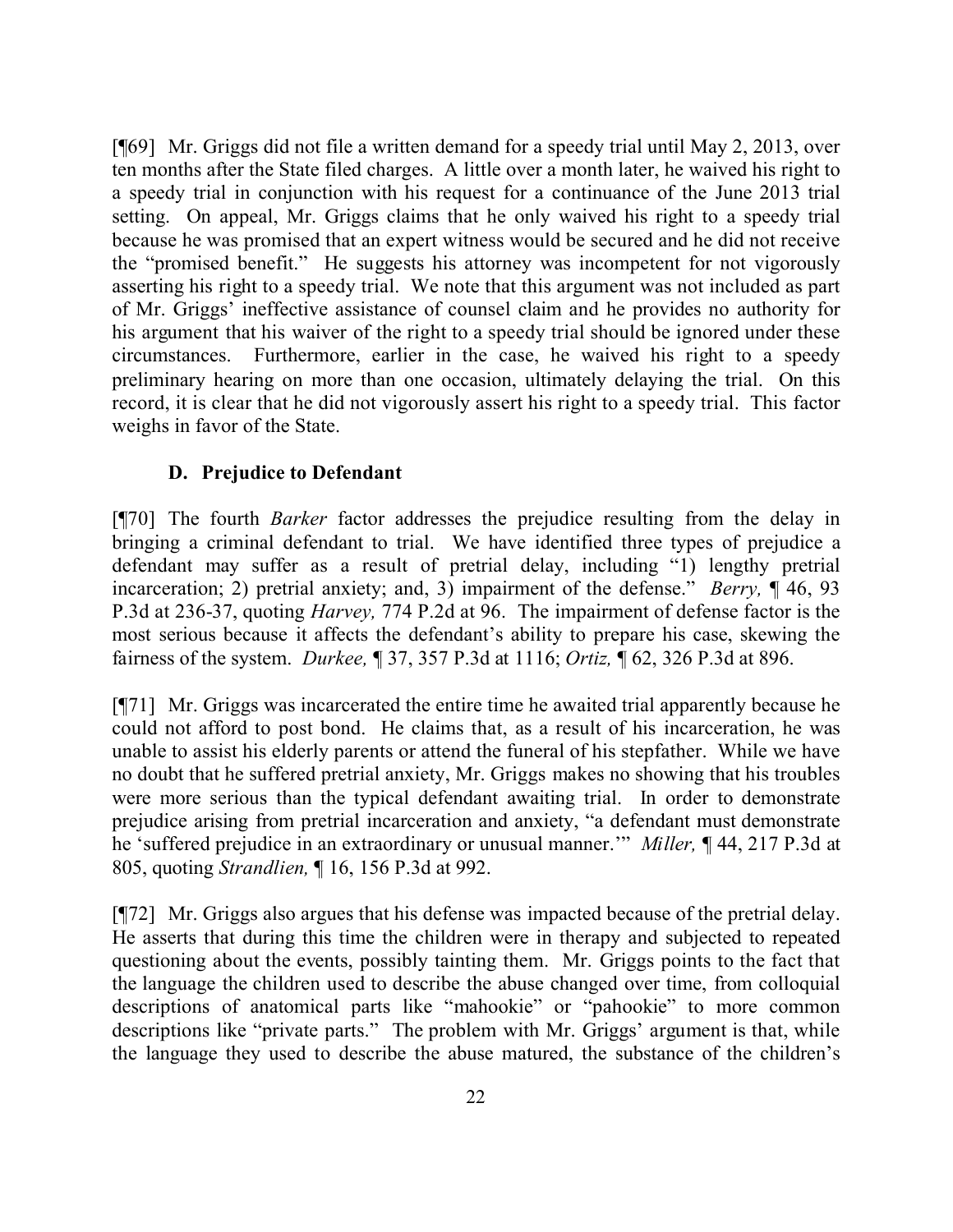[¶69] Mr. Griggs did not file a written demand for a speedy trial until May 2, 2013, over ten months after the State filed charges. A little over a month later, he waived his right to a speedy trial in conjunction with his request for a continuance of the June 2013 trial setting. On appeal, Mr. Griggs claims that he only waived his right to a speedy trial because he was promised that an expert witness would be secured and he did not receive the "promised benefit." He suggests his attorney was incompetent for not vigorously asserting his right to a speedy trial. We note that this argument was not included as part of Mr. Griggs' ineffective assistance of counsel claim and he provides no authority for his argument that his waiver of the right to a speedy trial should be ignored under these circumstances. Furthermore, earlier in the case, he waived his right to a speedy preliminary hearing on more than one occasion, ultimately delaying the trial. On this record, it is clear that he did not vigorously assert his right to a speedy trial. This factor weighs in favor of the State.

### D. Prejudice to Defendant

[¶70] The fourth *Barker* factor addresses the prejudice resulting from the delay in bringing a criminal defendant to trial. We have identified three types of prejudice a defendant may suffer as a result of pretrial delay, including "1) lengthy pretrial incarceration; 2) pretrial anxiety; and, 3) impairment of the defense." *Berry,* ¶ 46, 93 P.3d at 236-37, quoting *Harvey,* 774 P.2d at 96. The impairment of defense factor is the most serious because it affects the defendant's ability to prepare his case, skewing the fairness of the system. *Durkee,* ¶ 37, 357 P.3d at 1116; *Ortiz,* ¶ 62, 326 P.3d at 896.

[¶71] Mr. Griggs was incarcerated the entire time he awaited trial apparently because he could not afford to post bond. He claims that, as a result of his incarceration, he was unable to assist his elderly parents or attend the funeral of his stepfather. While we have no doubt that he suffered pretrial anxiety, Mr. Griggs makes no showing that his troubles were more serious than the typical defendant awaiting trial. In order to demonstrate prejudice arising from pretrial incarceration and anxiety, "a defendant must demonstrate he 'suffered prejudice in an extraordinary or unusual manner.'" *Miller,* ¶ 44, 217 P.3d at 805, quoting *Strandlien,* ¶ 16, 156 P.3d at 992.

[¶72] Mr. Griggs also argues that his defense was impacted because of the pretrial delay. He asserts that during this time the children were in therapy and subjected to repeated questioning about the events, possibly tainting them. Mr. Griggs points to the fact that the language the children used to describe the abuse changed over time, from colloquial descriptions of anatomical parts like "mahookie" or "pahookie" to more common descriptions like "private parts." The problem with Mr. Griggs' argument is that, while the language they used to describe the abuse matured, the substance of the children's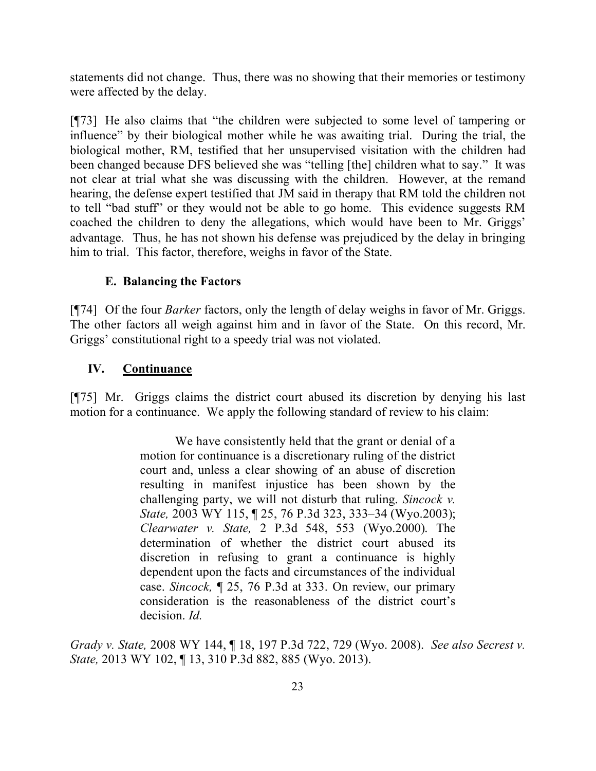statements did not change. Thus, there was no showing that their memories or testimony were affected by the delay.

[¶73] He also claims that "the children were subjected to some level of tampering or influence" by their biological mother while he was awaiting trial. During the trial, the biological mother, RM, testified that her unsupervised visitation with the children had been changed because DFS believed she was "telling [the] children what to say." It was not clear at trial what she was discussing with the children. However, at the remand hearing, the defense expert testified that JM said in therapy that RM told the children not to tell "bad stuff" or they would not be able to go home. This evidence suggests RM coached the children to deny the allegations, which would have been to Mr. Griggs' advantage. Thus, he has not shown his defense was prejudiced by the delay in bringing him to trial. This factor, therefore, weighs in favor of the State.

### E. Balancing the Factors

[¶74] Of the four *Barker* factors, only the length of delay weighs in favor of Mr. Griggs. The other factors all weigh against him and in favor of the State. On this record, Mr. Griggs' constitutional right to a speedy trial was not violated.

## IV. Continuance

[¶75] Mr. Griggs claims the district court abused its discretion by denying his last motion for a continuance. We apply the following standard of review to his claim:

> We have consistently held that the grant or denial of a motion for continuance is a discretionary ruling of the district court and, unless a clear showing of an abuse of discretion resulting in manifest injustice has been shown by the challenging party, we will not disturb that ruling. *Sincock v. State,* 2003 WY 115, ¶ 25, 76 P.3d 323, 333–34 (Wyo.2003); *Clearwater v. State,* 2 P.3d 548, 553 (Wyo.2000). The determination of whether the district court abused its discretion in refusing to grant a continuance is highly dependent upon the facts and circumstances of the individual case. *Sincock,* ¶ 25, 76 P.3d at 333. On review, our primary consideration is the reasonableness of the district court's decision. *Id.*

*Grady v. State,* 2008 WY 144, ¶ 18, 197 P.3d 722, 729 (Wyo. 2008). *See also Secrest v. State,* 2013 WY 102, ¶ 13, 310 P.3d 882, 885 (Wyo. 2013).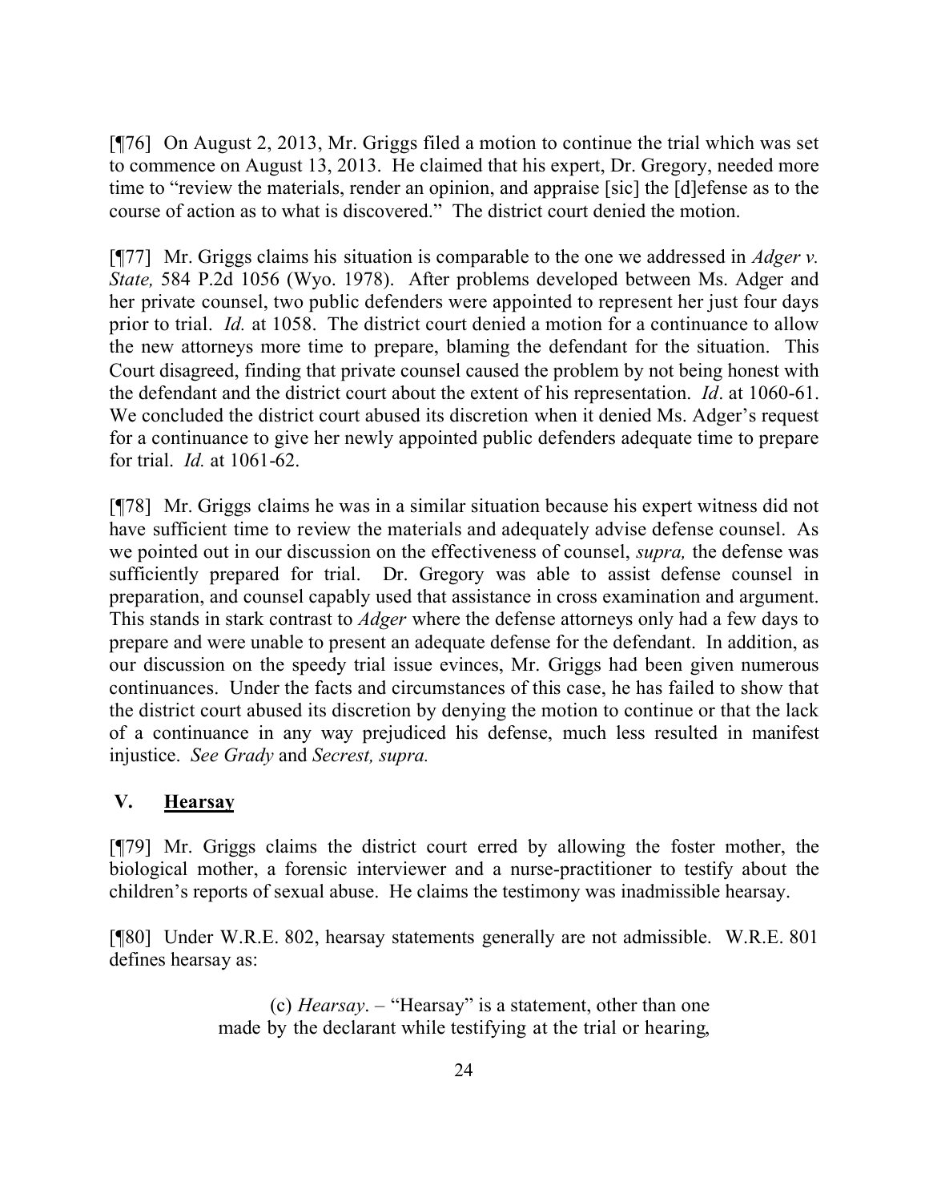[¶76] On August 2, 2013, Mr. Griggs filed a motion to continue the trial which was set to commence on August 13, 2013. He claimed that his expert, Dr. Gregory, needed more time to "review the materials, render an opinion, and appraise [sic] the [d]efense as to the course of action as to what is discovered." The district court denied the motion.

[¶77] Mr. Griggs claims his situation is comparable to the one we addressed in *Adger v. State,* 584 P.2d 1056 (Wyo. 1978). After problems developed between Ms. Adger and her private counsel, two public defenders were appointed to represent her just four days prior to trial. *Id.* at 1058. The district court denied a motion for a continuance to allow the new attorneys more time to prepare, blaming the defendant for the situation. This Court disagreed, finding that private counsel caused the problem by not being honest with the defendant and the district court about the extent of his representation. *Id*. at 1060-61. We concluded the district court abused its discretion when it denied Ms. Adger's request for a continuance to give her newly appointed public defenders adequate time to prepare for trial. *Id.* at 1061-62.

[¶78] Mr. Griggs claims he was in a similar situation because his expert witness did not have sufficient time to review the materials and adequately advise defense counsel. As we pointed out in our discussion on the effectiveness of counsel, *supra,* the defense was sufficiently prepared for trial. Dr. Gregory was able to assist defense counsel in preparation, and counsel capably used that assistance in cross examination and argument. This stands in stark contrast to *Adger* where the defense attorneys only had a few days to prepare and were unable to present an adequate defense for the defendant. In addition, as our discussion on the speedy trial issue evinces, Mr. Griggs had been given numerous continuances. Under the facts and circumstances of this case, he has failed to show that the district court abused its discretion by denying the motion to continue or that the lack of a continuance in any way prejudiced his defense, much less resulted in manifest injustice. *See Grady* and *Secrest, supra.*

## V. <u>Hearsay</u>

[¶79] Mr. Griggs claims the district court erred by allowing the foster mother, the biological mother, a forensic interviewer and a nurse-practitioner to testify about the children's reports of sexual abuse. He claims the testimony was inadmissible hearsay.

[¶80] Under W.R.E. 802, hearsay statements generally are not admissible. W.R.E. 801 defines hearsay as:

> (c) *Hearsay*. – "Hearsay" is a statement, other than one made by the declarant while testifying at the trial or hearing,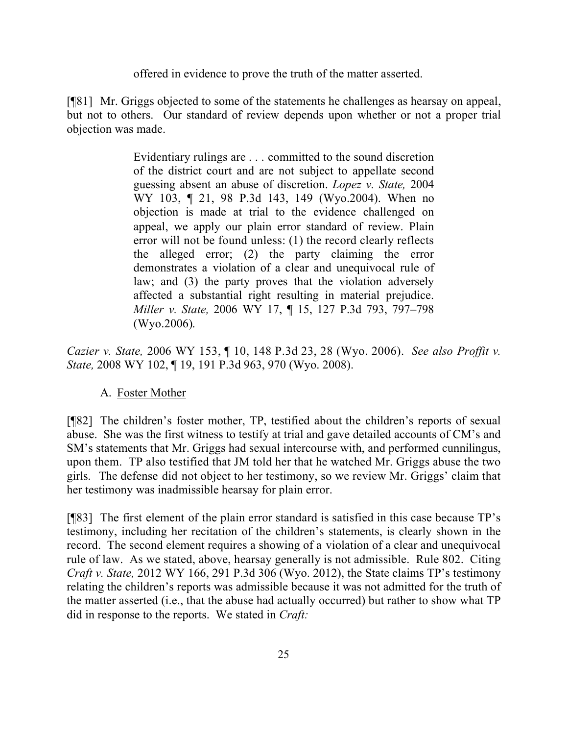offered in evidence to prove the truth of the matter asserted.

[¶81] Mr. Griggs objected to some of the statements he challenges as hearsay on appeal, but not to others. Our standard of review depends upon whether or not a proper trial objection was made.

> Evidentiary rulings are . . . committed to the sound discretion of the district court and are not subject to appellate second guessing absent an abuse of discretion. *Lopez v. State,* 2004 WY 103, ¶ 21, 98 P.3d 143, 149 (Wyo.2004). When no objection is made at trial to the evidence challenged on appeal, we apply our plain error standard of review. Plain error will not be found unless: (1) the record clearly reflects the alleged error; (2) the party claiming the error demonstrates a violation of a clear and unequivocal rule of law; and (3) the party proves that the violation adversely affected a substantial right resulting in material prejudice. *Miller v. State,* 2006 WY 17, ¶ 15, 127 P.3d 793, 797–798 (Wyo.2006).

*Cazier v. State,* 2006 WY 153, ¶ 10, 148 P.3d 23, 28 (Wyo. 2006). *See also Proffit v. State,* 2008 WY 102, ¶ 19, 191 P.3d 963, 970 (Wyo. 2008).

A. Foster Mother

[¶82] The children's foster mother, TP, testified about the children's reports of sexual abuse. She was the first witness to testify at trial and gave detailed accounts of CM's and SM's statements that Mr. Griggs had sexual intercourse with, and performed cunnilingus, upon them. TP also testified that JM told her that he watched Mr. Griggs abuse the two girls. The defense did not object to her testimony, so we review Mr. Griggs' claim that her testimony was inadmissible hearsay for plain error.

[¶83] The first element of the plain error standard is satisfied in this case because TP's testimony, including her recitation of the children's statements, is clearly shown in the record. The second element requires a showing of a violation of a clear and unequivocal rule of law. As we stated, above, hearsay generally is not admissible. Rule 802. Citing *Craft v. State,* 2012 WY 166, 291 P.3d 306 (Wyo. 2012), the State claims TP's testimony relating the children's reports was admissible because it was not admitted for the truth of the matter asserted (i.e., that the abuse had actually occurred) but rather to show what TP did in response to the reports. We stated in *Craft:*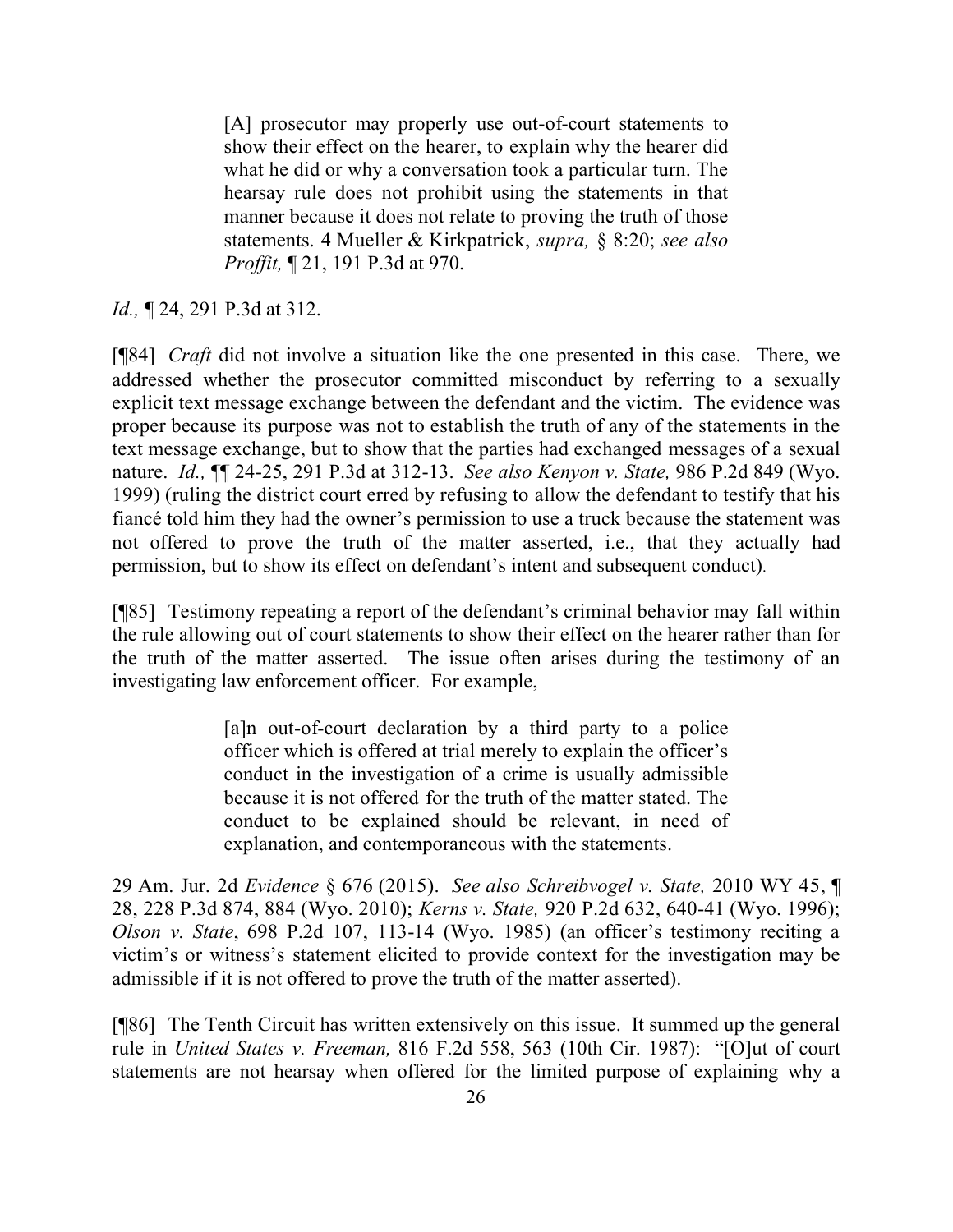> [A] prosecutor may properly use out-of-court statements to show their effect on the hearer, to explain why the hearer did what he did or why a conversation took a particular turn. The hearsay rule does not prohibit using the statements in that manner because it does not relate to proving the truth of those statements. 4 Mueller & Kirkpatrick, *supra,* § 8:20; *see also Proffit,* ¶ 21, 191 P.3d at 970.

*Id.,* ¶ 24, 291 P.3d at 312.

[¶84] *Craft* did not involve a situation like the one presented in this case. There, we addressed whether the prosecutor committed misconduct by referring to a sexually explicit text message exchange between the defendant and the victim. The evidence was proper because its purpose was not to establish the truth of any of the statements in the text message exchange, but to show that the parties had exchanged messages of a sexual nature. *Id.,* ¶¶ 24-25, 291 P.3d at 312-13. *See also Kenyon v. State,* 986 P.2d 849 (Wyo. 1999) (ruling the district court erred by refusing to allow the defendant to testify that his fiancé told him they had the owner's permission to use a truck because the statement was not offered to prove the truth of the matter asserted, i.e., that they actually had permission, but to show its effect on defendant's intent and subsequent conduct).

[¶85] Testimony repeating a report of the defendant's criminal behavior may fall within the rule allowing out of court statements to show their effect on the hearer rather than for the truth of the matter asserted. The issue often arises during the testimony of an investigating law enforcement officer. For example,

> [a]n out-of-court declaration by a third party to a police officer which is offered at trial merely to explain the officer's conduct in the investigation of a crime is usually admissible because it is not offered for the truth of the matter stated. The conduct to be explained should be relevant, in need of explanation, and contemporaneous with the statements.

29 Am. Jur. 2d *Evidence* § 676 (2015). *See also Schreibvogel v. State,* 2010 WY 45, ¶ 28, 228 P.3d 874, 884 (Wyo. 2010); *Kerns v. State,* 920 P.2d 632, 640-41 (Wyo. 1996); *Olson v. State*, 698 P.2d 107, 113-14 (Wyo. 1985) (an officer's testimony reciting a victim's or witness's statement elicited to provide context for the investigation may be admissible if it is not offered to prove the truth of the matter asserted).

[¶86] The Tenth Circuit has written extensively on this issue. It summed up the general rule in *United States v. Freeman,* 816 F.2d 558, 563 (10th Cir. 1987): "[O]ut of court statements are not hearsay when offered for the limited purpose of explaining why a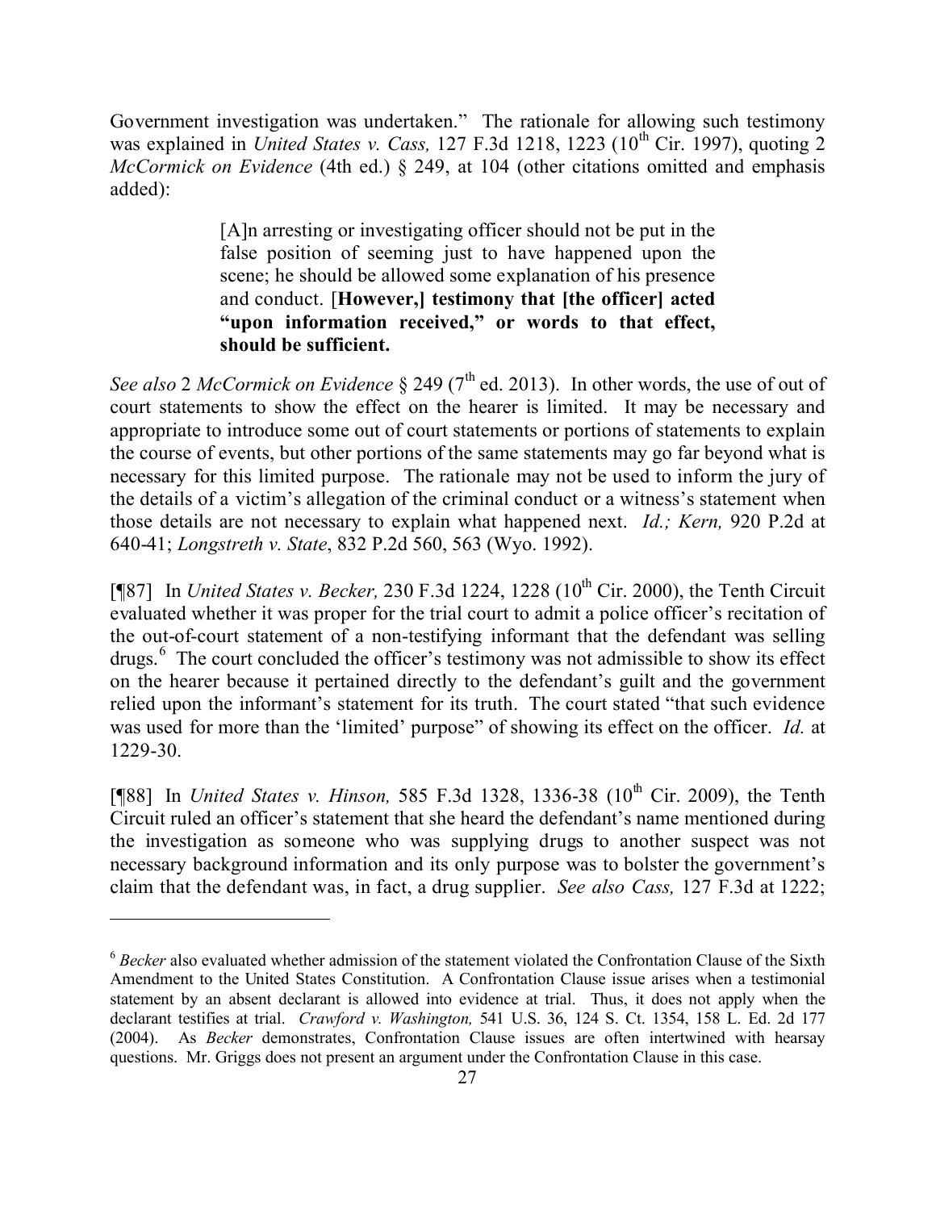Government investigation was undertaken." The rationale for allowing such testimony was explained in *United States v. Cass,* 127 F.3d 1218, 1223 (10th Cir. 1997), quoting 2 *McCormick on Evidence* (4th ed.) § 249, at 104 (other citations omitted and emphasis added):

> [A]n arresting or investigating officer should not be put in the false position of seeming just to have happened upon the scene; he should be allowed some explanation of his presence and conduct. [**However,] testimony that [the officer] acted "upon information received," or words to that effect, should be sufficient.**

*See also* 2 *McCormick on Evidence* § 249 (7th ed. 2013). In other words, the use of out of court statements to show the effect on the hearer is limited. It may be necessary and appropriate to introduce some out of court statements or portions of statements to explain the course of events, but other portions of the same statements may go far beyond what is necessary for this limited purpose. The rationale may not be used to inform the jury of the details of a victim's allegation of the criminal conduct or a witness's statement when those details are not necessary to explain what happened next. *Id.; Kern,* 920 P.2d at 640-41; *Longstreth v. State*, 832 P.2d 560, 563 (Wyo. 1992).

[¶87] In *United States v. Becker,* 230 F.3d 1224, 1228 (10th Cir. 2000), the Tenth Circuit evaluated whether it was proper for the trial court to admit a police officer's recitation of the out-of-court statement of a non-testifying informant that the defendant was selling drugs.[6] The court concluded the officer's testimony was not admissible to show its effect on the hearer because it pertained directly to the defendant's guilt and the government relied upon the informant's statement for its truth. The court stated "that such evidence was used for more than the 'limited' purpose" of showing its effect on the officer. *Id.* at 1229-30.

[¶88] In *United States v. Hinson,* 585 F.3d 1328, 1336-38 (10th Cir. 2009), the Tenth Circuit ruled an officer's statement that she heard the defendant's name mentioned during the investigation as someone who was supplying drugs to another suspect was not necessary background information and its only purpose was to bolster the government's claim that the defendant was, in fact, a drug supplier. *See also Cass,* 127 F.3d at 1222;

---

[6] *Becker* also evaluated whether admission of the statement violated the Confrontation Clause of the Sixth Amendment to the United States Constitution. A Confrontation Clause issue arises when a testimonial statement by an absent declarant is allowed into evidence at trial. Thus, it does not apply when the declarant testifies at trial. *Crawford v. Washington,* 541 U.S. 36, 124 S. Ct. 1354, 158 L. Ed. 2d 177 (2004). As *Becker* demonstrates, Confrontation Clause issues are often intertwined with hearsay questions. Mr. Griggs does not present an argument under the Confrontation Clause in this case.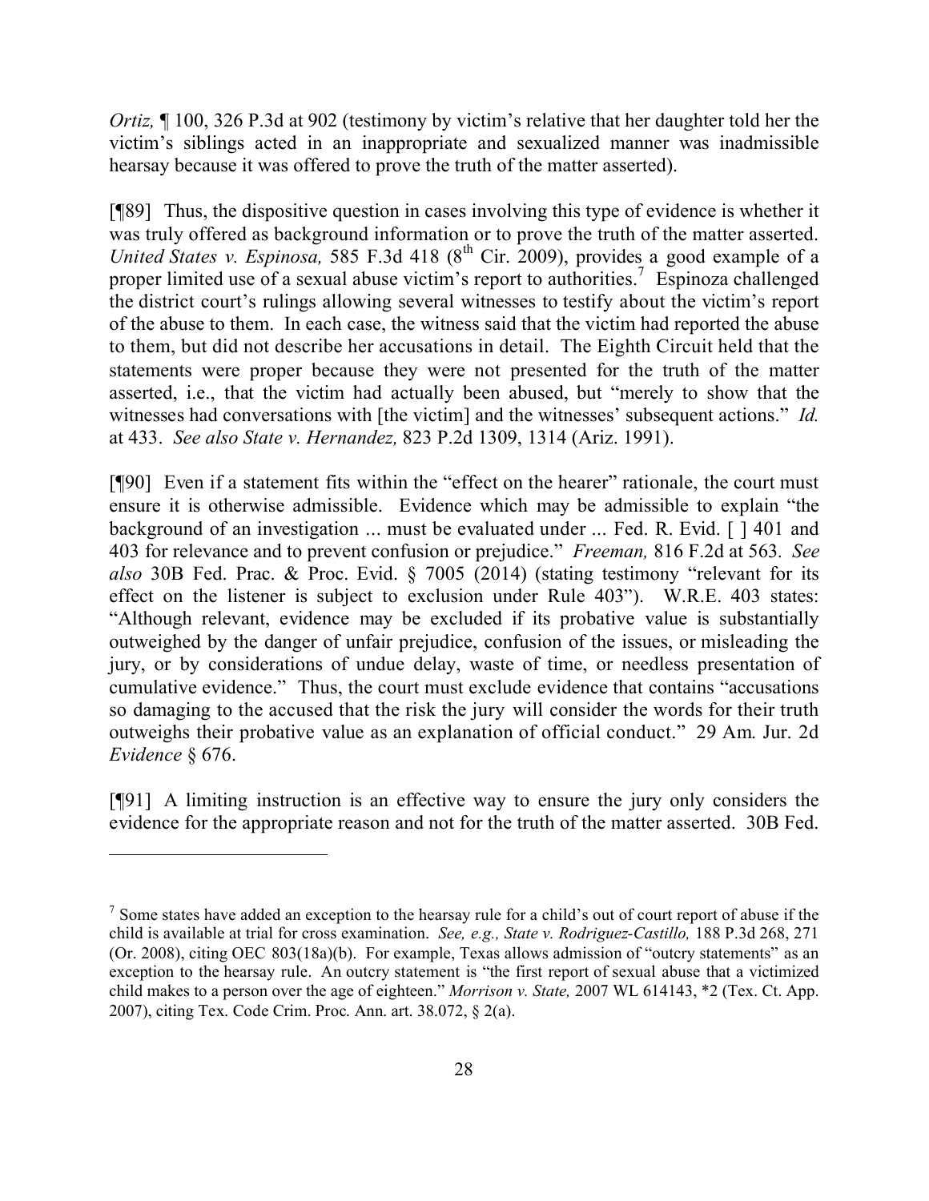*Ortiz,* ¶ 100, 326 P.3d at 902 (testimony by victim's relative that her daughter told her the victim's siblings acted in an inappropriate and sexualized manner was inadmissible hearsay because it was offered to prove the truth of the matter asserted).

[¶89] Thus, the dispositive question in cases involving this type of evidence is whether it was truly offered as background information or to prove the truth of the matter asserted. *United States v. Espinosa,* 585 F.3d 418 (8th Cir. 2009), provides a good example of a proper limited use of a sexual abuse victim's report to authorities.[7] Espinoza challenged the district court's rulings allowing several witnesses to testify about the victim's report of the abuse to them. In each case, the witness said that the victim had reported the abuse to them, but did not describe her accusations in detail. The Eighth Circuit held that the statements were proper because they were not presented for the truth of the matter asserted, i.e., that the victim had actually been abused, but "merely to show that the witnesses had conversations with [the victim] and the witnesses' subsequent actions." *Id.* at 433. *See also State v. Hernandez,* 823 P.2d 1309, 1314 (Ariz. 1991).

[¶90] Even if a statement fits within the "effect on the hearer" rationale, the court must ensure it is otherwise admissible. Evidence which may be admissible to explain "the background of an investigation ... must be evaluated under ... Fed. R. Evid. [ ] 401 and 403 for relevance and to prevent confusion or prejudice." *Freeman,* 816 F.2d at 563. *See also* 30B Fed. Prac. & Proc. Evid. § 7005 (2014) (stating testimony "relevant for its effect on the listener is subject to exclusion under Rule 403"). W.R.E. 403 states: "Although relevant, evidence may be excluded if its probative value is substantially outweighed by the danger of unfair prejudice, confusion of the issues, or misleading the jury, or by considerations of undue delay, waste of time, or needless presentation of cumulative evidence." Thus, the court must exclude evidence that contains "accusations so damaging to the accused that the risk the jury will consider the words for their truth outweighs their probative value as an explanation of official conduct." 29 Am. Jur. 2d *Evidence* § 676.

[¶91] A limiting instruction is an effective way to ensure the jury only considers the evidence for the appropriate reason and not for the truth of the matter asserted. 30B Fed.

---

[7] Some states have added an exception to the hearsay rule for a child's out of court report of abuse if the child is available at trial for cross examination. *See, e.g., State v. Rodriguez-Castillo,* 188 P.3d 268, 271 (Or. 2008), citing OEC 803(18a)(b). For example, Texas allows admission of "outcry statements" as an exception to the hearsay rule. An outcry statement is "the first report of sexual abuse that a victimized child makes to a person over the age of eighteen." *Morrison v. State,* 2007 WL 614143, *2 (Tex. Ct. App. 2007), citing Tex. Code Crim. Proc. Ann. art. 38.072, § 2(a).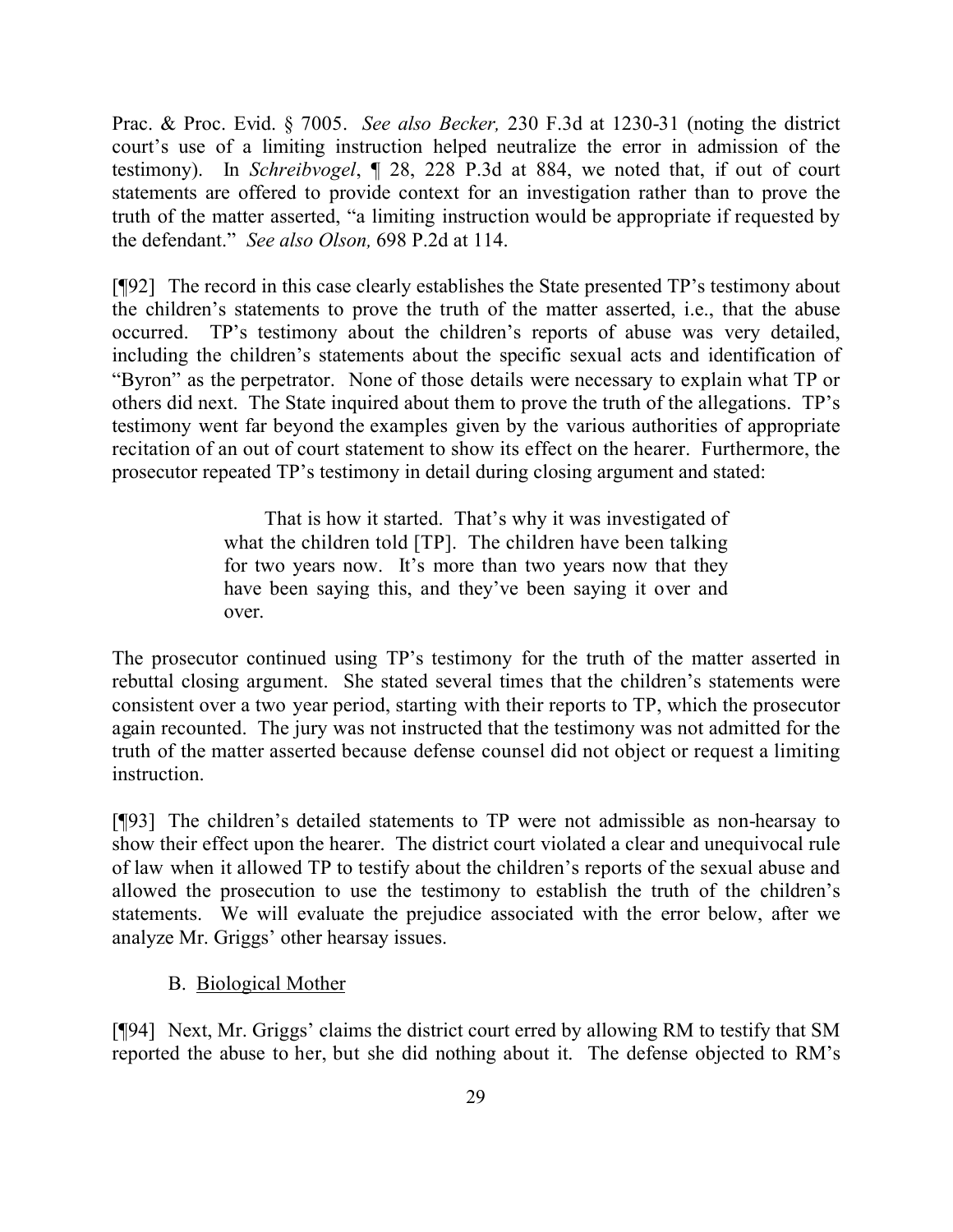Prac. & Proc. Evid. § 7005. *See also Becker,* 230 F.3d at 1230-31 (noting the district court's use of a limiting instruction helped neutralize the error in admission of the testimony). In *Schreibvogel*, ¶ 28, 228 P.3d at 884, we noted that, if out of court statements are offered to provide context for an investigation rather than to prove the truth of the matter asserted, "a limiting instruction would be appropriate if requested by the defendant." *See also Olson,* 698 P.2d at 114.

[¶92] The record in this case clearly establishes the State presented TP's testimony about the children's statements to prove the truth of the matter asserted, i.e., that the abuse occurred. TP's testimony about the children's reports of abuse was very detailed, including the children's statements about the specific sexual acts and identification of "Byron" as the perpetrator. None of those details were necessary to explain what TP or others did next. The State inquired about them to prove the truth of the allegations. TP's testimony went far beyond the examples given by the various authorities of appropriate recitation of an out of court statement to show its effect on the hearer. Furthermore, the prosecutor repeated TP's testimony in detail during closing argument and stated:

> That is how it started. That's why it was investigated of what the children told [TP]. The children have been talking for two years now. It's more than two years now that they have been saying this, and they've been saying it over and over.

The prosecutor continued using TP's testimony for the truth of the matter asserted in rebuttal closing argument. She stated several times that the children's statements were consistent over a two year period, starting with their reports to TP, which the prosecutor again recounted. The jury was not instructed that the testimony was not admitted for the truth of the matter asserted because defense counsel did not object or request a limiting instruction.

[¶93] The children's detailed statements to TP were not admissible as non-hearsay to show their effect upon the hearer. The district court violated a clear and unequivocal rule of law when it allowed TP to testify about the children's reports of the sexual abuse and allowed the prosecution to use the testimony to establish the truth of the children's statements. We will evaluate the prejudice associated with the error below, after we analyze Mr. Griggs' other hearsay issues.

B. Biological Mother

[¶94] Next, Mr. Griggs' claims the district court erred by allowing RM to testify that SM reported the abuse to her, but she did nothing about it. The defense objected to RM's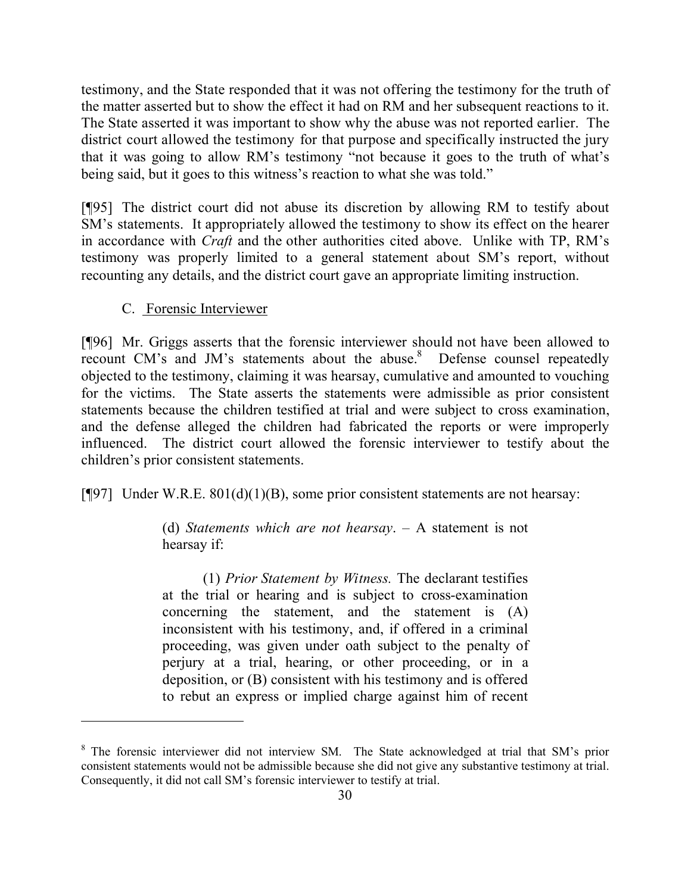testimony, and the State responded that it was not offering the testimony for the truth of the matter asserted but to show the effect it had on RM and her subsequent reactions to it. The State asserted it was important to show why the abuse was not reported earlier. The district court allowed the testimony for that purpose and specifically instructed the jury that it was going to allow RM's testimony "not because it goes to the truth of what's being said, but it goes to this witness's reaction to what she was told."

[¶95] The district court did not abuse its discretion by allowing RM to testify about SM's statements. It appropriately allowed the testimony to show its effect on the hearer in accordance with *Craft* and the other authorities cited above. Unlike with TP, RM's testimony was properly limited to a general statement about SM's report, without recounting any details, and the district court gave an appropriate limiting instruction.

C. Forensic Interviewer

[¶96] Mr. Griggs asserts that the forensic interviewer should not have been allowed to recount CM's and JM's statements about the abuse.[8] Defense counsel repeatedly objected to the testimony, claiming it was hearsay, cumulative and amounted to vouching for the victims. The State asserts the statements were admissible as prior consistent statements because the children testified at trial and were subject to cross examination, and the defense alleged the children had fabricated the reports or were improperly influenced. The district court allowed the forensic interviewer to testify about the children's prior consistent statements.

[¶97] Under W.R.E. 801(d)(1)(B), some prior consistent statements are not hearsay:

> (d) *Statements which are not hearsay*. – A statement is not hearsay if:
>
> (1) *Prior Statement by Witness.* The declarant testifies at the trial or hearing and is subject to cross-examination concerning the statement, and the statement is (A) inconsistent with his testimony, and, if offered in a criminal proceeding, was given under oath subject to the penalty of perjury at a trial, hearing, or other proceeding, or in a deposition, or (B) consistent with his testimony and is offered to rebut an express or implied charge against him of recent

[8] The forensic interviewer did not interview SM. The State acknowledged at trial that SM's prior consistent statements would not be admissible because she did not give any substantive testimony at trial. Consequently, it did not call SM's forensic interviewer to testify at trial.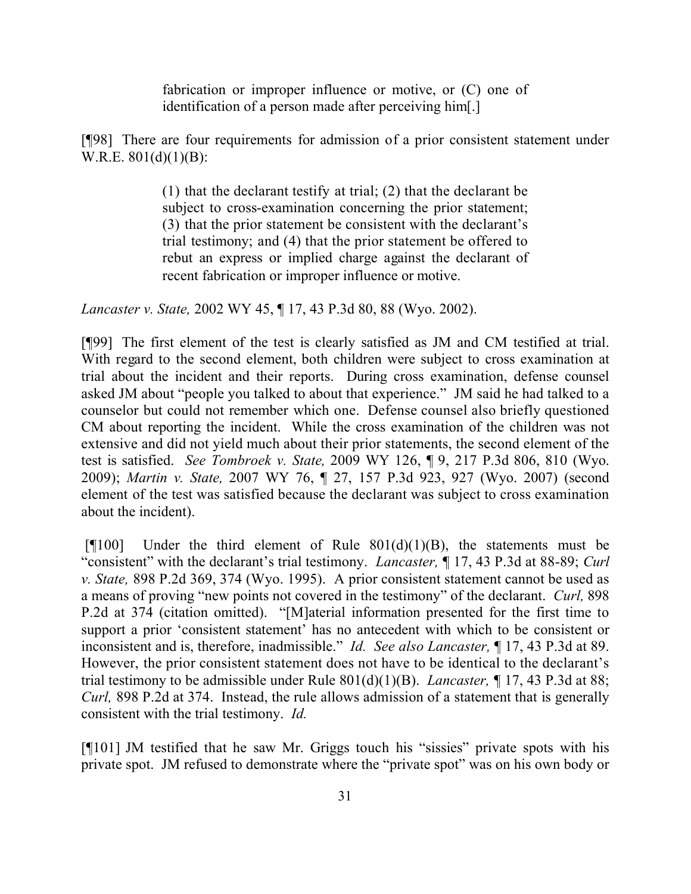> fabrication or improper influence or motive, or (C) one of identification of a person made after perceiving him[.]

[¶98] There are four requirements for admission of a prior consistent statement under W.R.E. 801(d)(1)(B):

> (1) that the declarant testify at trial; (2) that the declarant be subject to cross-examination concerning the prior statement; (3) that the prior statement be consistent with the declarant's trial testimony; and (4) that the prior statement be offered to rebut an express or implied charge against the declarant of recent fabrication or improper influence or motive.

*Lancaster v. State,* 2002 WY 45, ¶ 17, 43 P.3d 80, 88 (Wyo. 2002).

[¶99] The first element of the test is clearly satisfied as JM and CM testified at trial. With regard to the second element, both children were subject to cross examination at trial about the incident and their reports. During cross examination, defense counsel asked JM about "people you talked to about that experience." JM said he had talked to a counselor but could not remember which one. Defense counsel also briefly questioned CM about reporting the incident. While the cross examination of the children was not extensive and did not yield much about their prior statements, the second element of the test is satisfied. *See Tombroek v. State,* 2009 WY 126, ¶ 9, 217 P.3d 806, 810 (Wyo. 2009); *Martin v. State,* 2007 WY 76, ¶ 27, 157 P.3d 923, 927 (Wyo. 2007) (second element of the test was satisfied because the declarant was subject to cross examination about the incident).

[¶100] Under the third element of Rule 801(d)(1)(B), the statements must be "consistent" with the declarant's trial testimony. *Lancaster,* ¶ 17, 43 P.3d at 88-89; *Curl v. State,* 898 P.2d 369, 374 (Wyo. 1995). A prior consistent statement cannot be used as a means of proving "new points not covered in the testimony" of the declarant. *Curl,* 898 P.2d at 374 (citation omitted). "[M]aterial information presented for the first time to support a prior 'consistent statement' has no antecedent with which to be consistent or inconsistent and is, therefore, inadmissible." *Id. See also Lancaster,* ¶ 17, 43 P.3d at 89. However, the prior consistent statement does not have to be identical to the declarant's trial testimony to be admissible under Rule 801(d)(1)(B). *Lancaster,* ¶ 17, 43 P.3d at 88; *Curl,* 898 P.2d at 374. Instead, the rule allows admission of a statement that is generally consistent with the trial testimony. *Id.*

[¶101] JM testified that he saw Mr. Griggs touch his "sissies" private spots with his private spot. JM refused to demonstrate where the "private spot" was on his own body or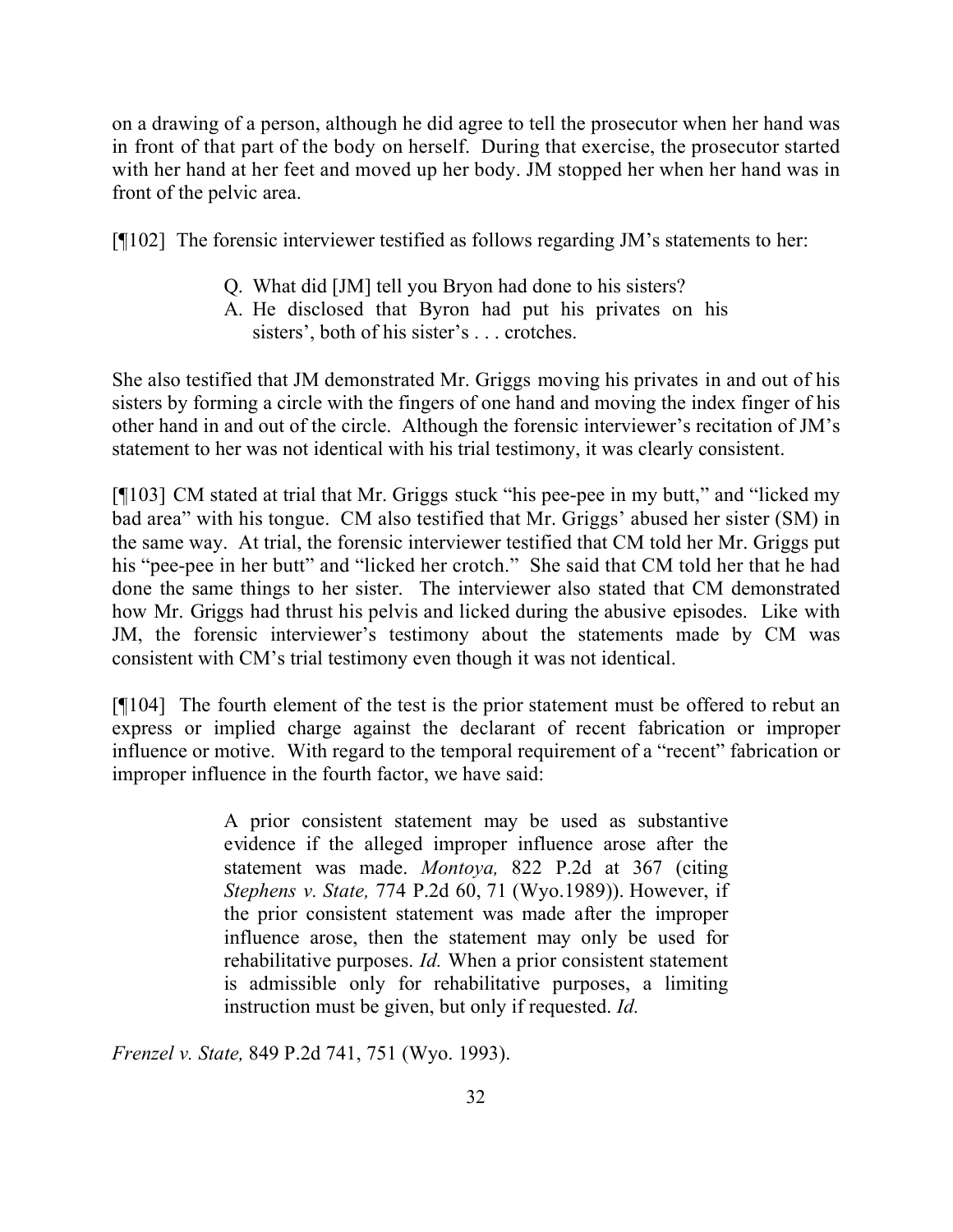on a drawing of a person, although he did agree to tell the prosecutor when her hand was in front of that part of the body on herself. During that exercise, the prosecutor started with her hand at her feet and moved up her body. JM stopped her when her hand was in front of the pelvic area.

[¶102] The forensic interviewer testified as follows regarding JM's statements to her:

> Q. What did [JM] tell you Bryon had done to his sisters?
> A. He disclosed that Byron had put his privates on his sisters', both of his sister's . . . crotches.

She also testified that JM demonstrated Mr. Griggs moving his privates in and out of his sisters by forming a circle with the fingers of one hand and moving the index finger of his other hand in and out of the circle. Although the forensic interviewer's recitation of JM's statement to her was not identical with his trial testimony, it was clearly consistent.

[¶103] CM stated at trial that Mr. Griggs stuck "his pee-pee in my butt," and "licked my bad area" with his tongue. CM also testified that Mr. Griggs' abused her sister (SM) in the same way. At trial, the forensic interviewer testified that CM told her Mr. Griggs put his "pee-pee in her butt" and "licked her crotch." She said that CM told her that he had done the same things to her sister. The interviewer also stated that CM demonstrated how Mr. Griggs had thrust his pelvis and licked during the abusive episodes. Like with JM, the forensic interviewer's testimony about the statements made by CM was consistent with CM's trial testimony even though it was not identical.

[¶104] The fourth element of the test is the prior statement must be offered to rebut an express or implied charge against the declarant of recent fabrication or improper influence or motive. With regard to the temporal requirement of a "recent" fabrication or improper influence in the fourth factor, we have said:

> A prior consistent statement may be used as substantive evidence if the alleged improper influence arose after the statement was made. *Montoya,* 822 P.2d at 367 (citing *Stephens v. State,* 774 P.2d 60, 71 (Wyo.1989)). However, if the prior consistent statement was made after the improper influence arose, then the statement may only be used for rehabilitative purposes. *Id.* When a prior consistent statement is admissible only for rehabilitative purposes, a limiting instruction must be given, but only if requested. *Id.*

*Frenzel v. State,* 849 P.2d 741, 751 (Wyo. 1993).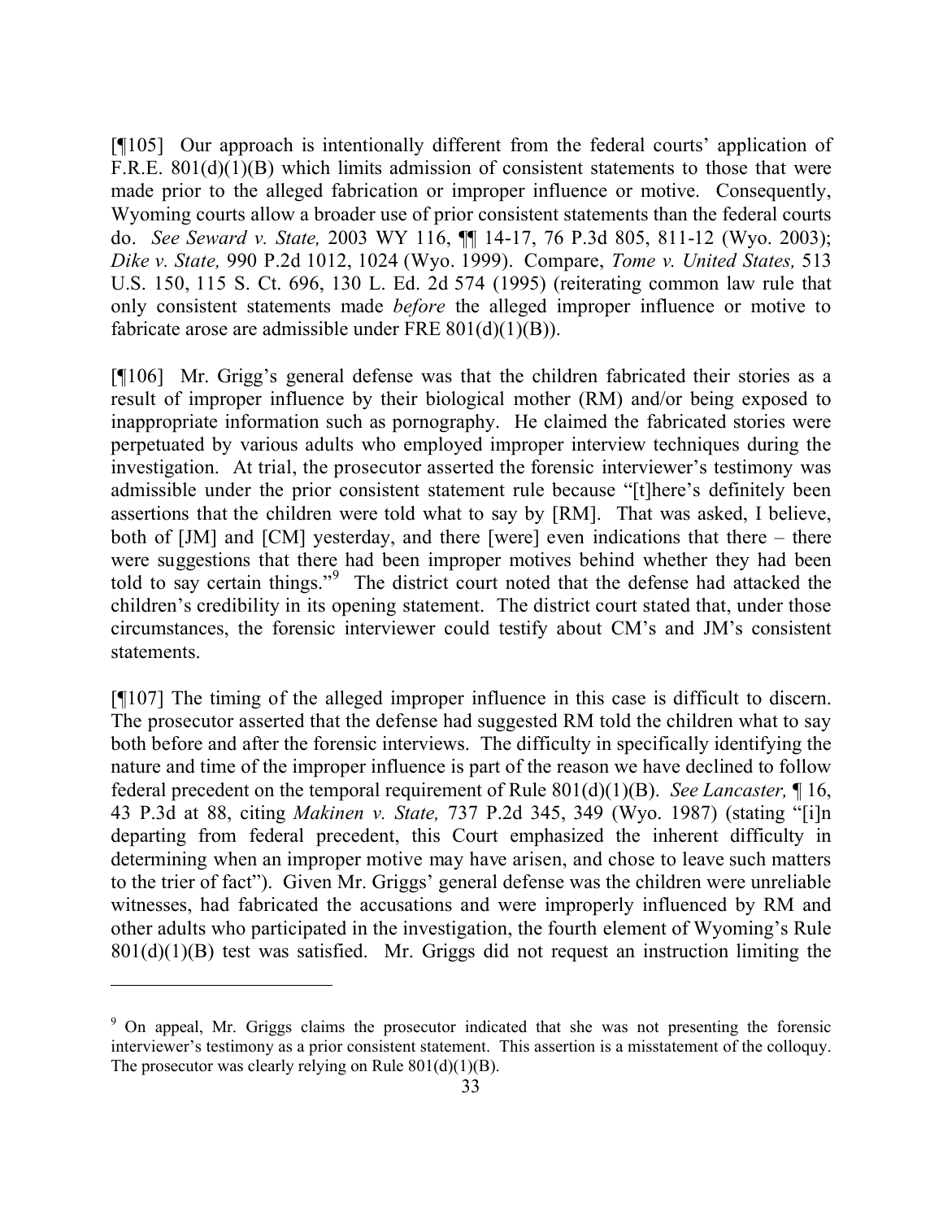[¶105] Our approach is intentionally different from the federal courts' application of F.R.E. 801(d)(1)(B) which limits admission of consistent statements to those that were made prior to the alleged fabrication or improper influence or motive. Consequently, Wyoming courts allow a broader use of prior consistent statements than the federal courts do. *See Seward v. State,* 2003 WY 116, ¶¶ 14-17, 76 P.3d 805, 811-12 (Wyo. 2003); *Dike v. State,* 990 P.2d 1012, 1024 (Wyo. 1999). Compare, *Tome v. United States,* 513 U.S. 150, 115 S. Ct. 696, 130 L. Ed. 2d 574 (1995) (reiterating common law rule that only consistent statements made *before* the alleged improper influence or motive to fabricate arose are admissible under FRE 801(d)(1)(B)).

[¶106] Mr. Grigg's general defense was that the children fabricated their stories as a result of improper influence by their biological mother (RM) and/or being exposed to inappropriate information such as pornography. He claimed the fabricated stories were perpetuated by various adults who employed improper interview techniques during the investigation. At trial, the prosecutor asserted the forensic interviewer's testimony was admissible under the prior consistent statement rule because "[t]here's definitely been assertions that the children were told what to say by [RM]. That was asked, I believe, both of [JM] and [CM] yesterday, and there [were] even indications that there – there were suggestions that there had been improper motives behind whether they had been told to say certain things."[9] The district court noted that the defense had attacked the children's credibility in its opening statement. The district court stated that, under those circumstances, the forensic interviewer could testify about CM's and JM's consistent statements.

[¶107] The timing of the alleged improper influence in this case is difficult to discern. The prosecutor asserted that the defense had suggested RM told the children what to say both before and after the forensic interviews. The difficulty in specifically identifying the nature and time of the improper influence is part of the reason we have declined to follow federal precedent on the temporal requirement of Rule 801(d)(1)(B). *See Lancaster,* ¶ 16, 43 P.3d at 88, citing *Makinen v. State,* 737 P.2d 345, 349 (Wyo. 1987) (stating "[i]n departing from federal precedent, this Court emphasized the inherent difficulty in determining when an improper motive may have arisen, and chose to leave such matters to the trier of fact"). Given Mr. Griggs' general defense was the children were unreliable witnesses, had fabricated the accusations and were improperly influenced by RM and other adults who participated in the investigation, the fourth element of Wyoming's Rule 801(d)(1)(B) test was satisfied. Mr. Griggs did not request an instruction limiting the

---

[9] On appeal, Mr. Griggs claims the prosecutor indicated that she was not presenting the forensic interviewer's testimony as a prior consistent statement. This assertion is a misstatement of the colloquy. The prosecutor was clearly relying on Rule 801(d)(1)(B).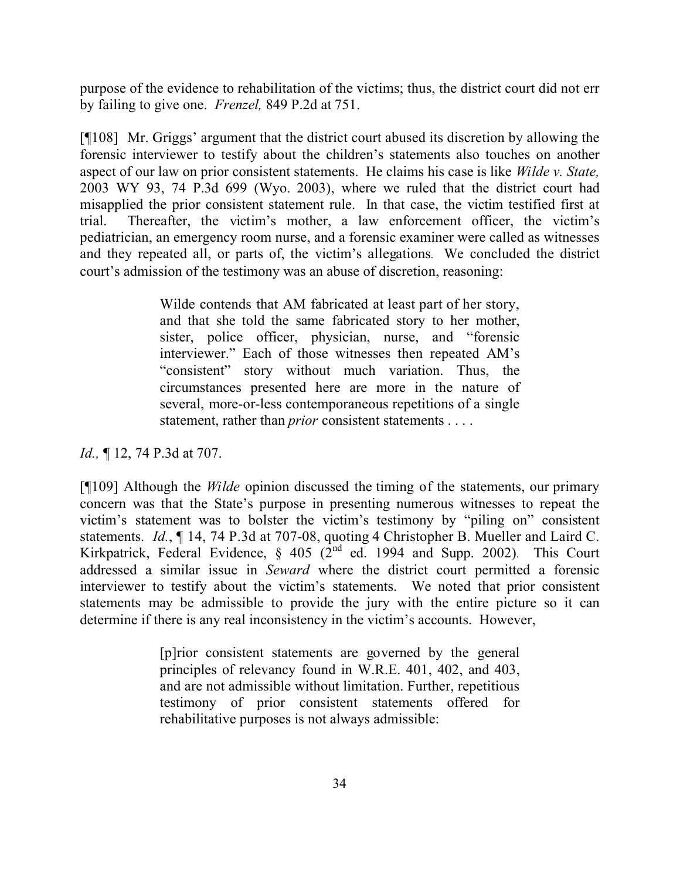purpose of the evidence to rehabilitation of the victims; thus, the district court did not err by failing to give one. *Frenzel,* 849 P.2d at 751.

[¶108] Mr. Griggs' argument that the district court abused its discretion by allowing the forensic interviewer to testify about the children's statements also touches on another aspect of our law on prior consistent statements. He claims his case is like *Wilde v. State,* 2003 WY 93, 74 P.3d 699 (Wyo. 2003), where we ruled that the district court had misapplied the prior consistent statement rule. In that case, the victim testified first at trial. Thereafter, the victim's mother, a law enforcement officer, the victim's pediatrician, an emergency room nurse, and a forensic examiner were called as witnesses and they repeated all, or parts of, the victim's allegations. We concluded the district court's admission of the testimony was an abuse of discretion, reasoning:

> Wilde contends that AM fabricated at least part of her story, and that she told the same fabricated story to her mother, sister, police officer, physician, nurse, and "forensic interviewer." Each of those witnesses then repeated AM's "consistent" story without much variation. Thus, the circumstances presented here are more in the nature of several, more-or-less contemporaneous repetitions of a single statement, rather than *prior* consistent statements . . . .

*Id.,* ¶ 12, 74 P.3d at 707.

[¶109] Although the *Wilde* opinion discussed the timing of the statements, our primary concern was that the State's purpose in presenting numerous witnesses to repeat the victim's statement was to bolster the victim's testimony by "piling on" consistent statements. *Id.*, ¶ 14, 74 P.3d at 707-08, quoting 4 Christopher B. Mueller and Laird C. Kirkpatrick, Federal Evidence, § 405 (2nd ed. 1994 and Supp. 2002). This Court addressed a similar issue in *Seward* where the district court permitted a forensic interviewer to testify about the victim's statements. We noted that prior consistent statements may be admissible to provide the jury with the entire picture so it can determine if there is any real inconsistency in the victim's accounts. However,

> [p]rior consistent statements are governed by the general principles of relevancy found in W.R.E. 401, 402, and 403, and are not admissible without limitation. Further, repetitious testimony of prior consistent statements offered for rehabilitative purposes is not always admissible: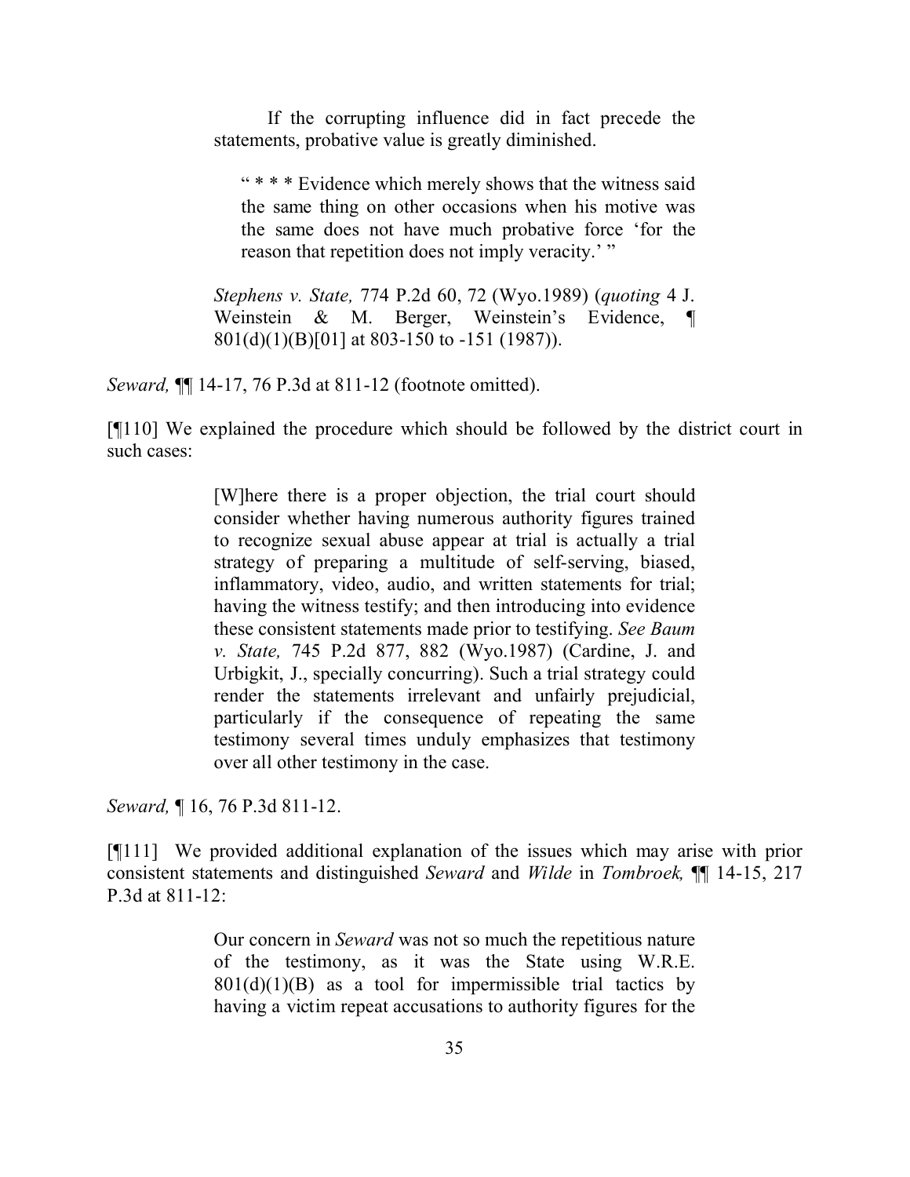> If the corrupting influence did in fact precede the statements, probative value is greatly diminished.
>
> > " * * * Evidence which merely shows that the witness said the same thing on other occasions when his motive was the same does not have much probative force 'for the reason that repetition does not imply veracity.' "
>
> *Stephens v. State,* 774 P.2d 60, 72 (Wyo.1989) (*quoting* 4 J. Weinstein & M. Berger, Weinstein's Evidence, ¶ 801(d)(1)(B)[01] at 803-150 to -151 (1987)).

*Seward,* ¶¶ 14-17, 76 P.3d at 811-12 (footnote omitted).

[¶110] We explained the procedure which should be followed by the district court in such cases:

> [W]here there is a proper objection, the trial court should consider whether having numerous authority figures trained to recognize sexual abuse appear at trial is actually a trial strategy of preparing a multitude of self-serving, biased, inflammatory, video, audio, and written statements for trial; having the witness testify; and then introducing into evidence these consistent statements made prior to testifying. *See Baum v. State,* 745 P.2d 877, 882 (Wyo.1987) (Cardine, J. and Urbigkit, J., specially concurring). Such a trial strategy could render the statements irrelevant and unfairly prejudicial, particularly if the consequence of repeating the same testimony several times unduly emphasizes that testimony over all other testimony in the case.

*Seward,* ¶ 16, 76 P.3d 811-12.

[¶111] We provided additional explanation of the issues which may arise with prior consistent statements and distinguished *Seward* and *Wilde* in *Tombroek,* ¶¶ 14-15, 217 P.3d at 811-12:

> Our concern in *Seward* was not so much the repetitious nature of the testimony, as it was the State using W.R.E. 801(d)(1)(B) as a tool for impermissible trial tactics by having a victim repeat accusations to authority figures for the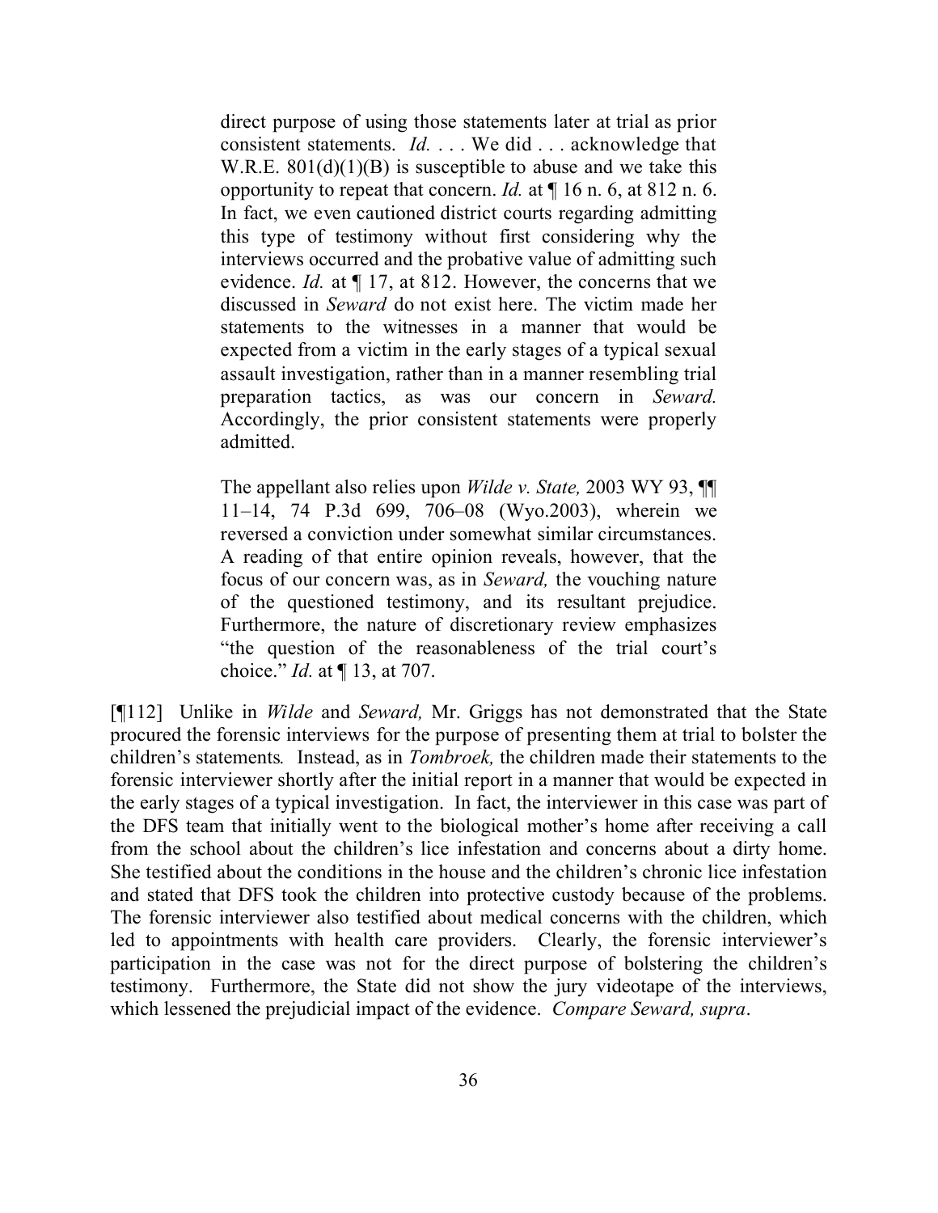> direct purpose of using those statements later at trial as prior consistent statements. *Id.* . . . We did . . . acknowledge that W.R.E. 801(d)(1)(B) is susceptible to abuse and we take this opportunity to repeat that concern. *Id.* at ¶ 16 n. 6, at 812 n. 6. In fact, we even cautioned district courts regarding admitting this type of testimony without first considering why the interviews occurred and the probative value of admitting such evidence. *Id.* at ¶ 17, at 812. However, the concerns that we discussed in *Seward* do not exist here. The victim made her statements to the witnesses in a manner that would be expected from a victim in the early stages of a typical sexual assault investigation, rather than in a manner resembling trial preparation tactics, as was our concern in *Seward.* Accordingly, the prior consistent statements were properly admitted.
>
> The appellant also relies upon *Wilde v. State,* 2003 WY 93, ¶¶ 11–14, 74 P.3d 699, 706–08 (Wyo.2003), wherein we reversed a conviction under somewhat similar circumstances. A reading of that entire opinion reveals, however, that the focus of our concern was, as in *Seward,* the vouching nature of the questioned testimony, and its resultant prejudice. Furthermore, the nature of discretionary review emphasizes "the question of the reasonableness of the trial court's choice." *Id.* at ¶ 13, at 707.

[¶112] Unlike in *Wilde* and *Seward,* Mr. Griggs has not demonstrated that the State procured the forensic interviews for the purpose of presenting them at trial to bolster the children's statements. Instead, as in *Tombroek,* the children made their statements to the forensic interviewer shortly after the initial report in a manner that would be expected in the early stages of a typical investigation. In fact, the interviewer in this case was part of the DFS team that initially went to the biological mother's home after receiving a call from the school about the children's lice infestation and concerns about a dirty home. She testified about the conditions in the house and the children's chronic lice infestation and stated that DFS took the children into protective custody because of the problems. The forensic interviewer also testified about medical concerns with the children, which led to appointments with health care providers. Clearly, the forensic interviewer's participation in the case was not for the direct purpose of bolstering the children's testimony. Furthermore, the State did not show the jury videotape of the interviews, which lessened the prejudicial impact of the evidence. *Compare Seward, supra*.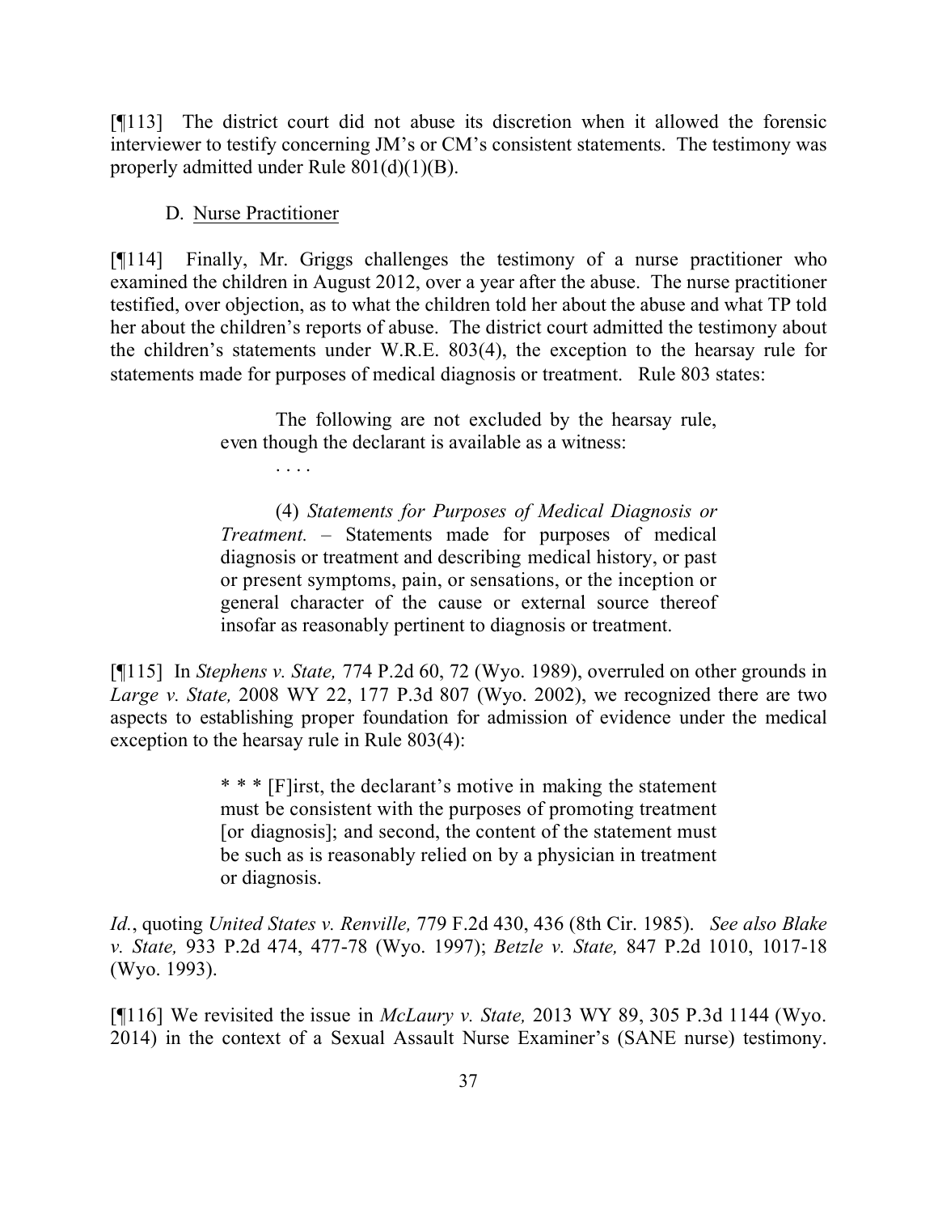[¶113] The district court did not abuse its discretion when it allowed the forensic interviewer to testify concerning JM's or CM's consistent statements. The testimony was properly admitted under Rule 801(d)(1)(B).

D. Nurse Practitioner

[¶114] Finally, Mr. Griggs challenges the testimony of a nurse practitioner who examined the children in August 2012, over a year after the abuse. The nurse practitioner testified, over objection, as to what the children told her about the abuse and what TP told her about the children's reports of abuse. The district court admitted the testimony about the children's statements under W.R.E. 803(4), the exception to the hearsay rule for statements made for purposes of medical diagnosis or treatment. Rule 803 states:

> The following are not excluded by the hearsay rule, even though the declarant is available as a witness:
>
> . . . .
>
> (4) *Statements for Purposes of Medical Diagnosis or Treatment.* – Statements made for purposes of medical diagnosis or treatment and describing medical history, or past or present symptoms, pain, or sensations, or the inception or general character of the cause or external source thereof insofar as reasonably pertinent to diagnosis or treatment.

[¶115] In *Stephens v. State,* 774 P.2d 60, 72 (Wyo. 1989), overruled on other grounds in *Large v. State,* 2008 WY 22, 177 P.3d 807 (Wyo. 2002), we recognized there are two aspects to establishing proper foundation for admission of evidence under the medical exception to the hearsay rule in Rule 803(4):

> * * * [F]irst, the declarant's motive in making the statement must be consistent with the purposes of promoting treatment [or diagnosis]; and second, the content of the statement must be such as is reasonably relied on by a physician in treatment or diagnosis.

*Id.*, quoting *United States v. Renville,* 779 F.2d 430, 436 (8th Cir. 1985). *See also Blake v. State,* 933 P.2d 474, 477-78 (Wyo. 1997); *Betzle v. State,* 847 P.2d 1010, 1017-18 (Wyo. 1993).

[¶116] We revisited the issue in *McLaury v. State,* 2013 WY 89, 305 P.3d 1144 (Wyo. 2014) in the context of a Sexual Assault Nurse Examiner's (SANE nurse) testimony.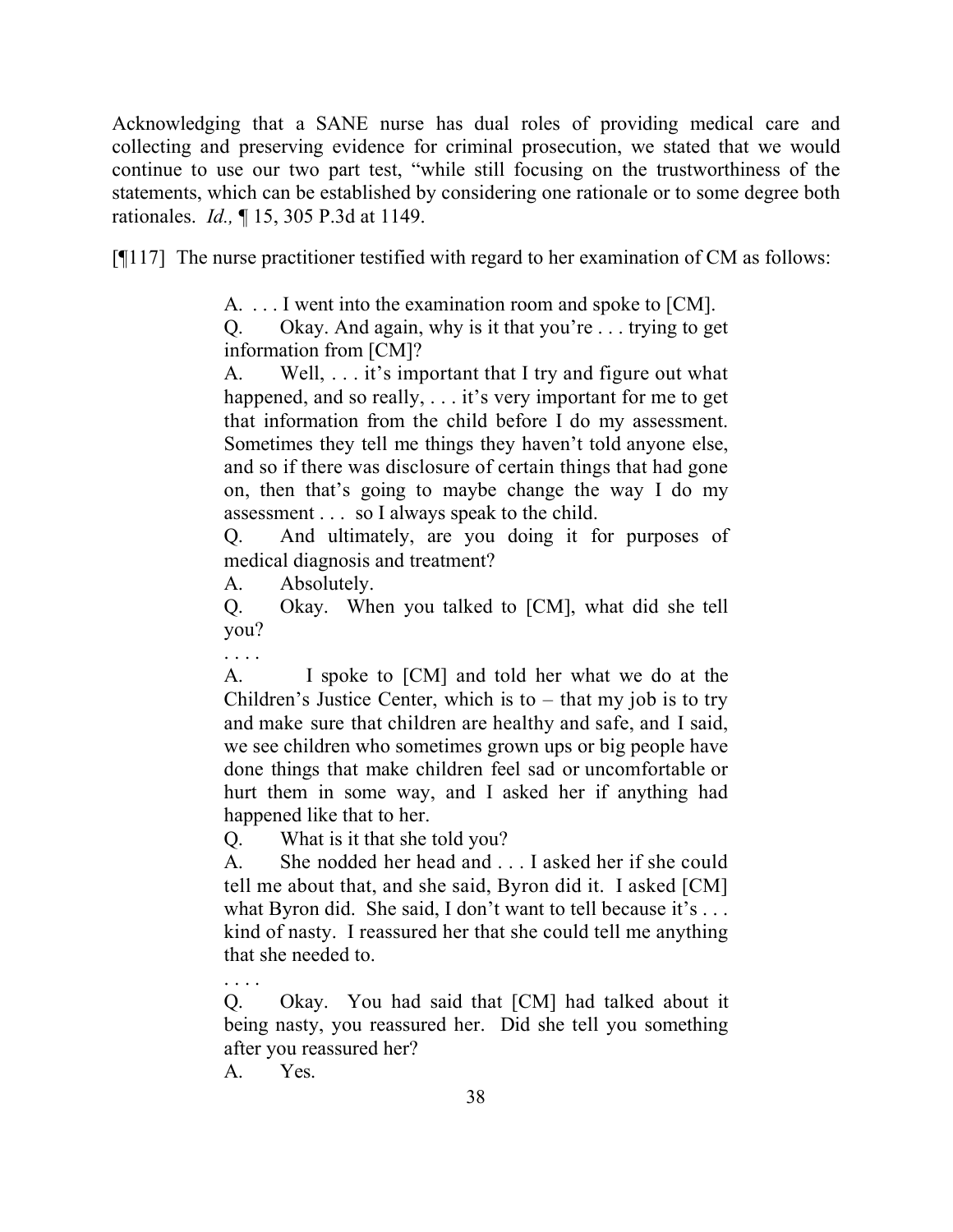Acknowledging that a SANE nurse has dual roles of providing medical care and collecting and preserving evidence for criminal prosecution, we stated that we would continue to use our two part test, "while still focusing on the trustworthiness of the statements, which can be established by considering one rationale or to some degree both rationales. *Id.,* ¶ 15, 305 P.3d at 1149.

[¶117] The nurse practitioner testified with regard to her examination of CM as follows:

> A. . . . I went into the examination room and spoke to [CM].
>
> Q. Okay. And again, why is it that you're . . . trying to get information from [CM]?
>
> A. Well, . . . it's important that I try and figure out what happened, and so really, . . . it's very important for me to get that information from the child before I do my assessment. Sometimes they tell me things they haven't told anyone else, and so if there was disclosure of certain things that had gone on, then that's going to maybe change the way I do my assessment . . . so I always speak to the child.
>
> Q. And ultimately, are you doing it for purposes of medical diagnosis and treatment?
>
> A. Absolutely.
>
> Q. Okay. When you talked to [CM], what did she tell you?
>
> . . . .
>
> A. I spoke to [CM] and told her what we do at the Children's Justice Center, which is to – that my job is to try and make sure that children are healthy and safe, and I said, we see children who sometimes grown ups or big people have done things that make children feel sad or uncomfortable or hurt them in some way, and I asked her if anything had happened like that to her.
>
> Q. What is it that she told you?
>
> A. She nodded her head and . . . I asked her if she could tell me about that, and she said, Byron did it. I asked [CM] what Byron did. She said, I don't want to tell because it's . . . kind of nasty. I reassured her that she could tell me anything that she needed to.
>
> . . . .
>
> Q. Okay. You had said that [CM] had talked about it being nasty, you reassured her. Did she tell you something after you reassured her?
>
> A. Yes.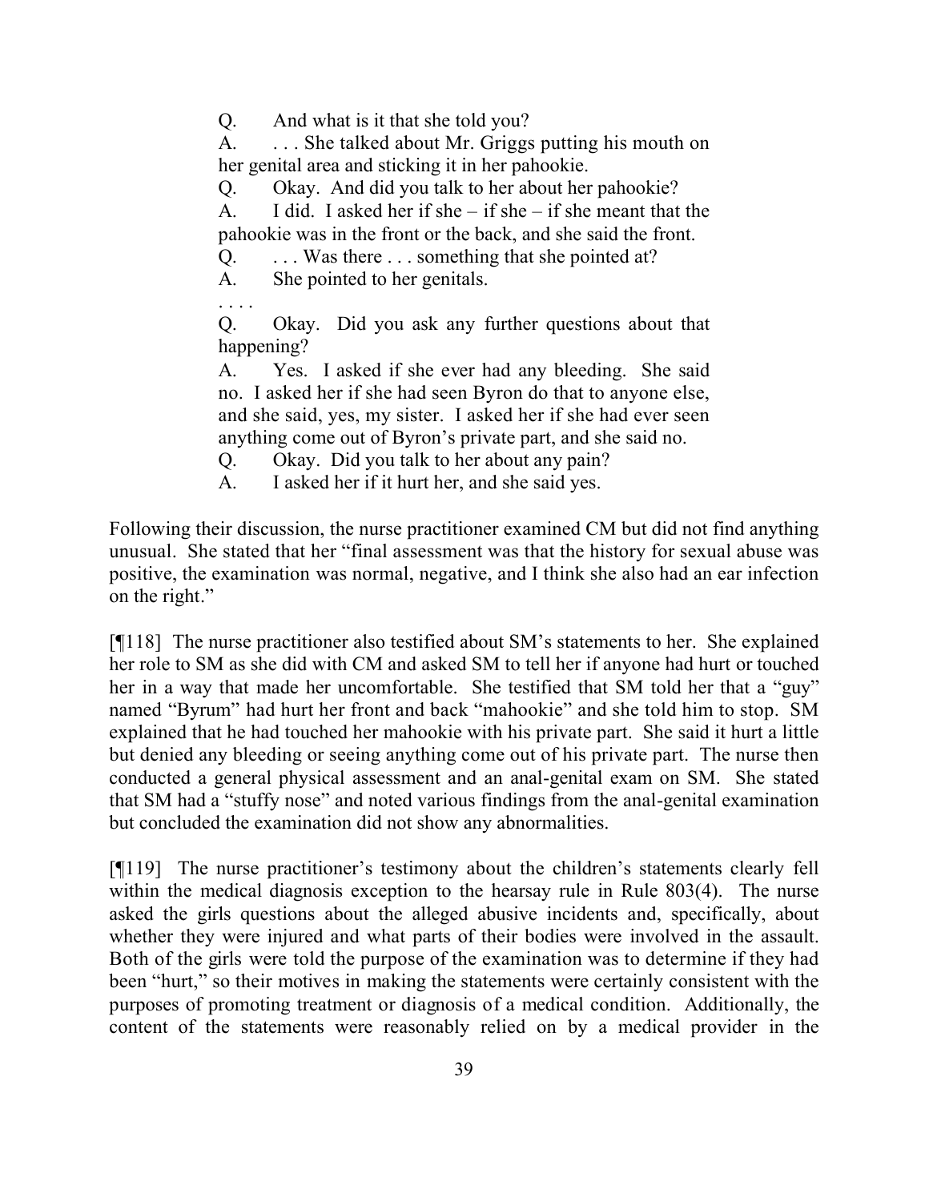> Q. And what is it that she told you?
>
> A. . . . She talked about Mr. Griggs putting his mouth on her genital area and sticking it in her pahookie.
>
> Q. Okay. And did you talk to her about her pahookie?
>
> A. I did. I asked her if she – if she – if she meant that the pahookie was in the front or the back, and she said the front.
>
> Q. . . . Was there . . . something that she pointed at?
>
> A. She pointed to her genitals.
>
> . . . .
>
> Q. Okay. Did you ask any further questions about that happening?
>
> A. Yes. I asked if she ever had any bleeding. She said no. I asked her if she had seen Byron do that to anyone else, and she said, yes, my sister. I asked her if she had ever seen anything come out of Byron's private part, and she said no.
>
> Q. Okay. Did you talk to her about any pain?
>
> A. I asked her if it hurt her, and she said yes.

Following their discussion, the nurse practitioner examined CM but did not find anything unusual. She stated that her "final assessment was that the history for sexual abuse was positive, the examination was normal, negative, and I think she also had an ear infection on the right."

[¶118] The nurse practitioner also testified about SM's statements to her. She explained her role to SM as she did with CM and asked SM to tell her if anyone had hurt or touched her in a way that made her uncomfortable. She testified that SM told her that a "guy" named "Byrum" had hurt her front and back "mahookie" and she told him to stop. SM explained that he had touched her mahookie with his private part. She said it hurt a little but denied any bleeding or seeing anything come out of his private part. The nurse then conducted a general physical assessment and an anal-genital exam on SM. She stated that SM had a "stuffy nose" and noted various findings from the anal-genital examination but concluded the examination did not show any abnormalities.

[¶119] The nurse practitioner's testimony about the children's statements clearly fell within the medical diagnosis exception to the hearsay rule in Rule 803(4). The nurse asked the girls questions about the alleged abusive incidents and, specifically, about whether they were injured and what parts of their bodies were involved in the assault. Both of the girls were told the purpose of the examination was to determine if they had been "hurt," so their motives in making the statements were certainly consistent with the purposes of promoting treatment or diagnosis of a medical condition. Additionally, the content of the statements were reasonably relied on by a medical provider in the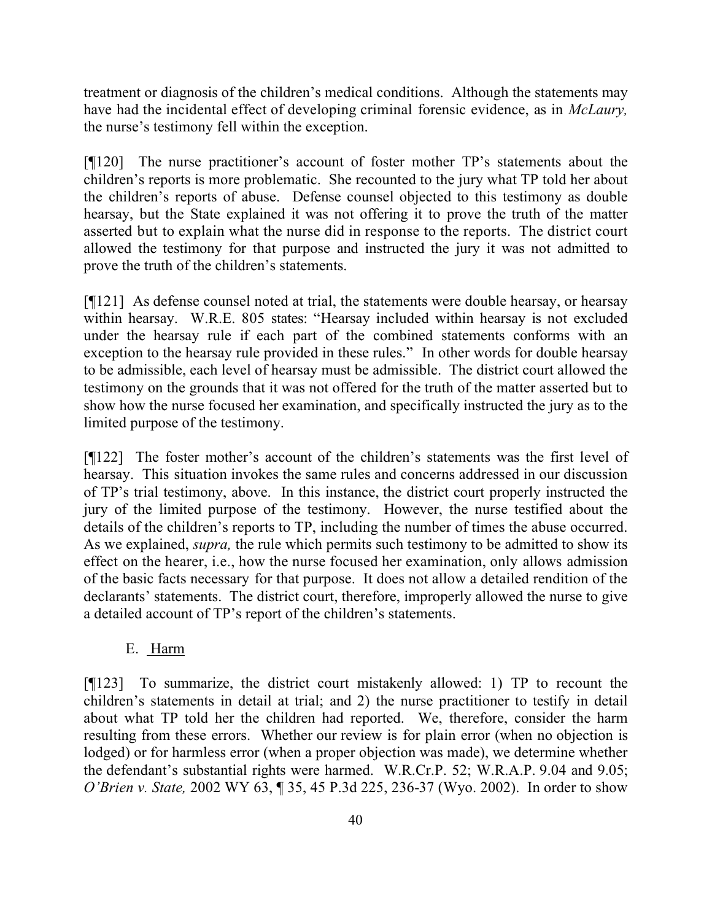treatment or diagnosis of the children's medical conditions. Although the statements may have had the incidental effect of developing criminal forensic evidence, as in *McLaury,* the nurse's testimony fell within the exception.

[¶120] The nurse practitioner's account of foster mother TP's statements about the children's reports is more problematic. She recounted to the jury what TP told her about the children's reports of abuse. Defense counsel objected to this testimony as double hearsay, but the State explained it was not offering it to prove the truth of the matter asserted but to explain what the nurse did in response to the reports. The district court allowed the testimony for that purpose and instructed the jury it was not admitted to prove the truth of the children's statements.

[¶121] As defense counsel noted at trial, the statements were double hearsay, or hearsay within hearsay. W.R.E. 805 states: "Hearsay included within hearsay is not excluded under the hearsay rule if each part of the combined statements conforms with an exception to the hearsay rule provided in these rules." In other words for double hearsay to be admissible, each level of hearsay must be admissible. The district court allowed the testimony on the grounds that it was not offered for the truth of the matter asserted but to show how the nurse focused her examination, and specifically instructed the jury as to the limited purpose of the testimony.

[¶122] The foster mother's account of the children's statements was the first level of hearsay. This situation invokes the same rules and concerns addressed in our discussion of TP's trial testimony, above. In this instance, the district court properly instructed the jury of the limited purpose of the testimony. However, the nurse testified about the details of the children's reports to TP, including the number of times the abuse occurred. As we explained, *supra,* the rule which permits such testimony to be admitted to show its effect on the hearer, i.e., how the nurse focused her examination, only allows admission of the basic facts necessary for that purpose. It does not allow a detailed rendition of the declarants' statements. The district court, therefore, improperly allowed the nurse to give a detailed account of TP's report of the children's statements.

### E. Harm

[¶123] To summarize, the district court mistakenly allowed: 1) TP to recount the children's statements in detail at trial; and 2) the nurse practitioner to testify in detail about what TP told her the children had reported. We, therefore, consider the harm resulting from these errors. Whether our review is for plain error (when no objection is lodged) or for harmless error (when a proper objection was made), we determine whether the defendant's substantial rights were harmed. W.R.Cr.P. 52; W.R.A.P. 9.04 and 9.05; *O'Brien v. State,* 2002 WY 63, ¶ 35, 45 P.3d 225, 236-37 (Wyo. 2002). In order to show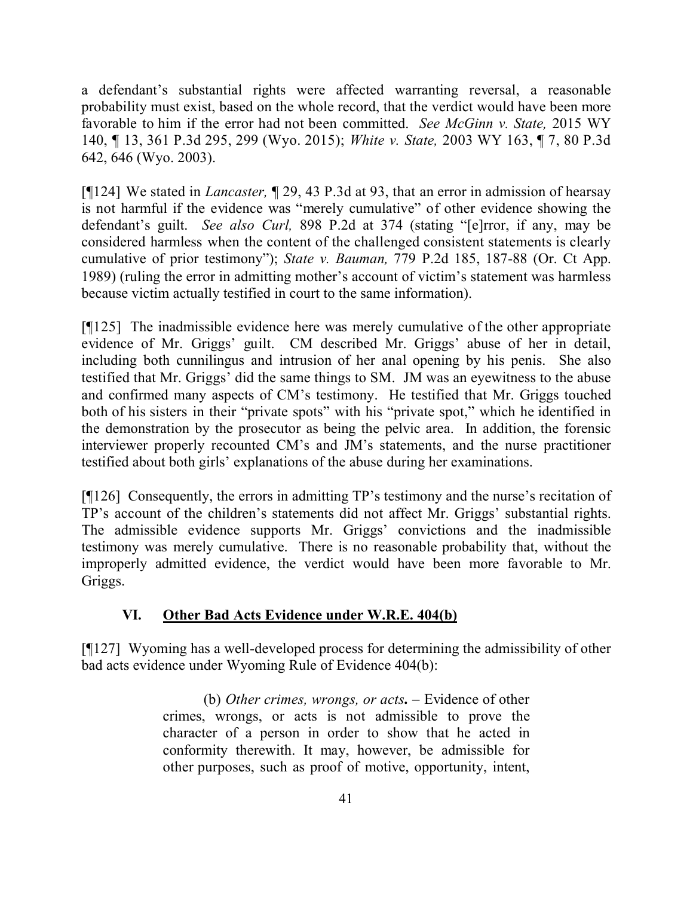a defendant's substantial rights were affected warranting reversal, a reasonable probability must exist, based on the whole record, that the verdict would have been more favorable to him if the error had not been committed. *See McGinn v. State,* 2015 WY 140, ¶ 13, 361 P.3d 295, 299 (Wyo. 2015); *White v. State,* 2003 WY 163, ¶ 7, 80 P.3d 642, 646 (Wyo. 2003).

[¶124] We stated in *Lancaster,* ¶ 29, 43 P.3d at 93, that an error in admission of hearsay is not harmful if the evidence was "merely cumulative" of other evidence showing the defendant's guilt. *See also Curl,* 898 P.2d at 374 (stating "[e]rror, if any, may be considered harmless when the content of the challenged consistent statements is clearly cumulative of prior testimony"); *State v. Bauman,* 779 P.2d 185, 187-88 (Or. Ct App. 1989) (ruling the error in admitting mother's account of victim's statement was harmless because victim actually testified in court to the same information).

[¶125] The inadmissible evidence here was merely cumulative of the other appropriate evidence of Mr. Griggs' guilt. CM described Mr. Griggs' abuse of her in detail, including both cunnilingus and intrusion of her anal opening by his penis. She also testified that Mr. Griggs' did the same things to SM. JM was an eyewitness to the abuse and confirmed many aspects of CM's testimony. He testified that Mr. Griggs touched both of his sisters in their "private spots" with his "private spot," which he identified in the demonstration by the prosecutor as being the pelvic area. In addition, the forensic interviewer properly recounted CM's and JM's statements, and the nurse practitioner testified about both girls' explanations of the abuse during her examinations.

[¶126] Consequently, the errors in admitting TP's testimony and the nurse's recitation of TP's account of the children's statements did not affect Mr. Griggs' substantial rights. The admissible evidence supports Mr. Griggs' convictions and the inadmissible testimony was merely cumulative. There is no reasonable probability that, without the improperly admitted evidence, the verdict would have been more favorable to Mr. Griggs.

## VI. Other Bad Acts Evidence under W.R.E. 404(b)

[¶127] Wyoming has a well-developed process for determining the admissibility of other bad acts evidence under Wyoming Rule of Evidence 404(b):

> (b) *Other crimes, wrongs, or acts.* – Evidence of other crimes, wrongs, or acts is not admissible to prove the character of a person in order to show that he acted in conformity therewith. It may, however, be admissible for other purposes, such as proof of motive, opportunity, intent,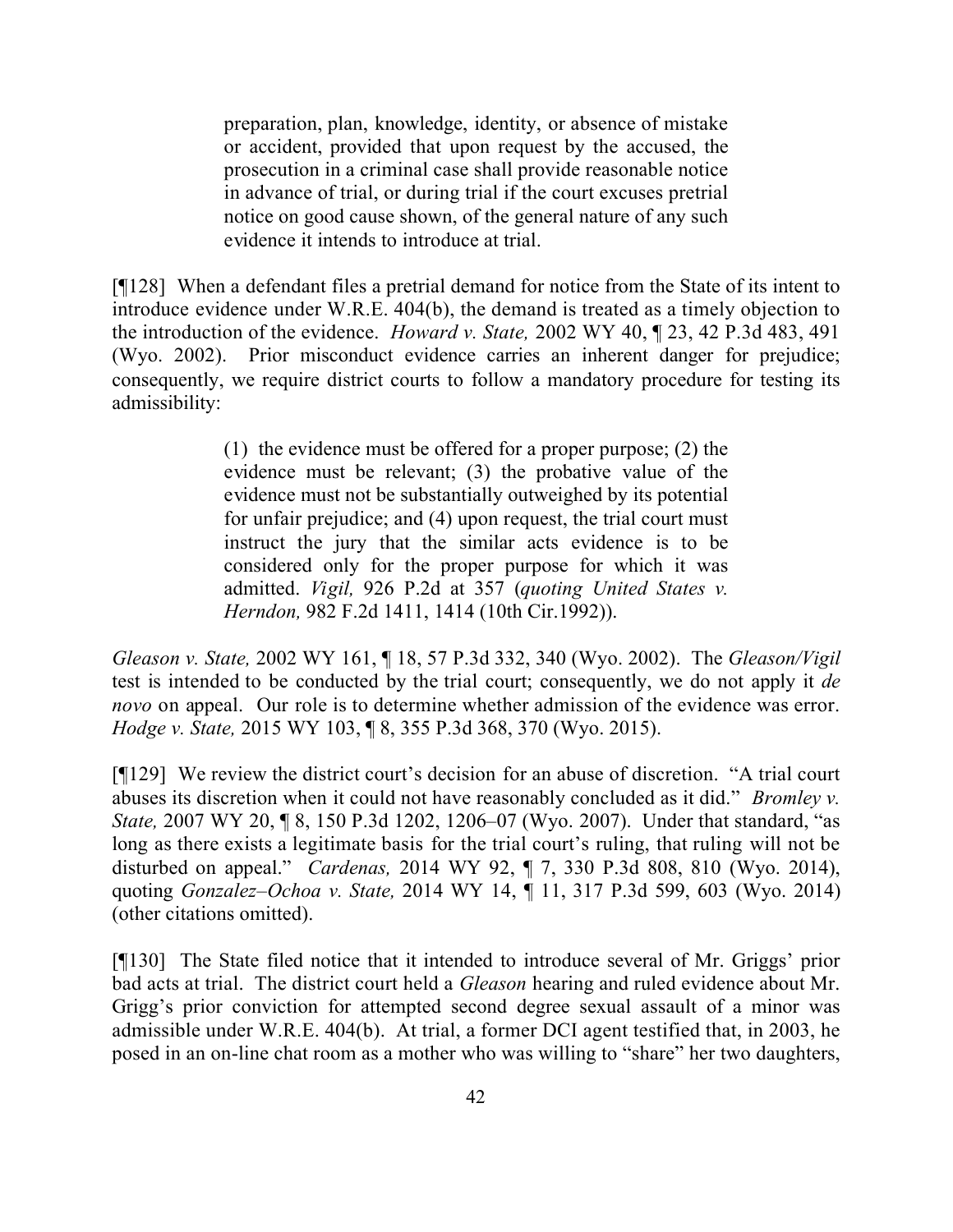> preparation, plan, knowledge, identity, or absence of mistake or accident, provided that upon request by the accused, the prosecution in a criminal case shall provide reasonable notice in advance of trial, or during trial if the court excuses pretrial notice on good cause shown, of the general nature of any such evidence it intends to introduce at trial.

[¶128] When a defendant files a pretrial demand for notice from the State of its intent to introduce evidence under W.R.E. 404(b), the demand is treated as a timely objection to the introduction of the evidence. *Howard v. State,* 2002 WY 40, ¶ 23, 42 P.3d 483, 491 (Wyo. 2002). Prior misconduct evidence carries an inherent danger for prejudice; consequently, we require district courts to follow a mandatory procedure for testing its admissibility:

> (1) the evidence must be offered for a proper purpose; (2) the evidence must be relevant; (3) the probative value of the evidence must not be substantially outweighed by its potential for unfair prejudice; and (4) upon request, the trial court must instruct the jury that the similar acts evidence is to be considered only for the proper purpose for which it was admitted. *Vigil,* 926 P.2d at 357 (*quoting United States v. Herndon,* 982 F.2d 1411, 1414 (10th Cir.1992)).

*Gleason v. State,* 2002 WY 161, ¶ 18, 57 P.3d 332, 340 (Wyo. 2002). The *Gleason/Vigil* test is intended to be conducted by the trial court; consequently, we do not apply it *de novo* on appeal. Our role is to determine whether admission of the evidence was error. *Hodge v. State,* 2015 WY 103, ¶ 8, 355 P.3d 368, 370 (Wyo. 2015).

[¶129] We review the district court's decision for an abuse of discretion. "A trial court abuses its discretion when it could not have reasonably concluded as it did." *Bromley v. State,* 2007 WY 20, ¶ 8, 150 P.3d 1202, 1206–07 (Wyo. 2007). Under that standard, "as long as there exists a legitimate basis for the trial court's ruling, that ruling will not be disturbed on appeal." *Cardenas,* 2014 WY 92, ¶ 7, 330 P.3d 808, 810 (Wyo. 2014), quoting *Gonzalez–Ochoa v. State,* 2014 WY 14, ¶ 11, 317 P.3d 599, 603 (Wyo. 2014) (other citations omitted).

[¶130] The State filed notice that it intended to introduce several of Mr. Griggs' prior bad acts at trial. The district court held a *Gleason* hearing and ruled evidence about Mr. Grigg's prior conviction for attempted second degree sexual assault of a minor was admissible under W.R.E. 404(b). At trial, a former DCI agent testified that, in 2003, he posed in an on-line chat room as a mother who was willing to "share" her two daughters,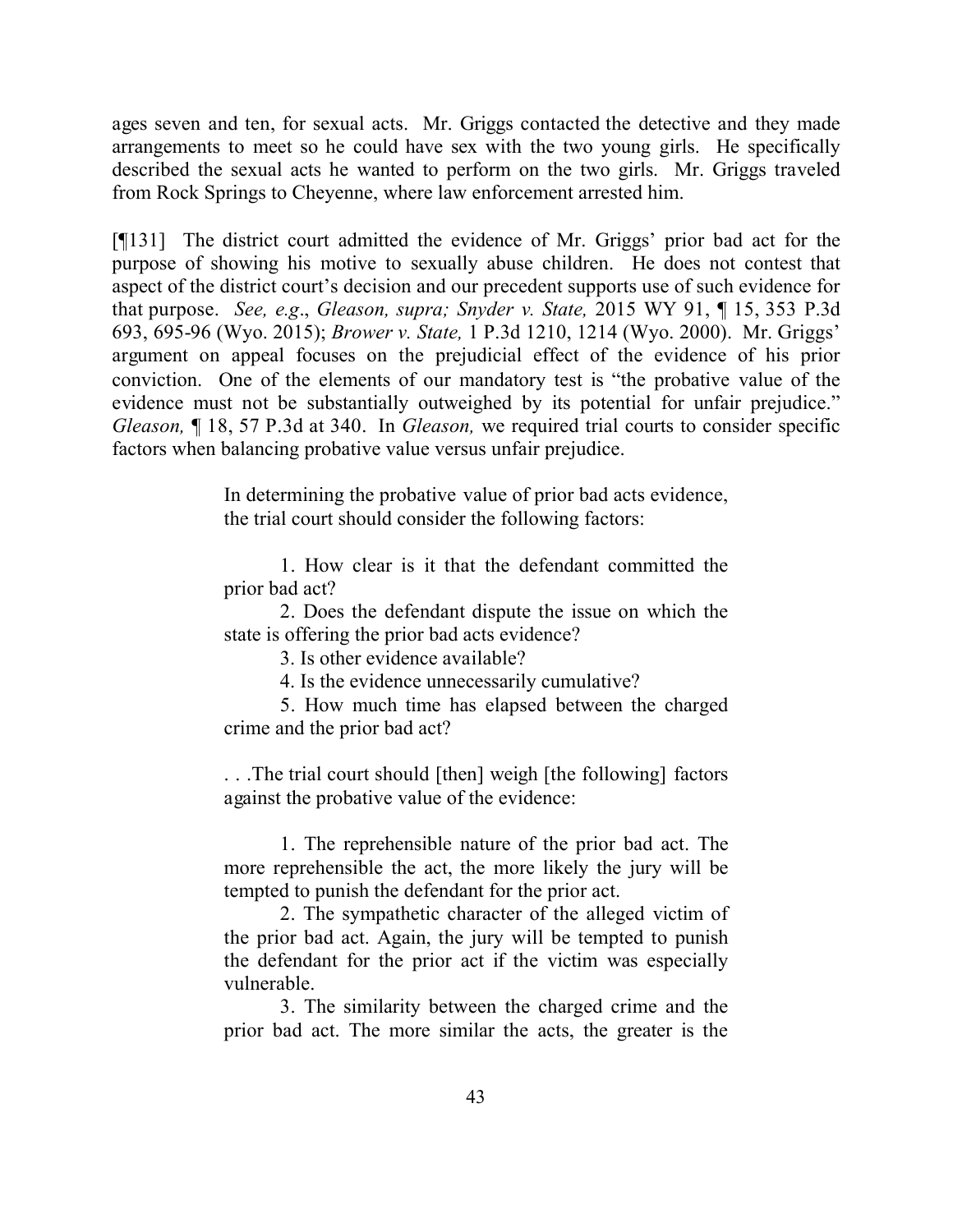ages seven and ten, for sexual acts. Mr. Griggs contacted the detective and they made arrangements to meet so he could have sex with the two young girls. He specifically described the sexual acts he wanted to perform on the two girls. Mr. Griggs traveled from Rock Springs to Cheyenne, where law enforcement arrested him.

[¶131] The district court admitted the evidence of Mr. Griggs' prior bad act for the purpose of showing his motive to sexually abuse children. He does not contest that aspect of the district court's decision and our precedent supports use of such evidence for that purpose. *See, e.g*., *Gleason, supra; Snyder v. State,* 2015 WY 91, ¶ 15, 353 P.3d 693, 695-96 (Wyo. 2015); *Brower v. State,* 1 P.3d 1210, 1214 (Wyo. 2000). Mr. Griggs' argument on appeal focuses on the prejudicial effect of the evidence of his prior conviction. One of the elements of our mandatory test is "the probative value of the evidence must not be substantially outweighed by its potential for unfair prejudice." *Gleason,* ¶ 18, 57 P.3d at 340. In *Gleason,* we required trial courts to consider specific factors when balancing probative value versus unfair prejudice.

> In determining the probative value of prior bad acts evidence, the trial court should consider the following factors:
>
> 1. How clear is it that the defendant committed the prior bad act?
> 2. Does the defendant dispute the issue on which the state is offering the prior bad acts evidence?
> 3. Is other evidence available?
> 4. Is the evidence unnecessarily cumulative?
> 5. How much time has elapsed between the charged crime and the prior bad act?
>
> . . .The trial court should [then] weigh [the following] factors against the probative value of the evidence:
>
> 1. The reprehensible nature of the prior bad act. The more reprehensible the act, the more likely the jury will be tempted to punish the defendant for the prior act.
> 2. The sympathetic character of the alleged victim of the prior bad act. Again, the jury will be tempted to punish the defendant for the prior act if the victim was especially vulnerable.
> 3. The similarity between the charged crime and the prior bad act. The more similar the acts, the greater is the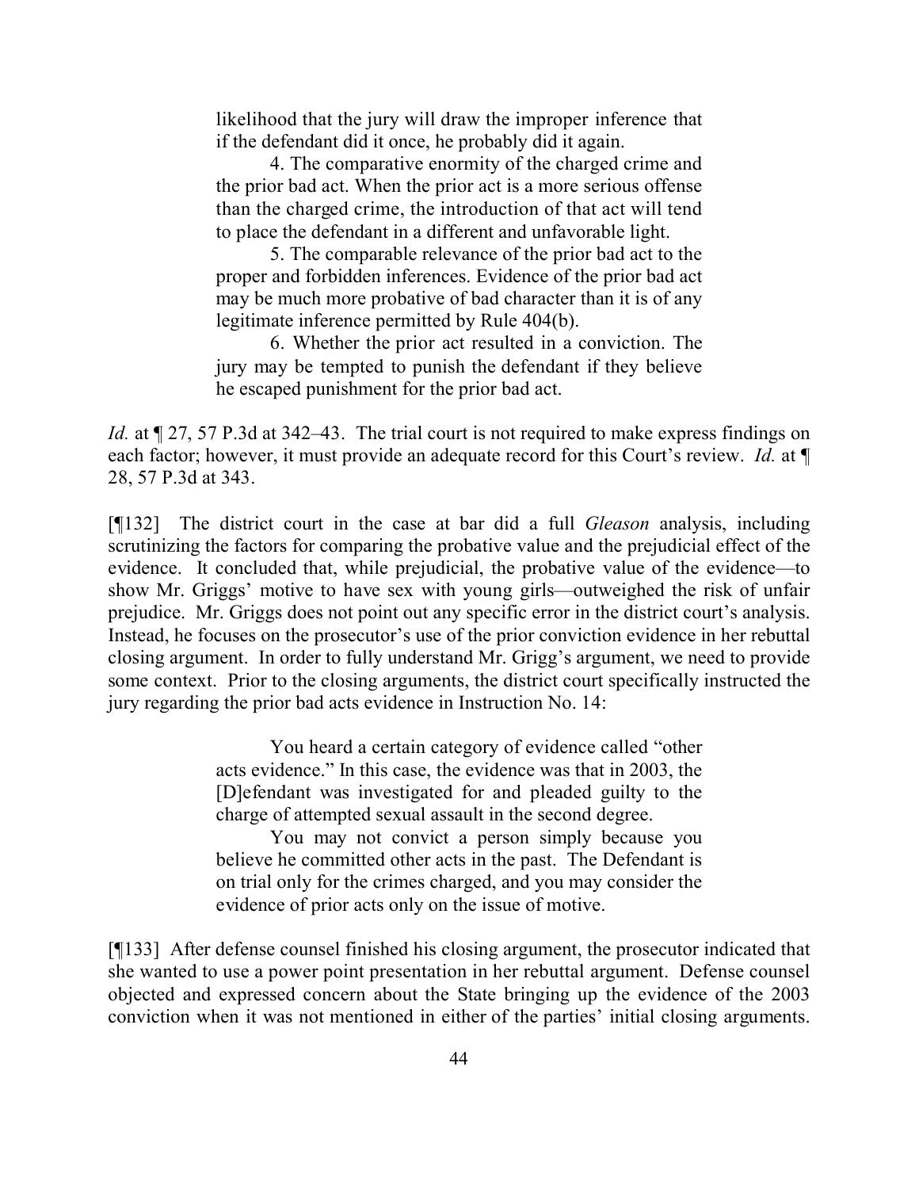likelihood that the jury will draw the improper inference that if the defendant did it once, he probably did it again.

4. The comparative enormity of the charged crime and the prior bad act. When the prior act is a more serious offense than the charged crime, the introduction of that act will tend to place the defendant in a different and unfavorable light.

5. The comparable relevance of the prior bad act to the proper and forbidden inferences. Evidence of the prior bad act may be much more probative of bad character than it is of any legitimate inference permitted by Rule 404(b).

6. Whether the prior act resulted in a conviction. The jury may be tempted to punish the defendant if they believe he escaped punishment for the prior bad act.

*Id.* at ¶ 27, 57 P.3d at 342–43. The trial court is not required to make express findings on each factor; however, it must provide an adequate record for this Court's review. *Id.* at ¶ 28, 57 P.3d at 343.

[¶132] The district court in the case at bar did a full *Gleason* analysis, including scrutinizing the factors for comparing the probative value and the prejudicial effect of the evidence. It concluded that, while prejudicial, the probative value of the evidence—to show Mr. Griggs' motive to have sex with young girls—outweighed the risk of unfair prejudice. Mr. Griggs does not point out any specific error in the district court's analysis. Instead, he focuses on the prosecutor's use of the prior conviction evidence in her rebuttal closing argument. In order to fully understand Mr. Grigg's argument, we need to provide some context. Prior to the closing arguments, the district court specifically instructed the jury regarding the prior bad acts evidence in Instruction No. 14:

> You heard a certain category of evidence called "other acts evidence." In this case, the evidence was that in 2003, the [D]efendant was investigated for and pleaded guilty to the charge of attempted sexual assault in the second degree.
>
> You may not convict a person simply because you believe he committed other acts in the past. The Defendant is on trial only for the crimes charged, and you may consider the evidence of prior acts only on the issue of motive.

[¶133] After defense counsel finished his closing argument, the prosecutor indicated that she wanted to use a power point presentation in her rebuttal argument. Defense counsel objected and expressed concern about the State bringing up the evidence of the 2003 conviction when it was not mentioned in either of the parties' initial closing arguments.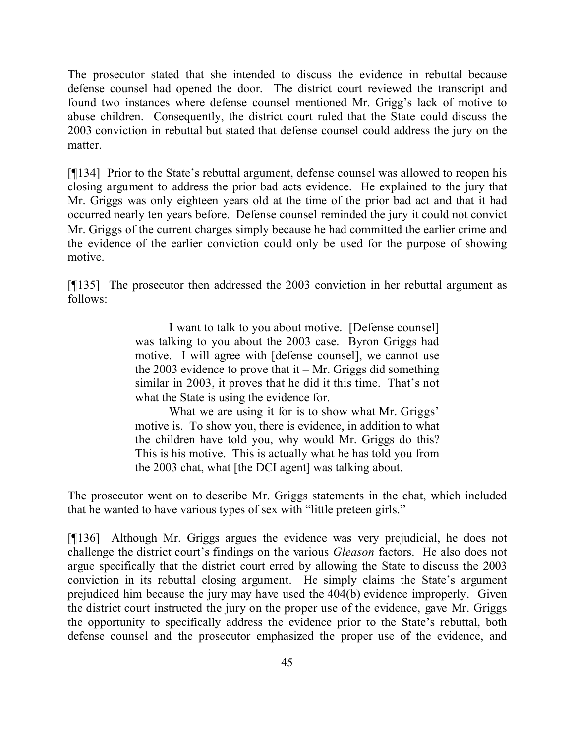The prosecutor stated that she intended to discuss the evidence in rebuttal because defense counsel had opened the door. The district court reviewed the transcript and found two instances where defense counsel mentioned Mr. Grigg's lack of motive to abuse children. Consequently, the district court ruled that the State could discuss the 2003 conviction in rebuttal but stated that defense counsel could address the jury on the matter.

[¶134] Prior to the State's rebuttal argument, defense counsel was allowed to reopen his closing argument to address the prior bad acts evidence. He explained to the jury that Mr. Griggs was only eighteen years old at the time of the prior bad act and that it had occurred nearly ten years before. Defense counsel reminded the jury it could not convict Mr. Griggs of the current charges simply because he had committed the earlier crime and the evidence of the earlier conviction could only be used for the purpose of showing motive.

[¶135] The prosecutor then addressed the 2003 conviction in her rebuttal argument as follows:

> I want to talk to you about motive. [Defense counsel] was talking to you about the 2003 case. Byron Griggs had motive. I will agree with [defense counsel], we cannot use the 2003 evidence to prove that it – Mr. Griggs did something similar in 2003, it proves that he did it this time. That's not what the State is using the evidence for.
>
> What we are using it for is to show what Mr. Griggs' motive is. To show you, there is evidence, in addition to what the children have told you, why would Mr. Griggs do this? This is his motive. This is actually what he has told you from the 2003 chat, what [the DCI agent] was talking about.

The prosecutor went on to describe Mr. Griggs statements in the chat, which included that he wanted to have various types of sex with "little preteen girls."

[¶136] Although Mr. Griggs argues the evidence was very prejudicial, he does not challenge the district court's findings on the various *Gleason* factors. He also does not argue specifically that the district court erred by allowing the State to discuss the 2003 conviction in its rebuttal closing argument. He simply claims the State's argument prejudiced him because the jury may have used the 404(b) evidence improperly. Given the district court instructed the jury on the proper use of the evidence, gave Mr. Griggs the opportunity to specifically address the evidence prior to the State's rebuttal, both defense counsel and the prosecutor emphasized the proper use of the evidence, and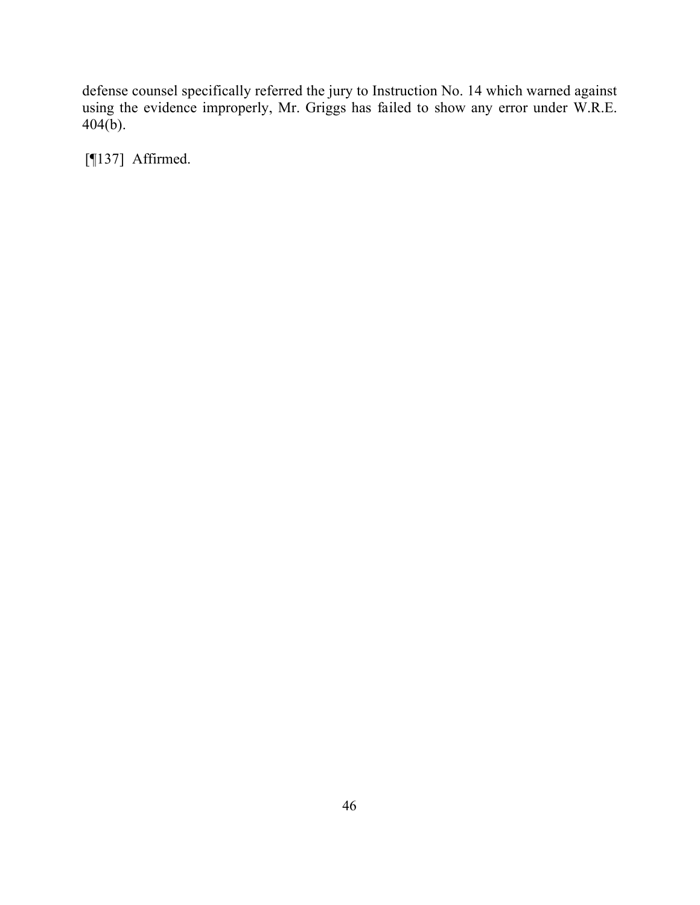defense counsel specifically referred the jury to Instruction No. 14 which warned against using the evidence improperly, Mr. Griggs has failed to show any error under W.R.E. 404(b).

[¶137] Affirmed.